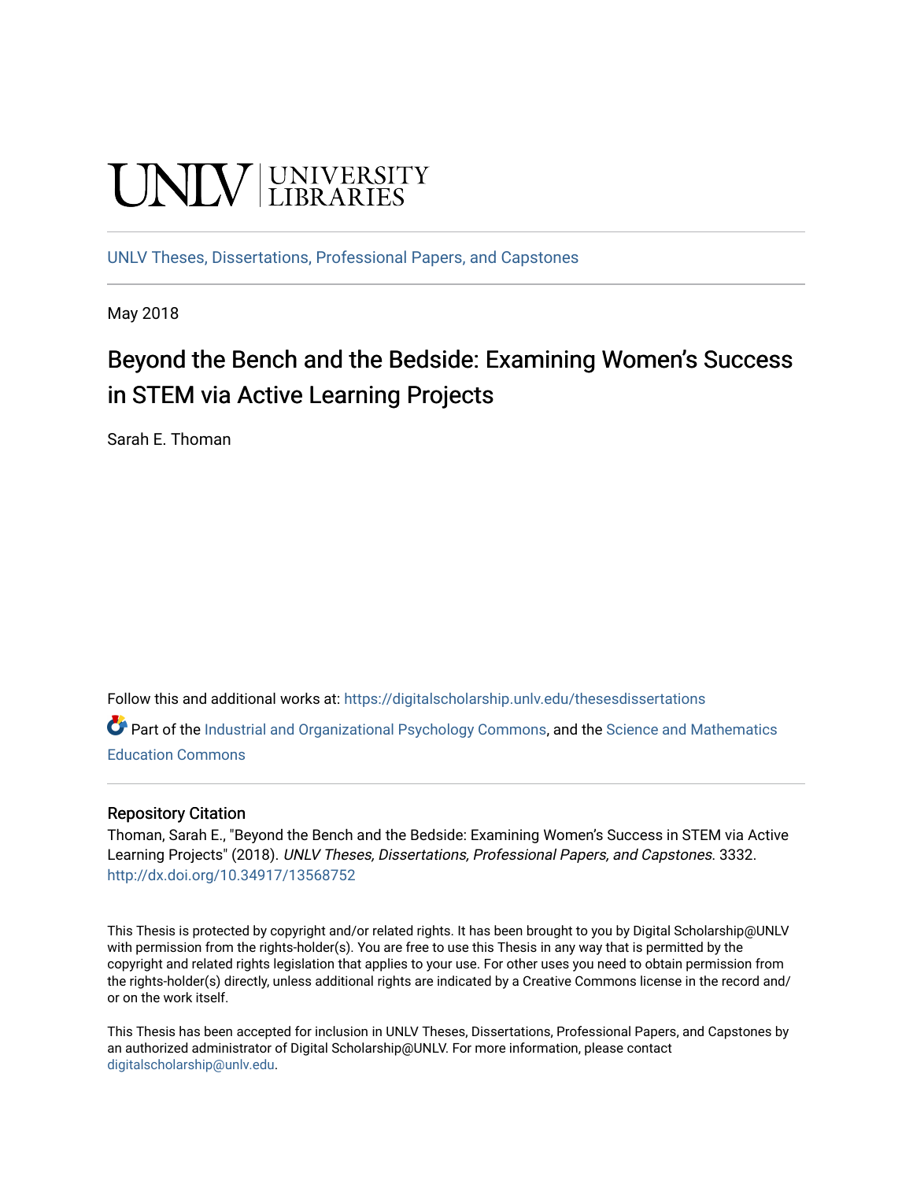UNLV | UNIVERSITY LIBRARIES

UNLV Theses, Dissertations, Professional Papers, and Capstones

May 2018

# Beyond the Bench and the Bedside: Examining Women's Success in STEM via Active Learning Projects

Sarah E. Thoman

Follow this and additional works at: https://digitalscholarship.unlv.edu/thesesdissertations

Part of the Industrial and Organizational Psychology Commons, and the Science and Mathematics Education Commons

## Repository Citation

Thoman, Sarah E., "Beyond the Bench and the Bedside: Examining Women's Success in STEM via Active Learning Projects" (2018). *UNLV Theses, Dissertations, Professional Papers, and Capstones*. 3332. http://dx.doi.org/10.34917/13568752

This Thesis is protected by copyright and/or related rights. It has been brought to you by Digital Scholarship@UNLV with permission from the rights-holder(s). You are free to use this Thesis in any way that is permitted by the copyright and related rights legislation that applies to your use. For other uses you need to obtain permission from the rights-holder(s) directly, unless additional rights are indicated by a Creative Commons license in the record and/or on the work itself.

This Thesis has been accepted for inclusion in UNLV Theses, Dissertations, Professional Papers, and Capstones by an authorized administrator of Digital Scholarship@UNLV. For more information, please contact digitalscholarship@unlv.edu.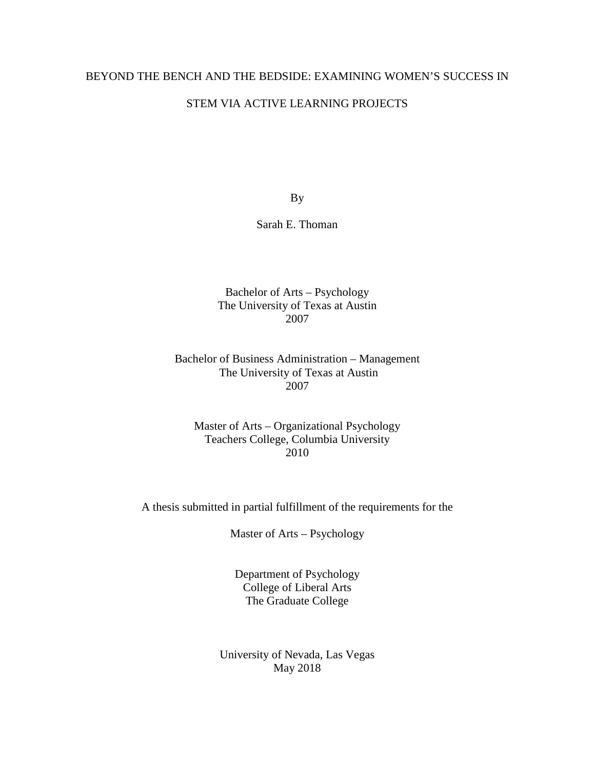# BEYOND THE BENCH AND THE BEDSIDE: EXAMINING WOMEN'S SUCCESS IN STEM VIA ACTIVE LEARNING PROJECTS

By

Sarah E. Thoman

Bachelor of Arts – Psychology
The University of Texas at Austin
2007

Bachelor of Business Administration – Management
The University of Texas at Austin
2007

Master of Arts – Organizational Psychology
Teachers College, Columbia University
2010

A thesis submitted in partial fulfillment of the requirements for the

Master of Arts – Psychology

Department of Psychology
College of Liberal Arts
The Graduate College

University of Nevada, Las Vegas
May 2018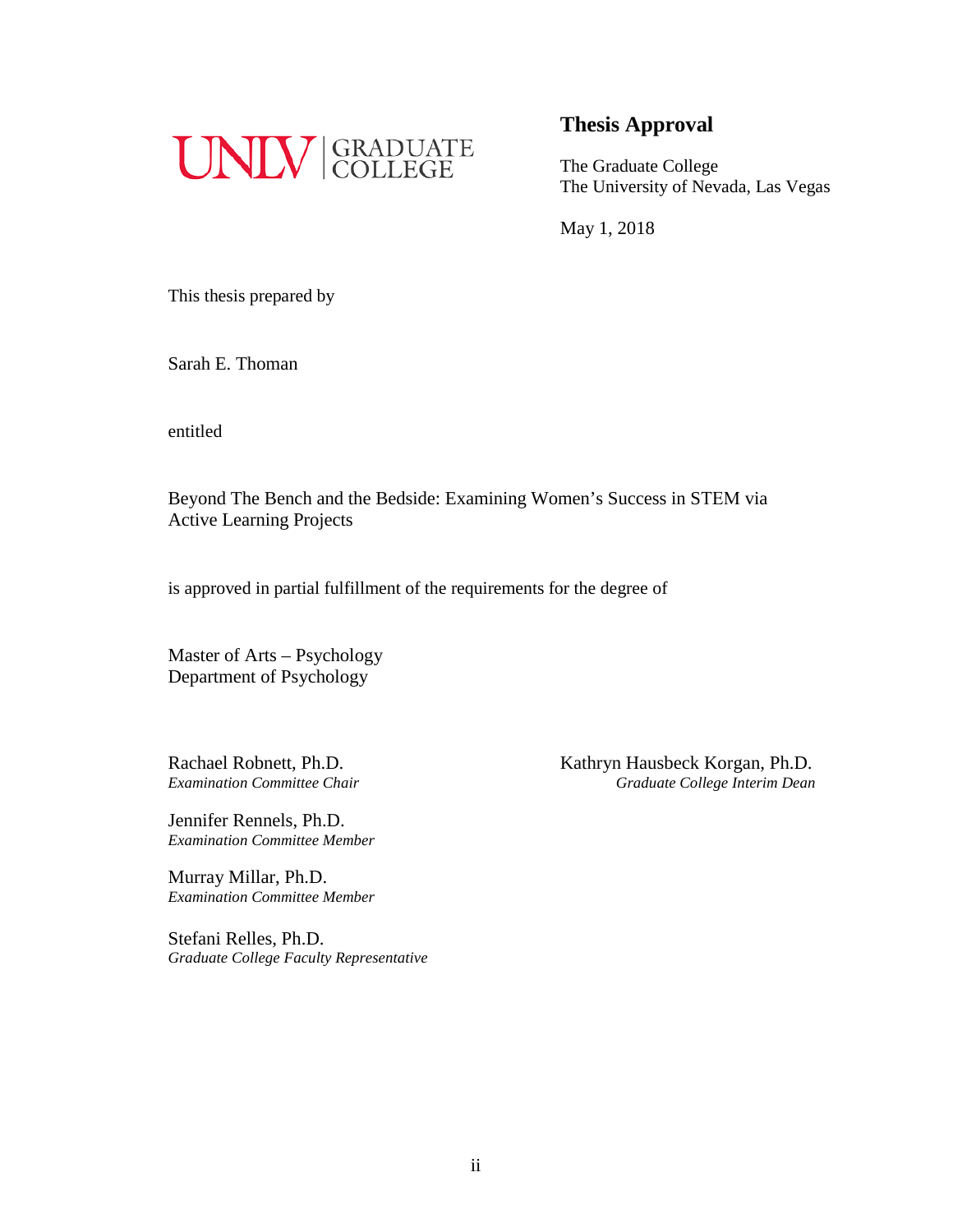UNLV | GRADUATE COLLEGE

# Thesis Approval

The Graduate College
The University of Nevada, Las Vegas

May 1, 2018

This thesis prepared by

Sarah E. Thoman

entitled

Beyond The Bench and the Bedside: Examining Women's Success in STEM via Active Learning Projects

is approved in partial fulfillment of the requirements for the degree of

Master of Arts – Psychology
Department of Psychology

Rachael Robnett, Ph.D.
*Examination Committee Chair*

Jennifer Rennels, Ph.D.
*Examination Committee Member*

Murray Millar, Ph.D.
*Examination Committee Member*

Stefani Relles, Ph.D.
*Graduate College Faculty Representative*

Kathryn Hausbeck Korgan, Ph.D.
*Graduate College Interim Dean*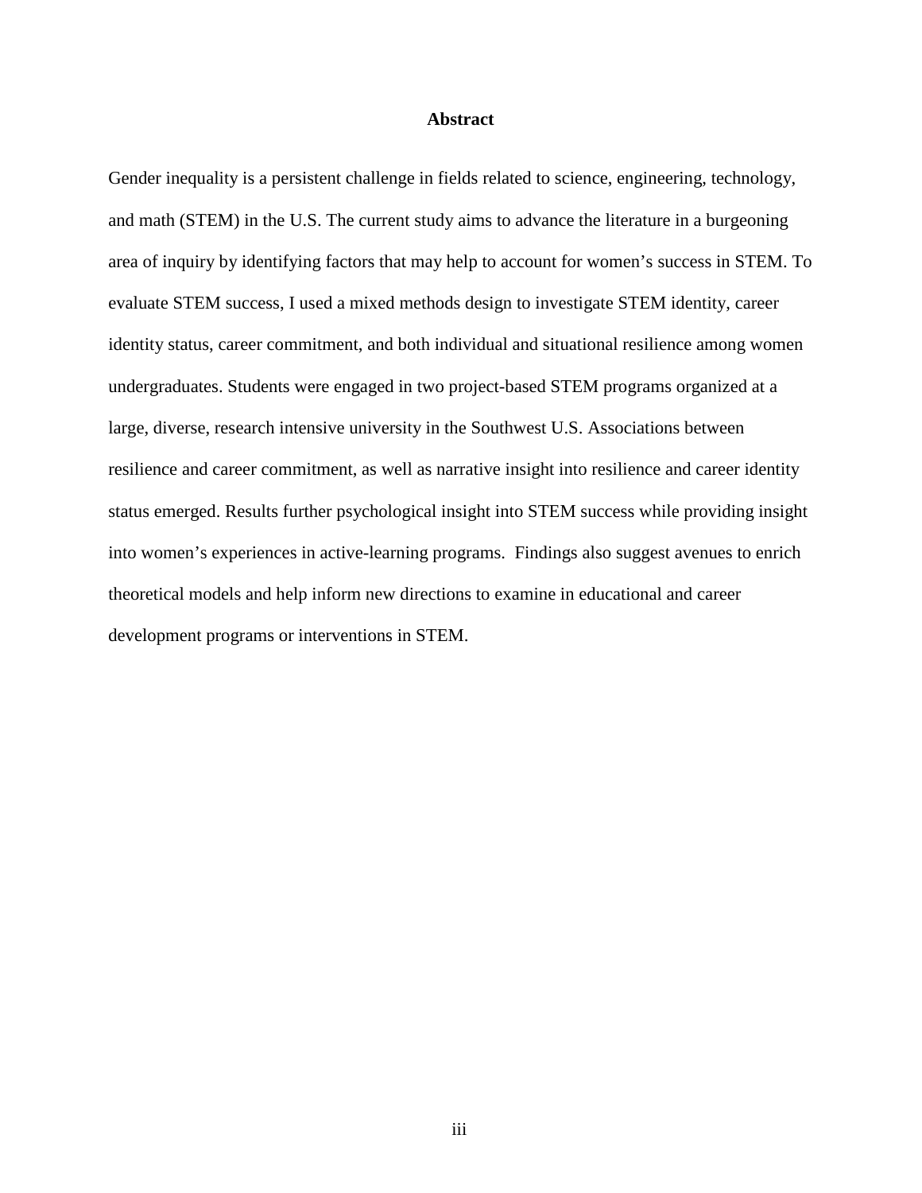# Abstract

Gender inequality is a persistent challenge in fields related to science, engineering, technology, and math (STEM) in the U.S. The current study aims to advance the literature in a burgeoning area of inquiry by identifying factors that may help to account for women's success in STEM. To evaluate STEM success, I used a mixed methods design to investigate STEM identity, career identity status, career commitment, and both individual and situational resilience among women undergraduates. Students were engaged in two project-based STEM programs organized at a large, diverse, research intensive university in the Southwest U.S. Associations between resilience and career commitment, as well as narrative insight into resilience and career identity status emerged. Results further psychological insight into STEM success while providing insight into women's experiences in active-learning programs. Findings also suggest avenues to enrich theoretical models and help inform new directions to examine in educational and career development programs or interventions in STEM.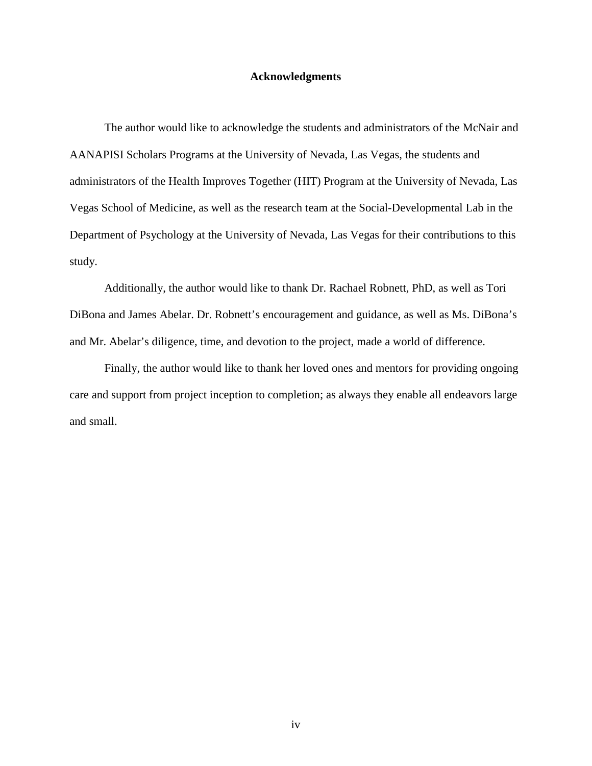# Acknowledgments

The author would like to acknowledge the students and administrators of the McNair and AANAPISI Scholars Programs at the University of Nevada, Las Vegas, the students and administrators of the Health Improves Together (HIT) Program at the University of Nevada, Las Vegas School of Medicine, as well as the research team at the Social-Developmental Lab in the Department of Psychology at the University of Nevada, Las Vegas for their contributions to this study.

Additionally, the author would like to thank Dr. Rachael Robnett, PhD, as well as Tori DiBona and James Abelar. Dr. Robnett's encouragement and guidance, as well as Ms. DiBona's and Mr. Abelar's diligence, time, and devotion to the project, made a world of difference.

Finally, the author would like to thank her loved ones and mentors for providing ongoing care and support from project inception to completion; as always they enable all endeavors large and small.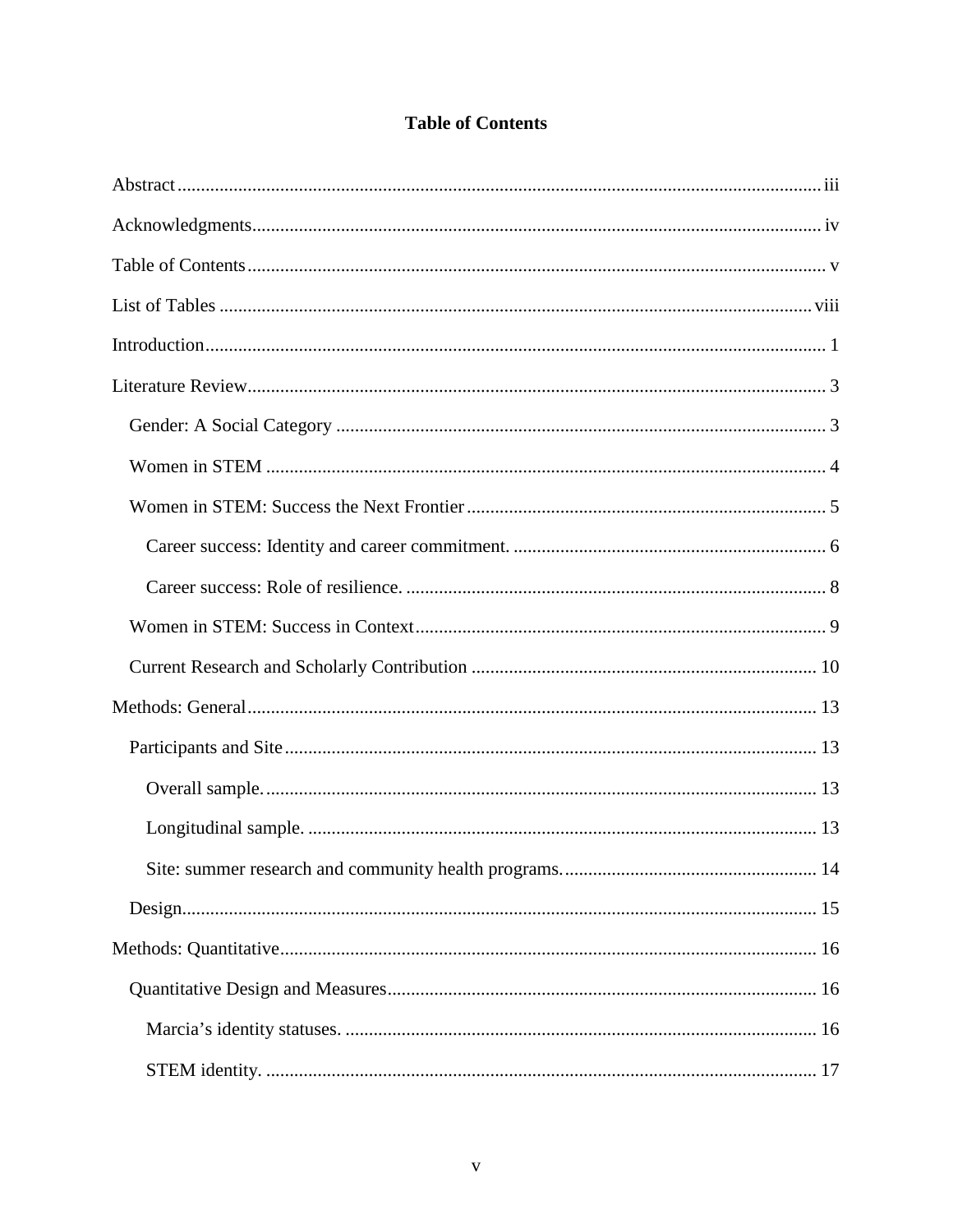**Table of Contents**

Abstract ........ iii

Acknowledgments ........ iv

Table of Contents ........ v

List of Tables ........ viii

Introduction ........ 1

Literature Review ........ 3

- Gender: A Social Category ........ 3
- Women in STEM ........ 4
- Women in STEM: Success the Next Frontier ........ 5
  - Career success: Identity and career commitment. ........ 6
  - Career success: Role of resilience. ........ 8
- Women in STEM: Success in Context ........ 9
- Current Research and Scholarly Contribution ........ 10

Methods: General ........ 13

- Participants and Site ........ 13
  - Overall sample. ........ 13
  - Longitudinal sample. ........ 13
  - Site: summer research and community health programs. ........ 14
- Design ........ 15

Methods: Quantitative ........ 16

- Quantitative Design and Measures ........ 16
  - Marcia's identity statuses. ........ 16
  - STEM identity. ........ 17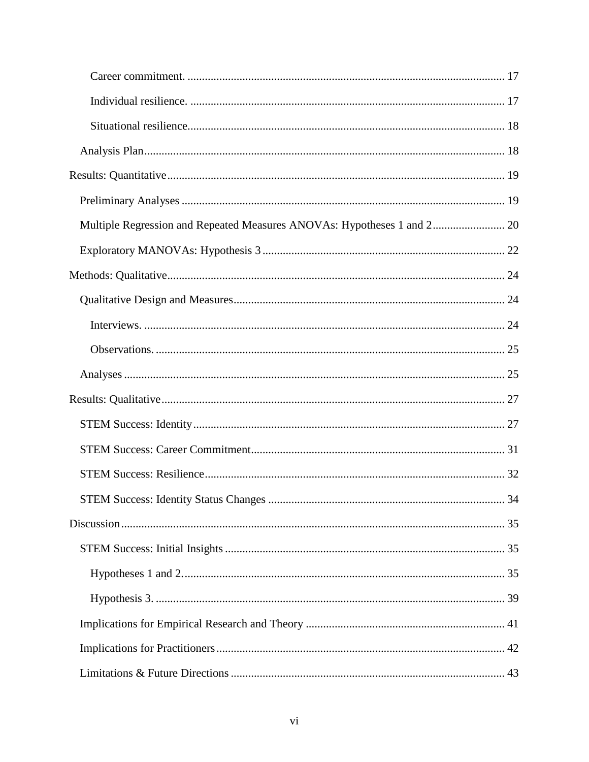Career commitment. ............................................................................................................ 17

Individual resilience. ........................................................................................................... 17

Situational resilience............................................................................................................ 18

Analysis Plan........................................................................................................................... 18

Results: Quantitative ................................................................................................................... 19

Preliminary Analyses .............................................................................................................. 19

Multiple Regression and Repeated Measures ANOVAs: Hypotheses 1 and 2......................... 20

Exploratory MANOVAs: Hypothesis 3 .................................................................................. 22

Methods: Qualitative................................................................................................................... 24

Qualitative Design and Measures............................................................................................ 24

Interviews. ........................................................................................................................... 24

Observations. ....................................................................................................................... 25

Analyses .................................................................................................................................. 25

Results: Qualitative..................................................................................................................... 27

STEM Success: Identity........................................................................................................... 27

STEM Success: Career Commitment....................................................................................... 31

STEM Success: Resilience....................................................................................................... 32

STEM Success: Identity Status Changes ................................................................................. 34

Discussion.................................................................................................................................... 35

STEM Success: Initial Insights ................................................................................................ 35

Hypotheses 1 and 2.............................................................................................................. 35

Hypothesis 3. ....................................................................................................................... 39

Implications for Empirical Research and Theory .................................................................... 41

Implications for Practitioners................................................................................................... 42

Limitations & Future Directions .............................................................................................. 43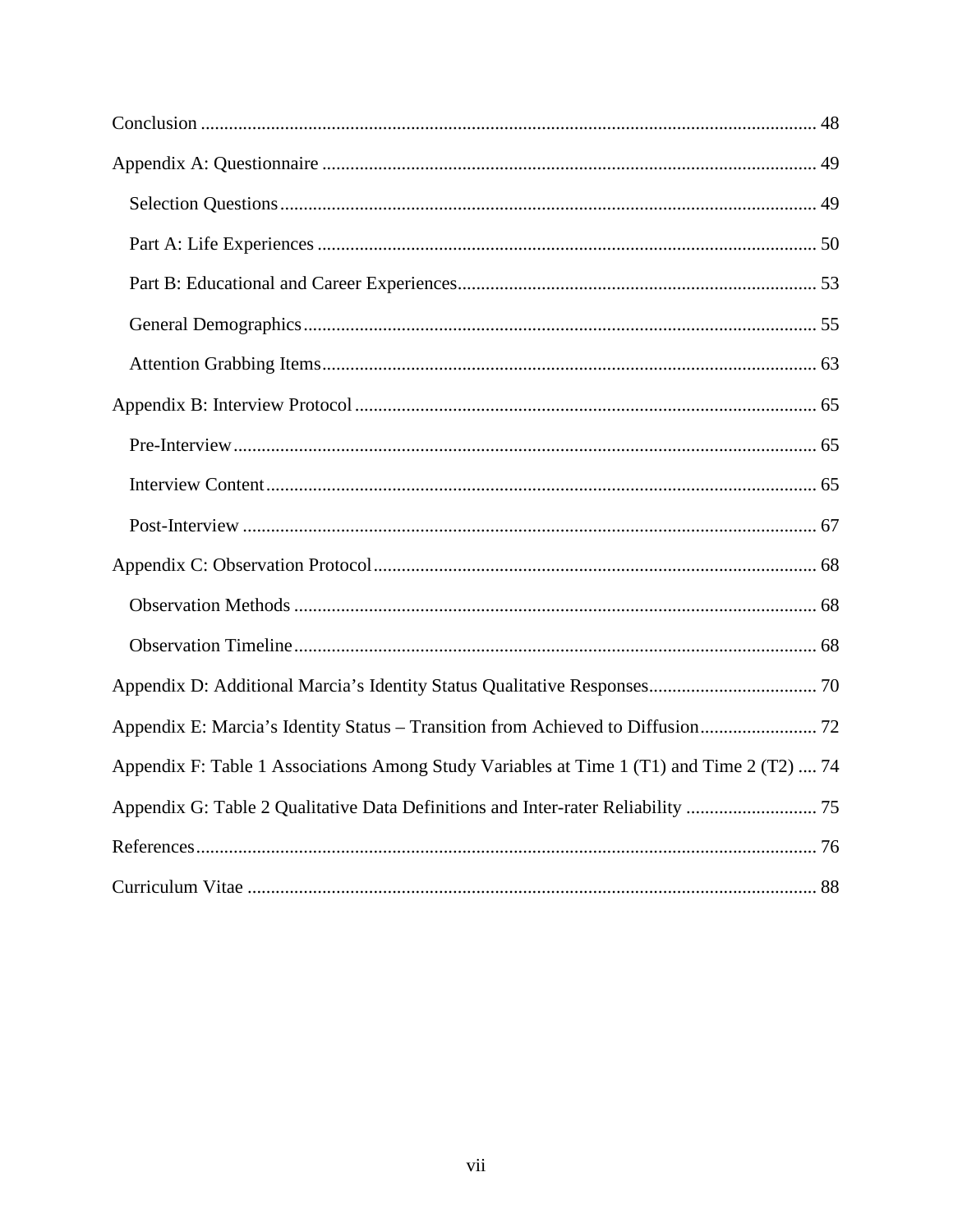Conclusion ........................................................................................................................ 48

Appendix A: Questionnaire ............................................................................................. 49

- Selection Questions ..................................................................................................... 49
- Part A: Life Experiences .............................................................................................. 50
- Part B: Educational and Career Experiences ............................................................... 53
- General Demographics ................................................................................................. 55
- Attention Grabbing Items ............................................................................................. 63

Appendix B: Interview Protocol ...................................................................................... 65

- Pre-Interview ................................................................................................................ 65
- Interview Content ......................................................................................................... 65
- Post-Interview .............................................................................................................. 67

Appendix C: Observation Protocol .................................................................................. 68

- Observation Methods ................................................................................................... 68
- Observation Timeline ................................................................................................... 68

Appendix D: Additional Marcia's Identity Status Qualitative Responses ........................ 70

Appendix E: Marcia's Identity Status – Transition from Achieved to Diffusion ............. 72

Appendix F: Table 1 Associations Among Study Variables at Time 1 (T1) and Time 2 (T2) .... 74

Appendix G: Table 2 Qualitative Data Definitions and Inter-rater Reliability ................ 75

References ........................................................................................................................ 76

Curriculum Vitae ............................................................................................................. 88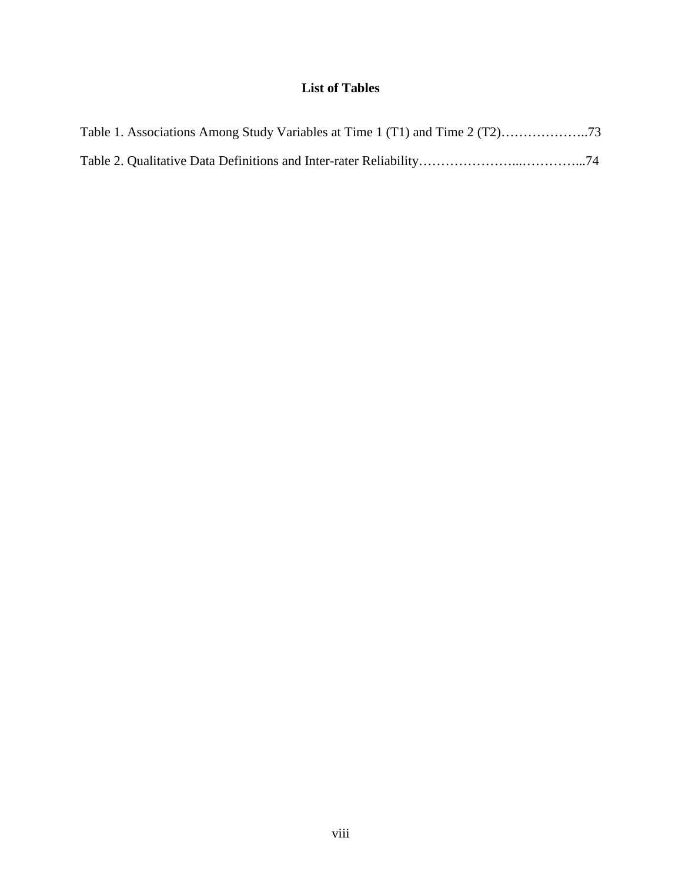# List of Tables

Table 1. Associations Among Study Variables at Time 1 (T1) and Time 2 (T2)………………..73

Table 2. Qualitative Data Definitions and Inter-rater Reliability…………………...…………...74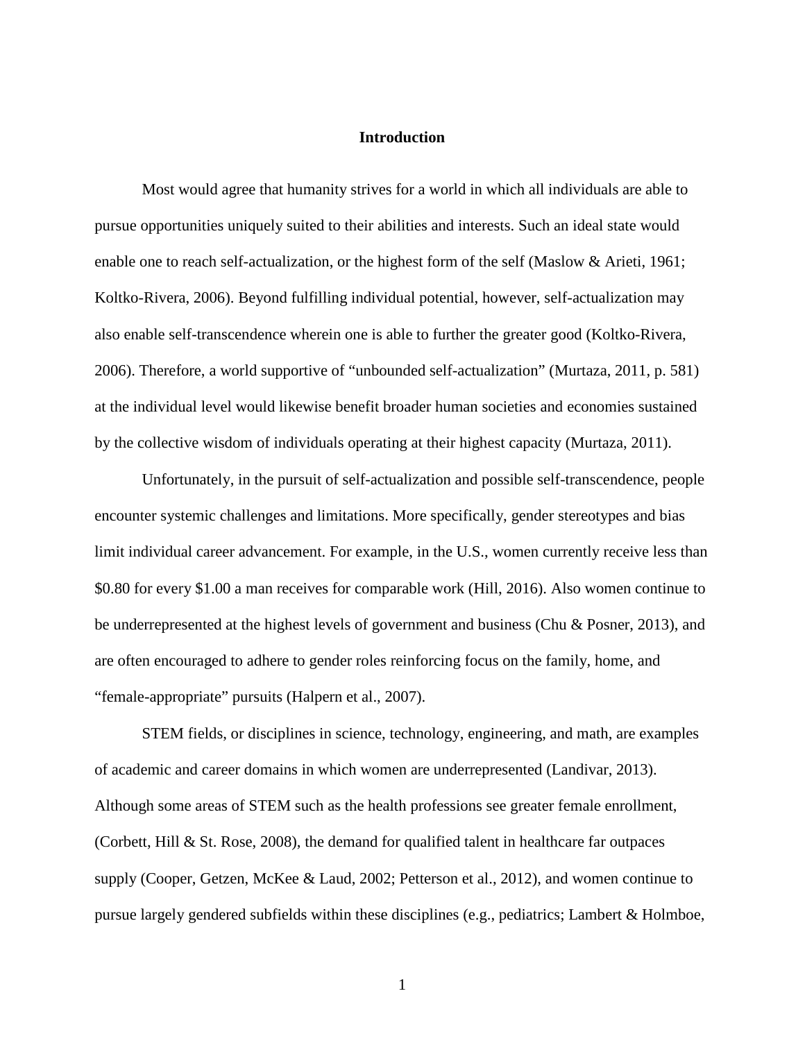# Introduction

Most would agree that humanity strives for a world in which all individuals are able to pursue opportunities uniquely suited to their abilities and interests. Such an ideal state would enable one to reach self-actualization, or the highest form of the self (Maslow & Arieti, 1961; Koltko-Rivera, 2006). Beyond fulfilling individual potential, however, self-actualization may also enable self-transcendence wherein one is able to further the greater good (Koltko-Rivera, 2006). Therefore, a world supportive of "unbounded self-actualization" (Murtaza, 2011, p. 581) at the individual level would likewise benefit broader human societies and economies sustained by the collective wisdom of individuals operating at their highest capacity (Murtaza, 2011).

Unfortunately, in the pursuit of self-actualization and possible self-transcendence, people encounter systemic challenges and limitations. More specifically, gender stereotypes and bias limit individual career advancement. For example, in the U.S., women currently receive less than $0.80 for every $1.00 a man receives for comparable work (Hill, 2016). Also women continue to be underrepresented at the highest levels of government and business (Chu & Posner, 2013), and are often encouraged to adhere to gender roles reinforcing focus on the family, home, and "female-appropriate" pursuits (Halpern et al., 2007).

STEM fields, or disciplines in science, technology, engineering, and math, are examples of academic and career domains in which women are underrepresented (Landivar, 2013). Although some areas of STEM such as the health professions see greater female enrollment, (Corbett, Hill & St. Rose, 2008), the demand for qualified talent in healthcare far outpaces supply (Cooper, Getzen, McKee & Laud, 2002; Petterson et al., 2012), and women continue to pursue largely gendered subfields within these disciplines (e.g., pediatrics; Lambert & Holmboe,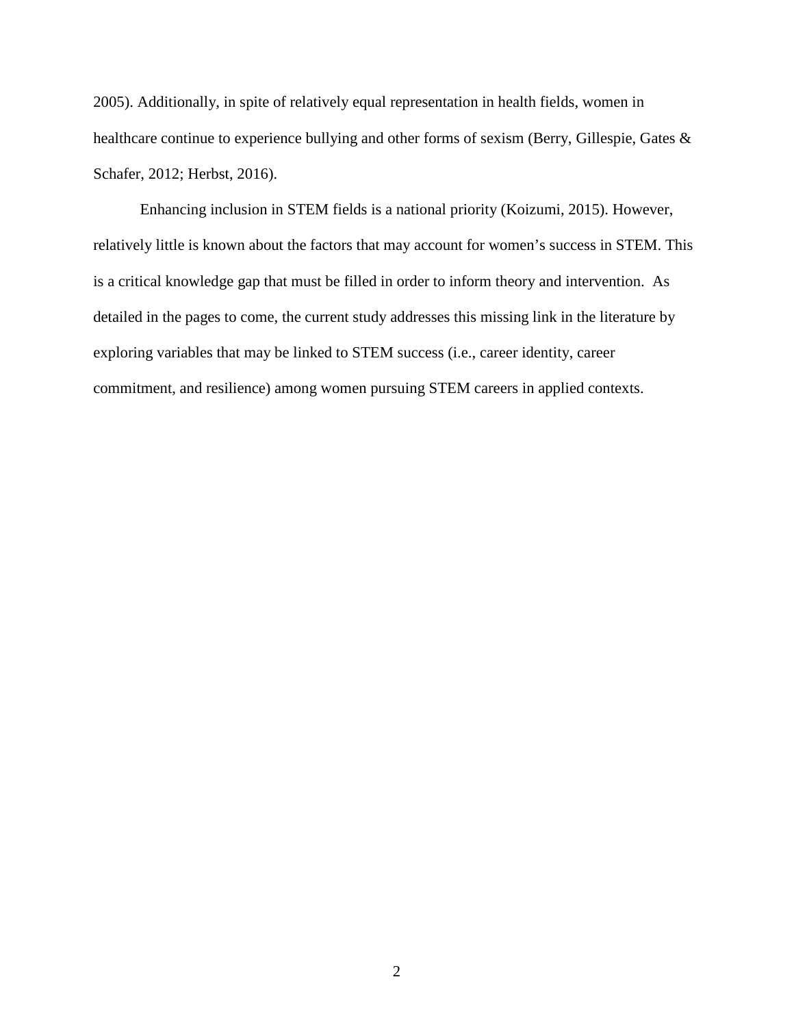2005). Additionally, in spite of relatively equal representation in health fields, women in healthcare continue to experience bullying and other forms of sexism (Berry, Gillespie, Gates & Schafer, 2012; Herbst, 2016).

Enhancing inclusion in STEM fields is a national priority (Koizumi, 2015). However, relatively little is known about the factors that may account for women's success in STEM. This is a critical knowledge gap that must be filled in order to inform theory and intervention. As detailed in the pages to come, the current study addresses this missing link in the literature by exploring variables that may be linked to STEM success (i.e., career identity, career commitment, and resilience) among women pursuing STEM careers in applied contexts.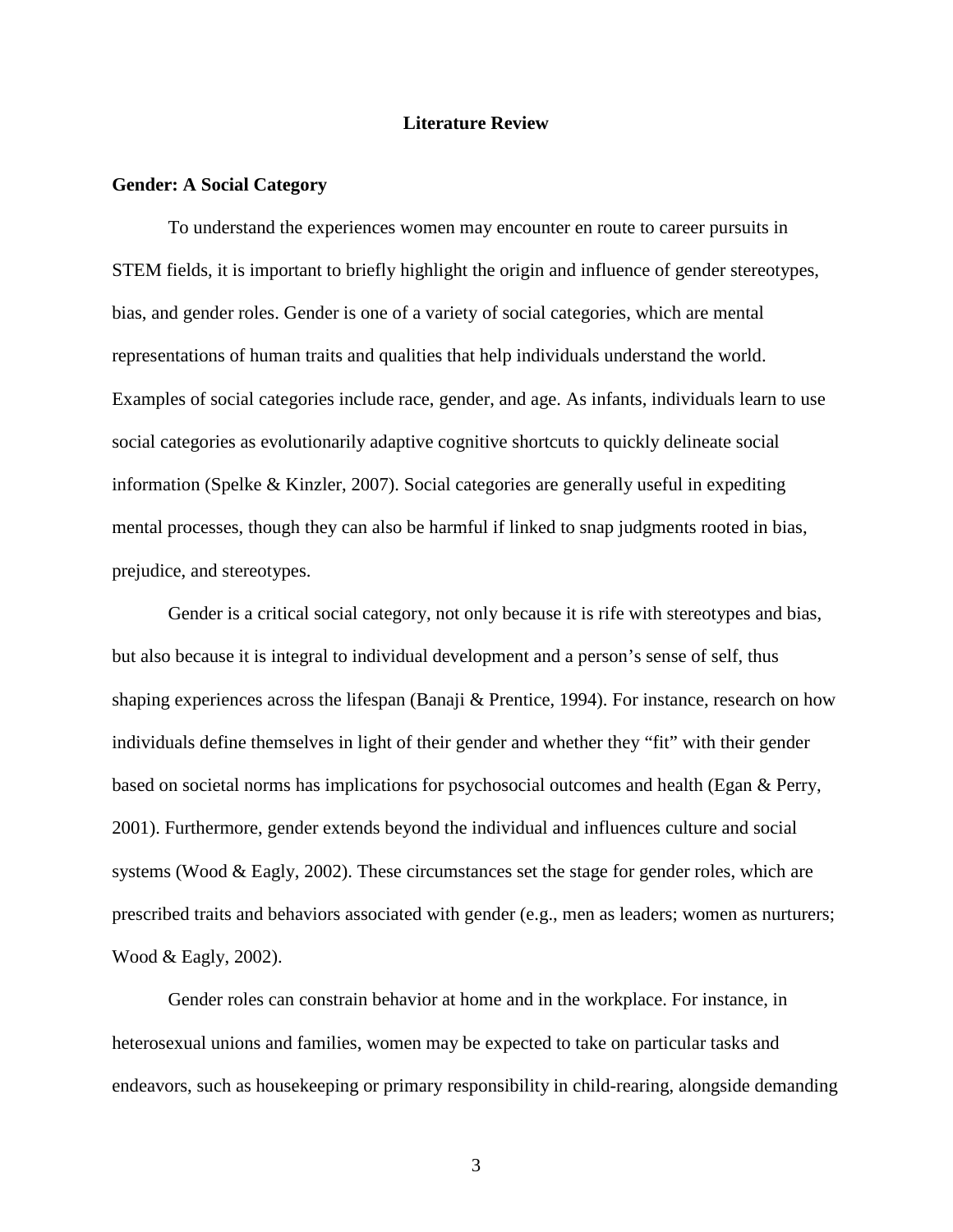# Literature Review

## Gender: A Social Category

To understand the experiences women may encounter en route to career pursuits in STEM fields, it is important to briefly highlight the origin and influence of gender stereotypes, bias, and gender roles. Gender is one of a variety of social categories, which are mental representations of human traits and qualities that help individuals understand the world. Examples of social categories include race, gender, and age. As infants, individuals learn to use social categories as evolutionarily adaptive cognitive shortcuts to quickly delineate social information (Spelke & Kinzler, 2007). Social categories are generally useful in expediting mental processes, though they can also be harmful if linked to snap judgments rooted in bias, prejudice, and stereotypes.

Gender is a critical social category, not only because it is rife with stereotypes and bias, but also because it is integral to individual development and a person's sense of self, thus shaping experiences across the lifespan (Banaji & Prentice, 1994). For instance, research on how individuals define themselves in light of their gender and whether they "fit" with their gender based on societal norms has implications for psychosocial outcomes and health (Egan & Perry, 2001). Furthermore, gender extends beyond the individual and influences culture and social systems (Wood & Eagly, 2002). These circumstances set the stage for gender roles, which are prescribed traits and behaviors associated with gender (e.g., men as leaders; women as nurturers; Wood & Eagly, 2002).

Gender roles can constrain behavior at home and in the workplace. For instance, in heterosexual unions and families, women may be expected to take on particular tasks and endeavors, such as housekeeping or primary responsibility in child-rearing, alongside demanding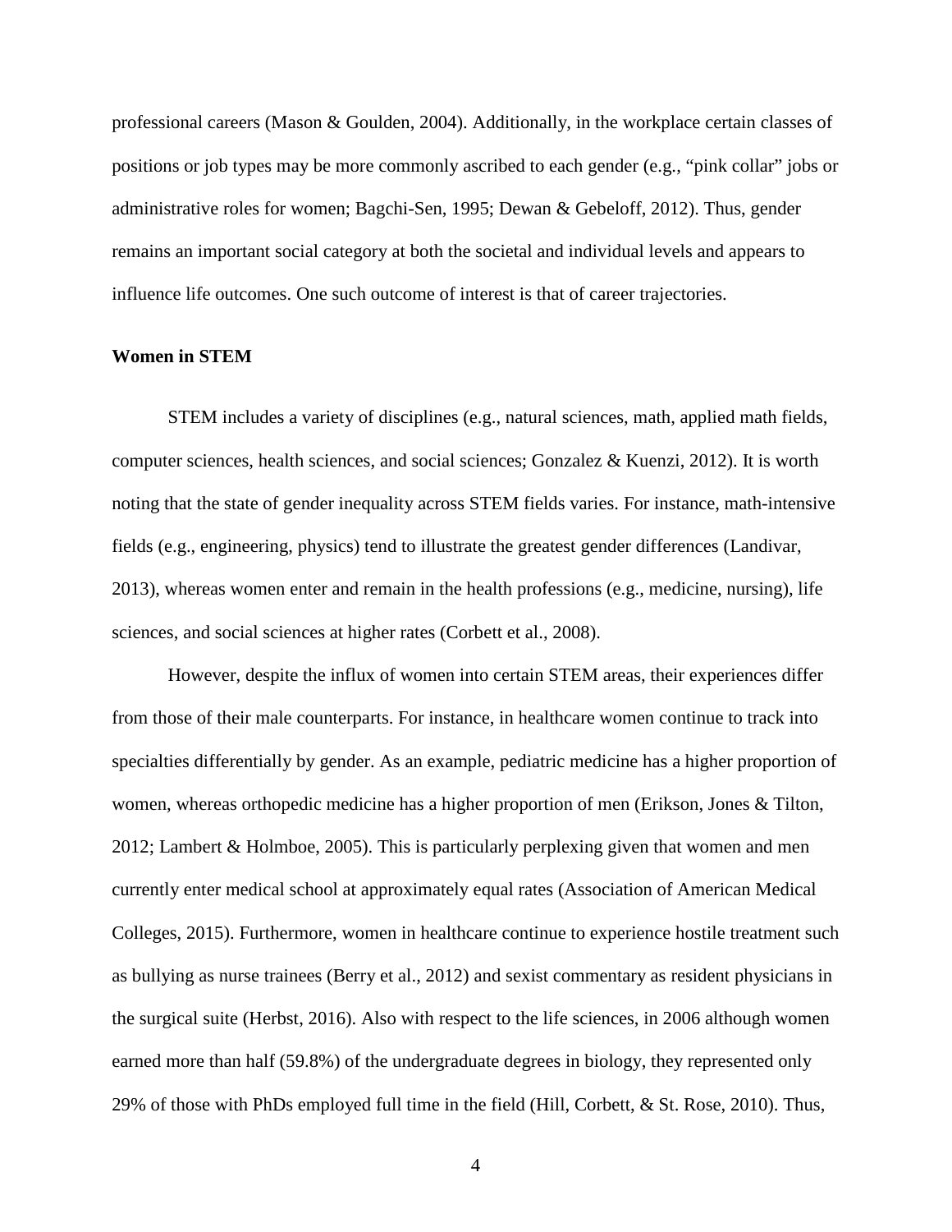professional careers (Mason & Goulden, 2004). Additionally, in the workplace certain classes of positions or job types may be more commonly ascribed to each gender (e.g., "pink collar" jobs or administrative roles for women; Bagchi-Sen, 1995; Dewan & Gebeloff, 2012). Thus, gender remains an important social category at both the societal and individual levels and appears to influence life outcomes. One such outcome of interest is that of career trajectories.

**Women in STEM**

STEM includes a variety of disciplines (e.g., natural sciences, math, applied math fields, computer sciences, health sciences, and social sciences; Gonzalez & Kuenzi, 2012). It is worth noting that the state of gender inequality across STEM fields varies. For instance, math-intensive fields (e.g., engineering, physics) tend to illustrate the greatest gender differences (Landivar, 2013), whereas women enter and remain in the health professions (e.g., medicine, nursing), life sciences, and social sciences at higher rates (Corbett et al., 2008).

However, despite the influx of women into certain STEM areas, their experiences differ from those of their male counterparts. For instance, in healthcare women continue to track into specialties differentially by gender. As an example, pediatric medicine has a higher proportion of women, whereas orthopedic medicine has a higher proportion of men (Erikson, Jones & Tilton, 2012; Lambert & Holmboe, 2005). This is particularly perplexing given that women and men currently enter medical school at approximately equal rates (Association of American Medical Colleges, 2015). Furthermore, women in healthcare continue to experience hostile treatment such as bullying as nurse trainees (Berry et al., 2012) and sexist commentary as resident physicians in the surgical suite (Herbst, 2016). Also with respect to the life sciences, in 2006 although women earned more than half (59.8%) of the undergraduate degrees in biology, they represented only 29% of those with PhDs employed full time in the field (Hill, Corbett, & St. Rose, 2010). Thus,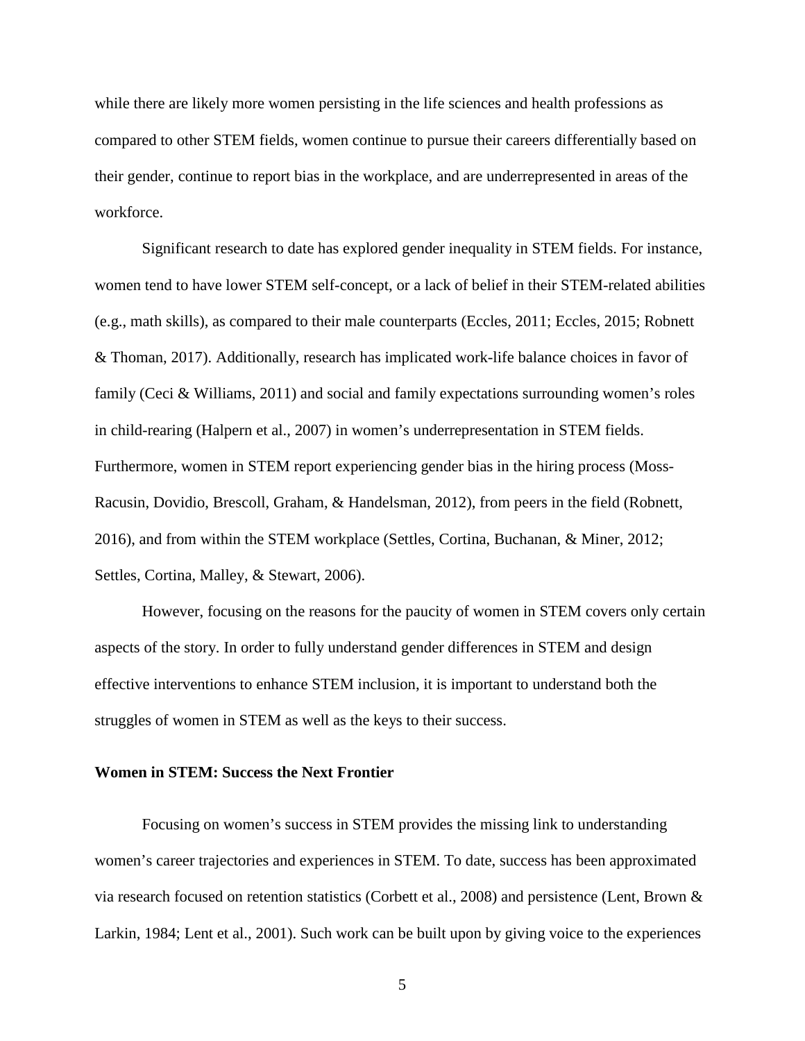while there are likely more women persisting in the life sciences and health professions as compared to other STEM fields, women continue to pursue their careers differentially based on their gender, continue to report bias in the workplace, and are underrepresented in areas of the workforce.

Significant research to date has explored gender inequality in STEM fields. For instance, women tend to have lower STEM self-concept, or a lack of belief in their STEM-related abilities (e.g., math skills), as compared to their male counterparts (Eccles, 2011; Eccles, 2015; Robnett & Thoman, 2017). Additionally, research has implicated work-life balance choices in favor of family (Ceci & Williams, 2011) and social and family expectations surrounding women's roles in child-rearing (Halpern et al., 2007) in women's underrepresentation in STEM fields. Furthermore, women in STEM report experiencing gender bias in the hiring process (Moss-Racusin, Dovidio, Brescoll, Graham, & Handelsman, 2012), from peers in the field (Robnett, 2016), and from within the STEM workplace (Settles, Cortina, Buchanan, & Miner, 2012; Settles, Cortina, Malley, & Stewart, 2006).

However, focusing on the reasons for the paucity of women in STEM covers only certain aspects of the story. In order to fully understand gender differences in STEM and design effective interventions to enhance STEM inclusion, it is important to understand both the struggles of women in STEM as well as the keys to their success.

**Women in STEM: Success the Next Frontier**

Focusing on women's success in STEM provides the missing link to understanding women's career trajectories and experiences in STEM. To date, success has been approximated via research focused on retention statistics (Corbett et al., 2008) and persistence (Lent, Brown & Larkin, 1984; Lent et al., 2001). Such work can be built upon by giving voice to the experiences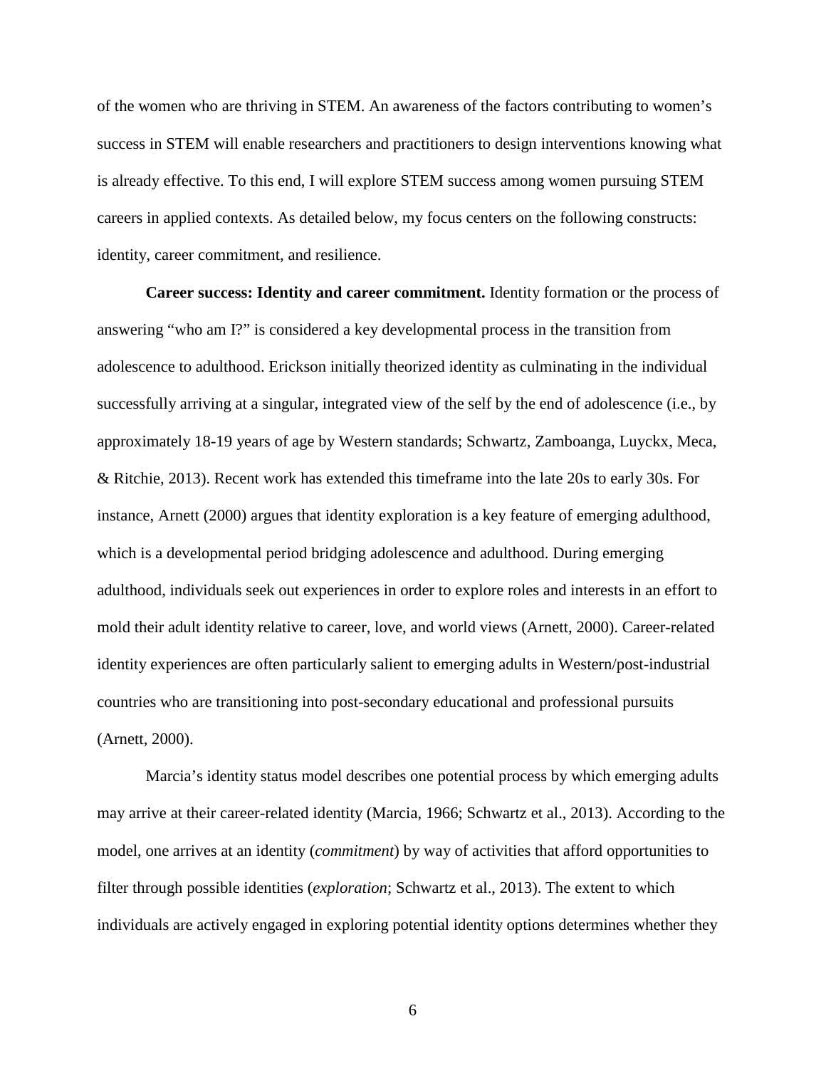of the women who are thriving in STEM. An awareness of the factors contributing to women's success in STEM will enable researchers and practitioners to design interventions knowing what is already effective. To this end, I will explore STEM success among women pursuing STEM careers in applied contexts. As detailed below, my focus centers on the following constructs: identity, career commitment, and resilience.

**Career success: Identity and career commitment.** Identity formation or the process of answering "who am I?" is considered a key developmental process in the transition from adolescence to adulthood. Erickson initially theorized identity as culminating in the individual successfully arriving at a singular, integrated view of the self by the end of adolescence (i.e., by approximately 18-19 years of age by Western standards; Schwartz, Zamboanga, Luyckx, Meca, & Ritchie, 2013). Recent work has extended this timeframe into the late 20s to early 30s. For instance, Arnett (2000) argues that identity exploration is a key feature of emerging adulthood, which is a developmental period bridging adolescence and adulthood. During emerging adulthood, individuals seek out experiences in order to explore roles and interests in an effort to mold their adult identity relative to career, love, and world views (Arnett, 2000). Career-related identity experiences are often particularly salient to emerging adults in Western/post-industrial countries who are transitioning into post-secondary educational and professional pursuits (Arnett, 2000).

Marcia's identity status model describes one potential process by which emerging adults may arrive at their career-related identity (Marcia, 1966; Schwartz et al., 2013). According to the model, one arrives at an identity (*commitment*) by way of activities that afford opportunities to filter through possible identities (*exploration*; Schwartz et al., 2013). The extent to which individuals are actively engaged in exploring potential identity options determines whether they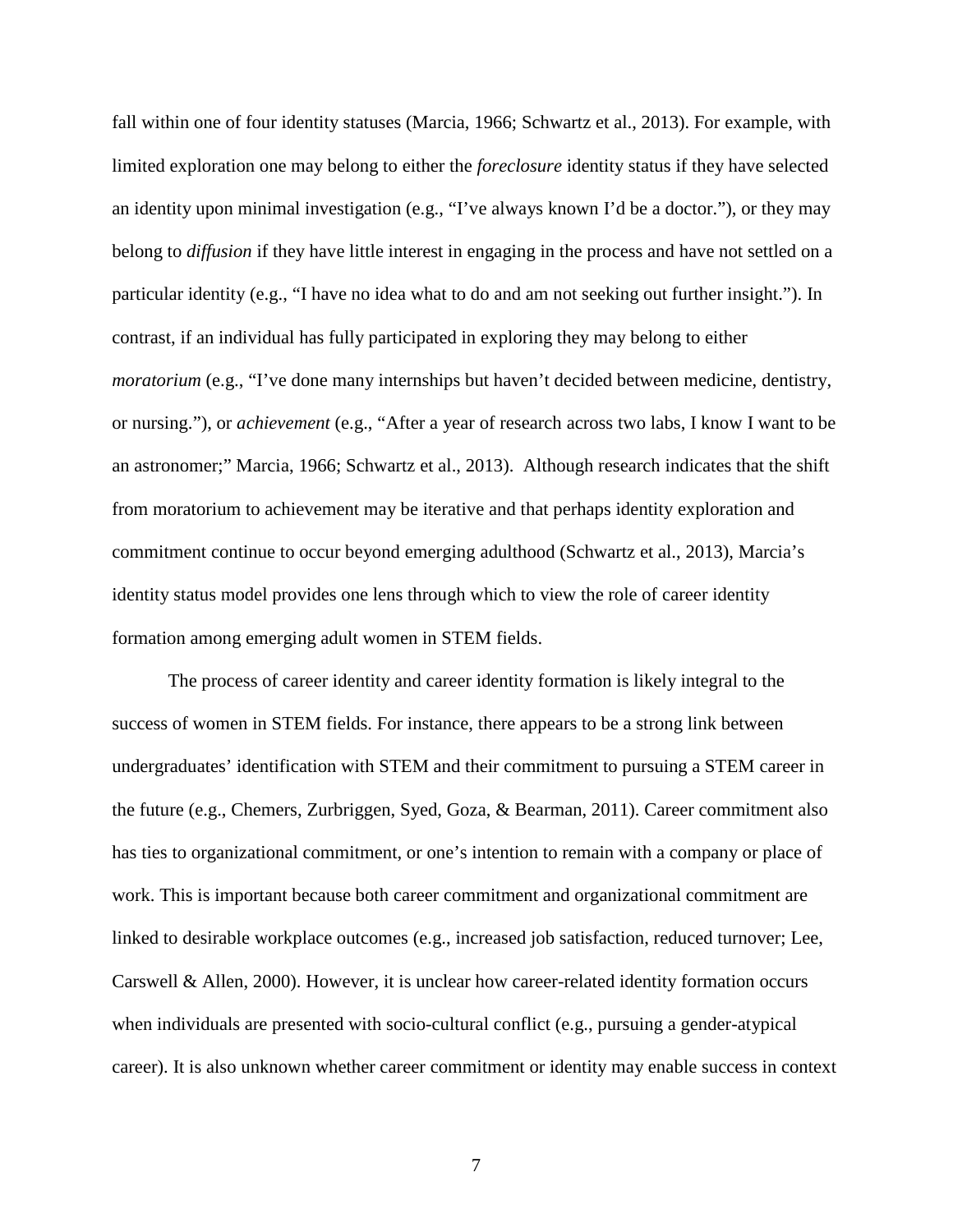fall within one of four identity statuses (Marcia, 1966; Schwartz et al., 2013). For example, with limited exploration one may belong to either the *foreclosure* identity status if they have selected an identity upon minimal investigation (e.g., "I've always known I'd be a doctor."), or they may belong to *diffusion* if they have little interest in engaging in the process and have not settled on a particular identity (e.g., "I have no idea what to do and am not seeking out further insight."). In contrast, if an individual has fully participated in exploring they may belong to either *moratorium* (e.g., "I've done many internships but haven't decided between medicine, dentistry, or nursing."), or *achievement* (e.g., "After a year of research across two labs, I know I want to be an astronomer;" Marcia, 1966; Schwartz et al., 2013). Although research indicates that the shift from moratorium to achievement may be iterative and that perhaps identity exploration and commitment continue to occur beyond emerging adulthood (Schwartz et al., 2013), Marcia's identity status model provides one lens through which to view the role of career identity formation among emerging adult women in STEM fields.

The process of career identity and career identity formation is likely integral to the success of women in STEM fields. For instance, there appears to be a strong link between undergraduates' identification with STEM and their commitment to pursuing a STEM career in the future (e.g., Chemers, Zurbriggen, Syed, Goza, & Bearman, 2011). Career commitment also has ties to organizational commitment, or one's intention to remain with a company or place of work. This is important because both career commitment and organizational commitment are linked to desirable workplace outcomes (e.g., increased job satisfaction, reduced turnover; Lee, Carswell & Allen, 2000). However, it is unclear how career-related identity formation occurs when individuals are presented with socio-cultural conflict (e.g., pursuing a gender-atypical career). It is also unknown whether career commitment or identity may enable success in context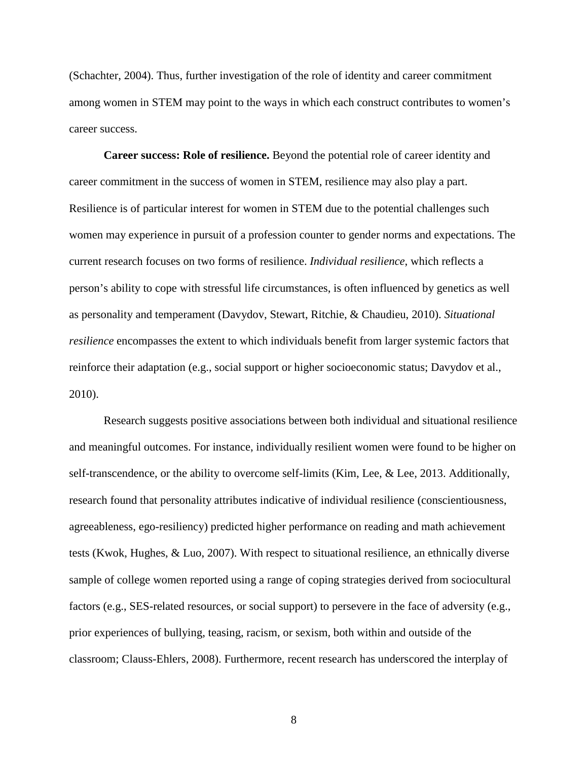(Schachter, 2004). Thus, further investigation of the role of identity and career commitment among women in STEM may point to the ways in which each construct contributes to women's career success.

**Career success: Role of resilience.** Beyond the potential role of career identity and career commitment in the success of women in STEM, resilience may also play a part. Resilience is of particular interest for women in STEM due to the potential challenges such women may experience in pursuit of a profession counter to gender norms and expectations. The current research focuses on two forms of resilience. *Individual resilience*, which reflects a person's ability to cope with stressful life circumstances, is often influenced by genetics as well as personality and temperament (Davydov, Stewart, Ritchie, & Chaudieu, 2010). *Situational resilience* encompasses the extent to which individuals benefit from larger systemic factors that reinforce their adaptation (e.g., social support or higher socioeconomic status; Davydov et al., 2010).

Research suggests positive associations between both individual and situational resilience and meaningful outcomes. For instance, individually resilient women were found to be higher on self-transcendence, or the ability to overcome self-limits (Kim, Lee, & Lee, 2013. Additionally, research found that personality attributes indicative of individual resilience (conscientiousness, agreeableness, ego-resiliency) predicted higher performance on reading and math achievement tests (Kwok, Hughes, & Luo, 2007). With respect to situational resilience, an ethnically diverse sample of college women reported using a range of coping strategies derived from sociocultural factors (e.g., SES-related resources, or social support) to persevere in the face of adversity (e.g., prior experiences of bullying, teasing, racism, or sexism, both within and outside of the classroom; Clauss-Ehlers, 2008). Furthermore, recent research has underscored the interplay of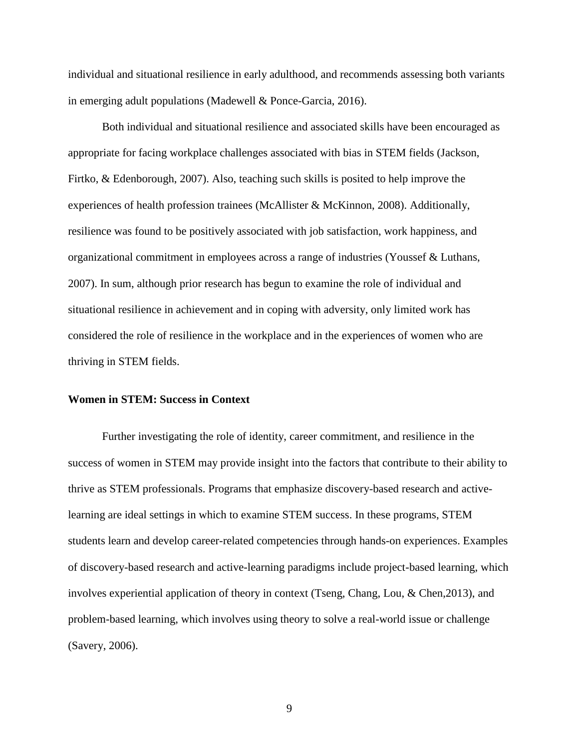individual and situational resilience in early adulthood, and recommends assessing both variants in emerging adult populations (Madewell & Ponce-Garcia, 2016).

Both individual and situational resilience and associated skills have been encouraged as appropriate for facing workplace challenges associated with bias in STEM fields (Jackson, Firtko, & Edenborough, 2007). Also, teaching such skills is posited to help improve the experiences of health profession trainees (McAllister & McKinnon, 2008). Additionally, resilience was found to be positively associated with job satisfaction, work happiness, and organizational commitment in employees across a range of industries (Youssef & Luthans, 2007). In sum, although prior research has begun to examine the role of individual and situational resilience in achievement and in coping with adversity, only limited work has considered the role of resilience in the workplace and in the experiences of women who are thriving in STEM fields.

**Women in STEM: Success in Context**

Further investigating the role of identity, career commitment, and resilience in the success of women in STEM may provide insight into the factors that contribute to their ability to thrive as STEM professionals. Programs that emphasize discovery-based research and active-learning are ideal settings in which to examine STEM success. In these programs, STEM students learn and develop career-related competencies through hands-on experiences. Examples of discovery-based research and active-learning paradigms include project-based learning, which involves experiential application of theory in context (Tseng, Chang, Lou, & Chen,2013), and problem-based learning, which involves using theory to solve a real-world issue or challenge (Savery, 2006).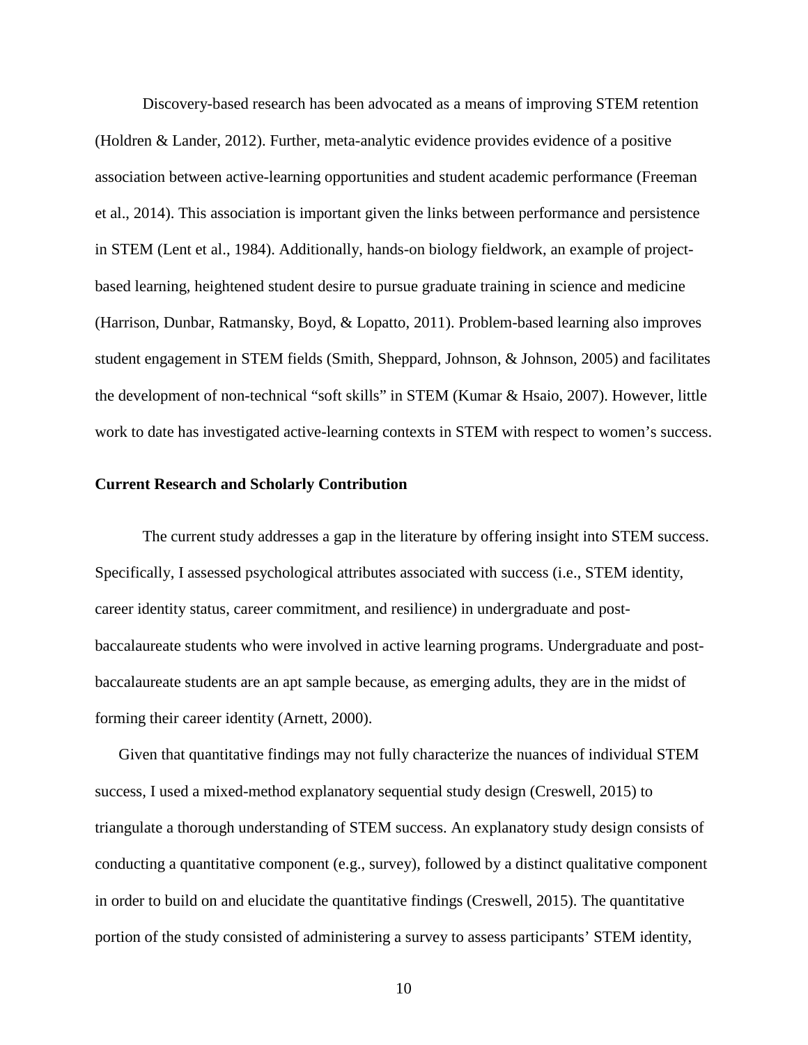Discovery-based research has been advocated as a means of improving STEM retention (Holdren & Lander, 2012). Further, meta-analytic evidence provides evidence of a positive association between active-learning opportunities and student academic performance (Freeman et al., 2014). This association is important given the links between performance and persistence in STEM (Lent et al., 1984). Additionally, hands-on biology fieldwork, an example of project-based learning, heightened student desire to pursue graduate training in science and medicine (Harrison, Dunbar, Ratmansky, Boyd, & Lopatto, 2011). Problem-based learning also improves student engagement in STEM fields (Smith, Sheppard, Johnson, & Johnson, 2005) and facilitates the development of non-technical "soft skills" in STEM (Kumar & Hsaio, 2007). However, little work to date has investigated active-learning contexts in STEM with respect to women's success.

**Current Research and Scholarly Contribution**

The current study addresses a gap in the literature by offering insight into STEM success. Specifically, I assessed psychological attributes associated with success (i.e., STEM identity, career identity status, career commitment, and resilience) in undergraduate and post-baccalaureate students who were involved in active learning programs. Undergraduate and post-baccalaureate students are an apt sample because, as emerging adults, they are in the midst of forming their career identity (Arnett, 2000).

Given that quantitative findings may not fully characterize the nuances of individual STEM success, I used a mixed-method explanatory sequential study design (Creswell, 2015) to triangulate a thorough understanding of STEM success. An explanatory study design consists of conducting a quantitative component (e.g., survey), followed by a distinct qualitative component in order to build on and elucidate the quantitative findings (Creswell, 2015). The quantitative portion of the study consisted of administering a survey to assess participants' STEM identity,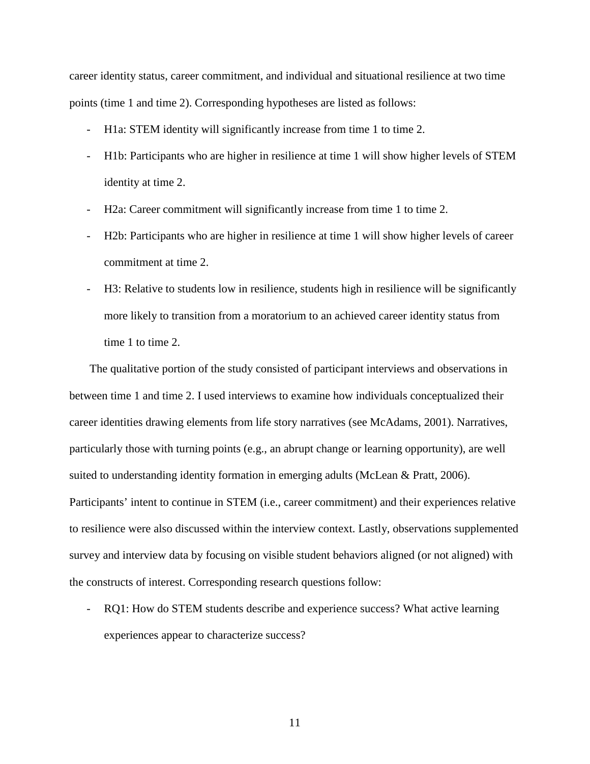career identity status, career commitment, and individual and situational resilience at two time points (time 1 and time 2). Corresponding hypotheses are listed as follows:

- H1a: STEM identity will significantly increase from time 1 to time 2.
- H1b: Participants who are higher in resilience at time 1 will show higher levels of STEM identity at time 2.
- H2a: Career commitment will significantly increase from time 1 to time 2.
- H2b: Participants who are higher in resilience at time 1 will show higher levels of career commitment at time 2.
- H3: Relative to students low in resilience, students high in resilience will be significantly more likely to transition from a moratorium to an achieved career identity status from time 1 to time 2.

The qualitative portion of the study consisted of participant interviews and observations in between time 1 and time 2. I used interviews to examine how individuals conceptualized their career identities drawing elements from life story narratives (see McAdams, 2001). Narratives, particularly those with turning points (e.g., an abrupt change or learning opportunity), are well suited to understanding identity formation in emerging adults (McLean & Pratt, 2006). Participants' intent to continue in STEM (i.e., career commitment) and their experiences relative to resilience were also discussed within the interview context. Lastly, observations supplemented survey and interview data by focusing on visible student behaviors aligned (or not aligned) with the constructs of interest. Corresponding research questions follow:

- RQ1: How do STEM students describe and experience success? What active learning experiences appear to characterize success?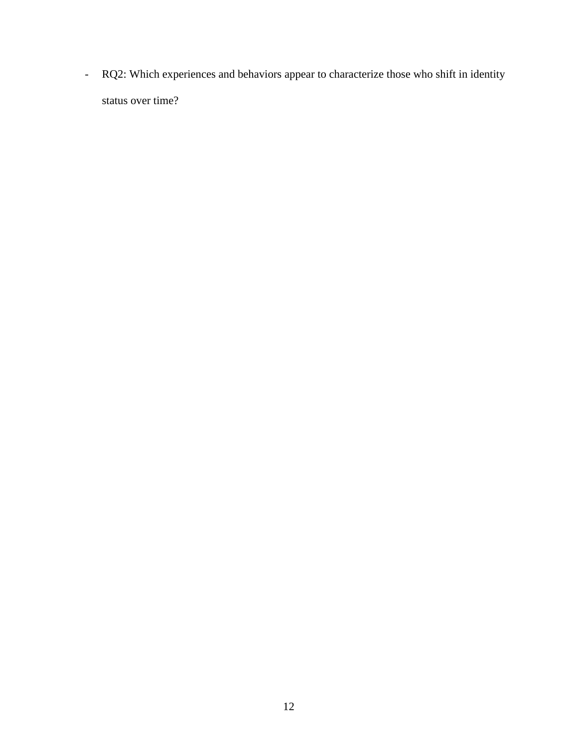- RQ2: Which experiences and behaviors appear to characterize those who shift in identity status over time?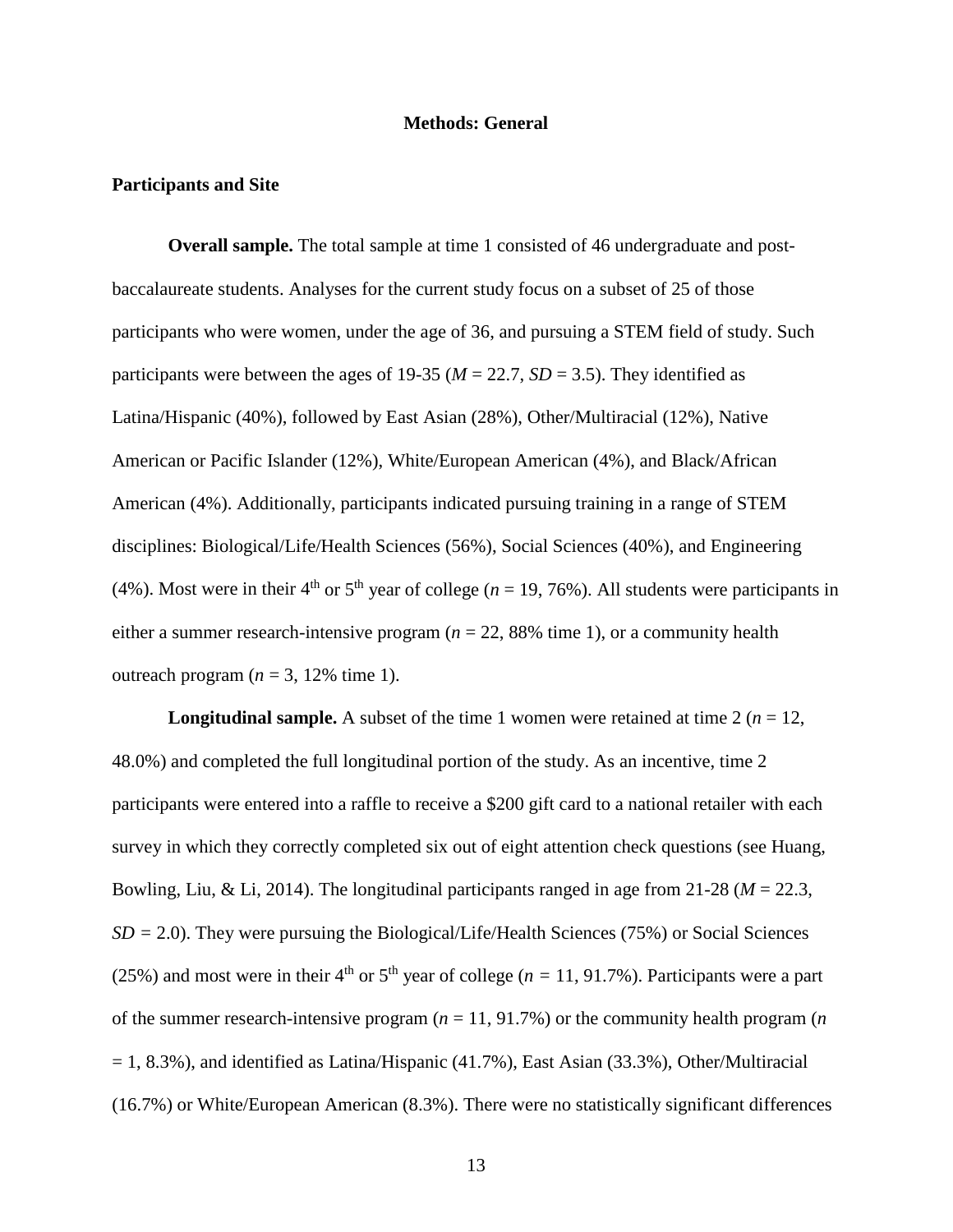## Methods: General

### Participants and Site

**Overall sample.** The total sample at time 1 consisted of 46 undergraduate and post-baccalaureate students. Analyses for the current study focus on a subset of 25 of those participants who were women, under the age of 36, and pursuing a STEM field of study. Such participants were between the ages of 19-35 ($M$ = 22.7, $SD$ = 3.5). They identified as Latina/Hispanic (40%), followed by East Asian (28%), Other/Multiracial (12%), Native American or Pacific Islander (12%), White/European American (4%), and Black/African American (4%). Additionally, participants indicated pursuing training in a range of STEM disciplines: Biological/Life/Health Sciences (56%), Social Sciences (40%), and Engineering (4%). Most were in their 4$^{th}$ or 5$^{th}$ year of college ($n$ = 19, 76%). All students were participants in either a summer research-intensive program ($n$ = 22, 88% time 1), or a community health outreach program ($n$ = 3, 12% time 1).

**Longitudinal sample.** A subset of the time 1 women were retained at time 2 ($n$ = 12, 48.0%) and completed the full longitudinal portion of the study. As an incentive, time 2 participants were entered into a raffle to receive a $200 gift card to a national retailer with each survey in which they correctly completed six out of eight attention check questions (see Huang, Bowling, Liu, & Li, 2014). The longitudinal participants ranged in age from 21-28 ($M$ = 22.3, $SD$ = 2.0). They were pursuing the Biological/Life/Health Sciences (75%) or Social Sciences (25%) and most were in their 4$^{th}$ or 5$^{th}$ year of college ($n$ = 11, 91.7%). Participants were a part of the summer research-intensive program ($n$ = 11, 91.7%) or the community health program ($n$ = 1, 8.3%), and identified as Latina/Hispanic (41.7%), East Asian (33.3%), Other/Multiracial (16.7%) or White/European American (8.3%). There were no statistically significant differences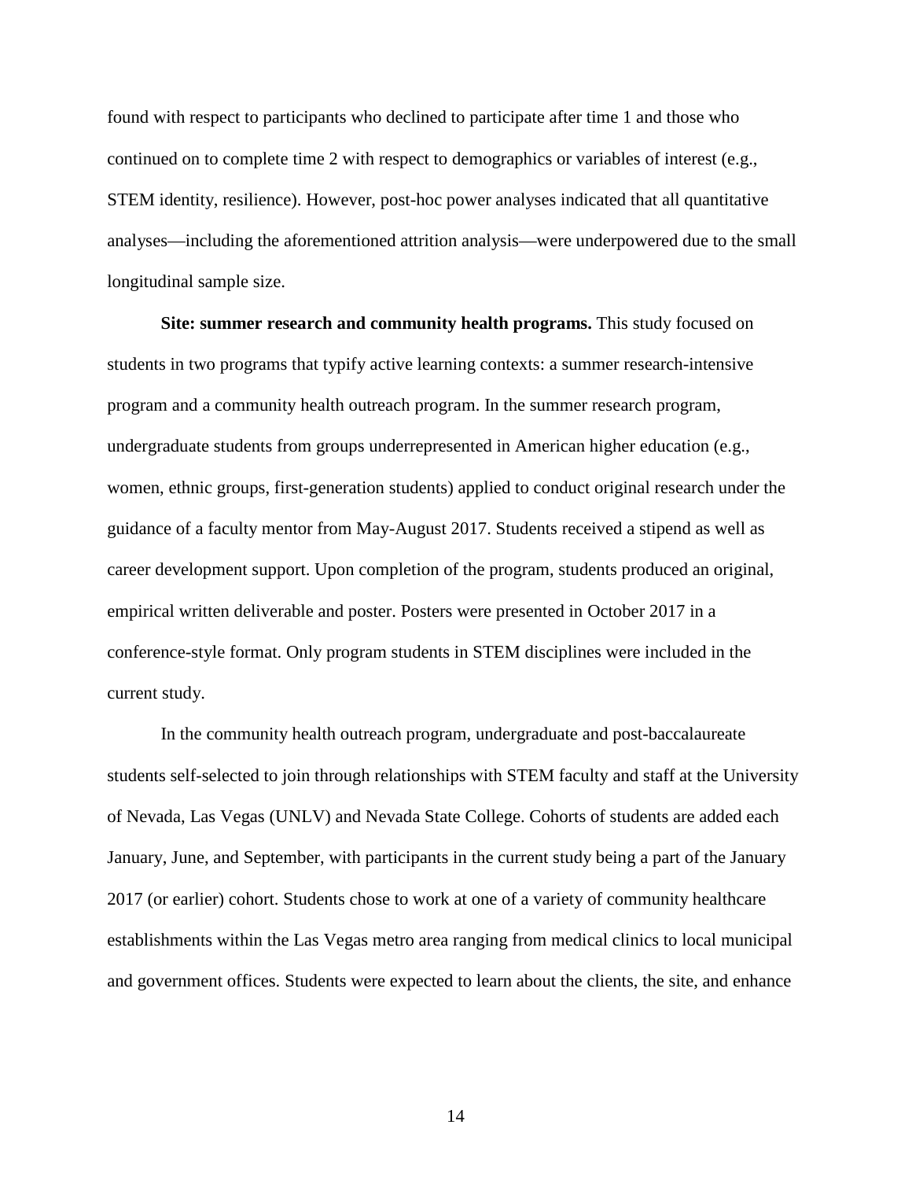found with respect to participants who declined to participate after time 1 and those who continued on to complete time 2 with respect to demographics or variables of interest (e.g., STEM identity, resilience). However, post-hoc power analyses indicated that all quantitative analyses—including the aforementioned attrition analysis—were underpowered due to the small longitudinal sample size.

**Site: summer research and community health programs.** This study focused on students in two programs that typify active learning contexts: a summer research-intensive program and a community health outreach program. In the summer research program, undergraduate students from groups underrepresented in American higher education (e.g., women, ethnic groups, first-generation students) applied to conduct original research under the guidance of a faculty mentor from May-August 2017. Students received a stipend as well as career development support. Upon completion of the program, students produced an original, empirical written deliverable and poster. Posters were presented in October 2017 in a conference-style format. Only program students in STEM disciplines were included in the current study.

In the community health outreach program, undergraduate and post-baccalaureate students self-selected to join through relationships with STEM faculty and staff at the University of Nevada, Las Vegas (UNLV) and Nevada State College. Cohorts of students are added each January, June, and September, with participants in the current study being a part of the January 2017 (or earlier) cohort. Students chose to work at one of a variety of community healthcare establishments within the Las Vegas metro area ranging from medical clinics to local municipal and government offices. Students were expected to learn about the clients, the site, and enhance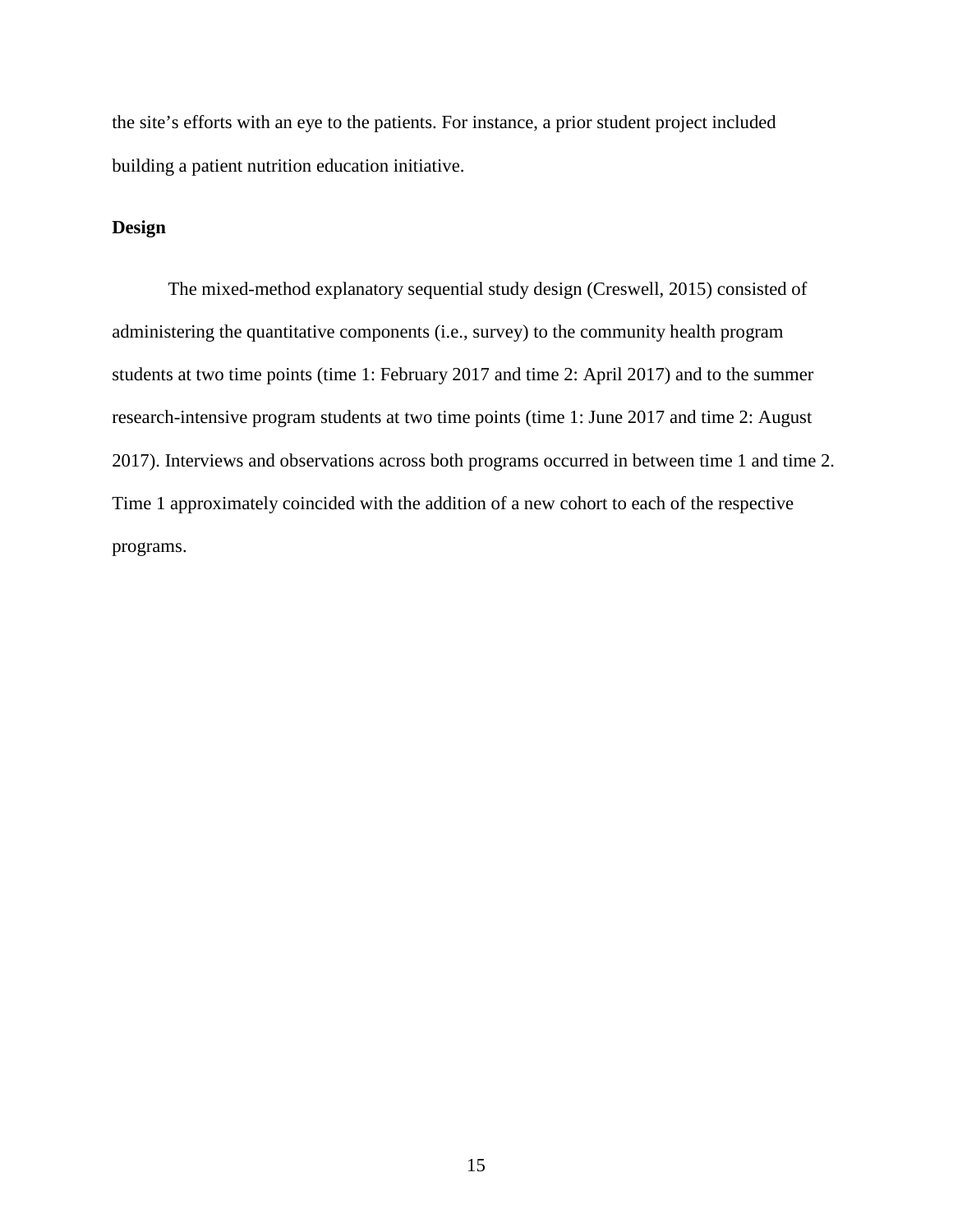the site's efforts with an eye to the patients. For instance, a prior student project included building a patient nutrition education initiative.

**Design**

The mixed-method explanatory sequential study design (Creswell, 2015) consisted of administering the quantitative components (i.e., survey) to the community health program students at two time points (time 1: February 2017 and time 2: April 2017) and to the summer research-intensive program students at two time points (time 1: June 2017 and time 2: August 2017). Interviews and observations across both programs occurred in between time 1 and time 2. Time 1 approximately coincided with the addition of a new cohort to each of the respective programs.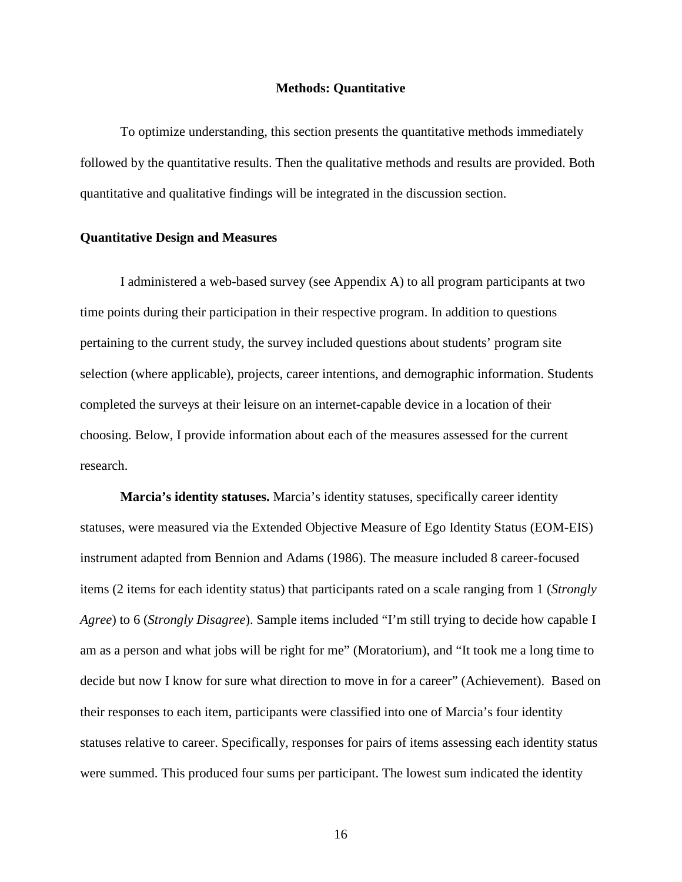## Methods: Quantitative

To optimize understanding, this section presents the quantitative methods immediately followed by the quantitative results. Then the qualitative methods and results are provided. Both quantitative and qualitative findings will be integrated in the discussion section.

### Quantitative Design and Measures

I administered a web-based survey (see Appendix A) to all program participants at two time points during their participation in their respective program. In addition to questions pertaining to the current study, the survey included questions about students' program site selection (where applicable), projects, career intentions, and demographic information. Students completed the surveys at their leisure on an internet-capable device in a location of their choosing. Below, I provide information about each of the measures assessed for the current research.

**Marcia's identity statuses.** Marcia's identity statuses, specifically career identity statuses, were measured via the Extended Objective Measure of Ego Identity Status (EOM-EIS) instrument adapted from Bennion and Adams (1986). The measure included 8 career-focused items (2 items for each identity status) that participants rated on a scale ranging from 1 (*Strongly Agree*) to 6 (*Strongly Disagree*). Sample items included "I'm still trying to decide how capable I am as a person and what jobs will be right for me" (Moratorium), and "It took me a long time to decide but now I know for sure what direction to move in for a career" (Achievement). Based on their responses to each item, participants were classified into one of Marcia's four identity statuses relative to career. Specifically, responses for pairs of items assessing each identity status were summed. This produced four sums per participant. The lowest sum indicated the identity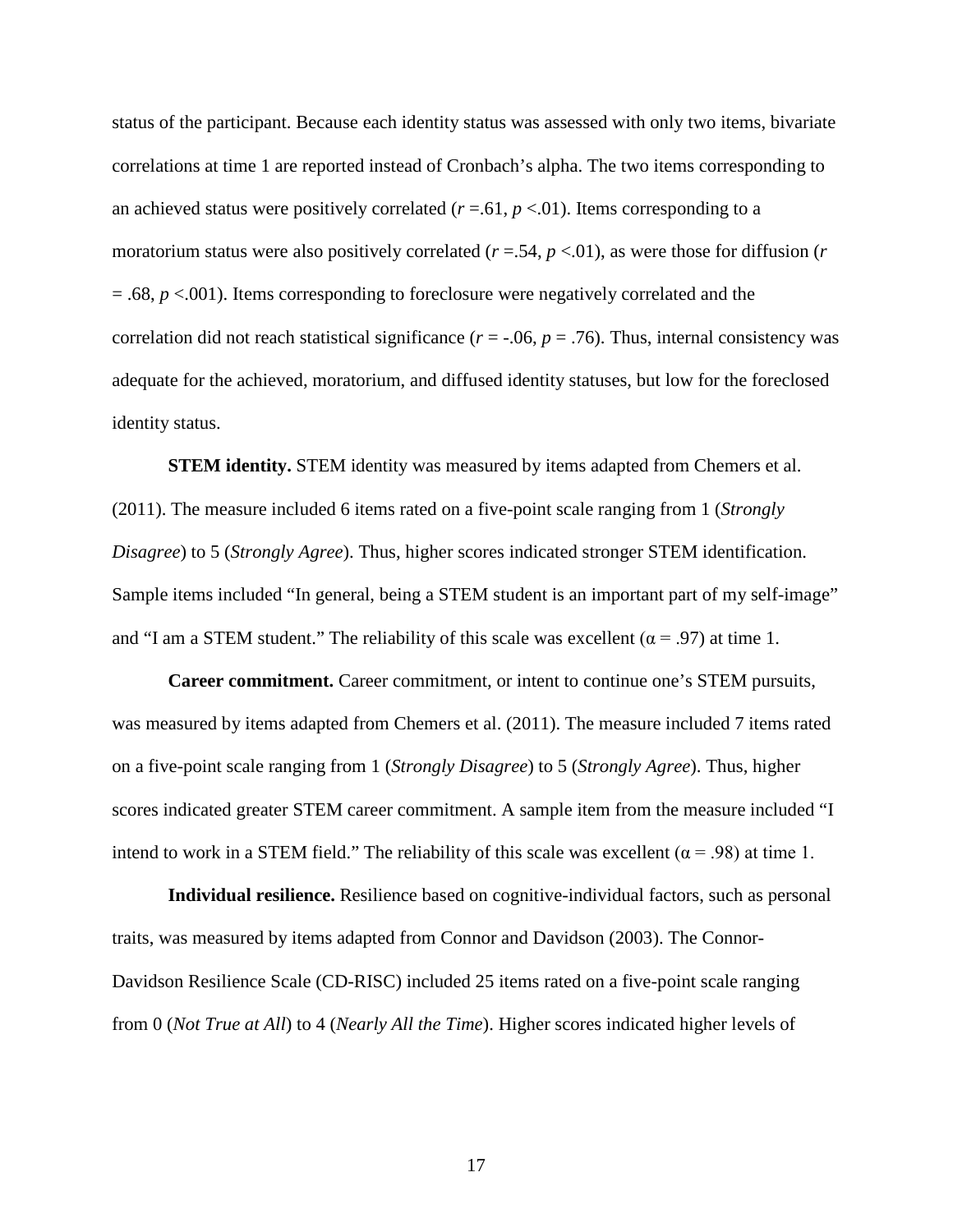status of the participant. Because each identity status was assessed with only two items, bivariate correlations at time 1 are reported instead of Cronbach's alpha. The two items corresponding to an achieved status were positively correlated ($r$ =.61, $p$ <.01). Items corresponding to a moratorium status were also positively correlated ($r$ =.54, $p$ <.01), as were those for diffusion ($r$ = .68, $p$ <.001). Items corresponding to foreclosure were negatively correlated and the correlation did not reach statistical significance ($r$ = -.06, $p$ = .76). Thus, internal consistency was adequate for the achieved, moratorium, and diffused identity statuses, but low for the foreclosed identity status.

**STEM identity.** STEM identity was measured by items adapted from Chemers et al. (2011). The measure included 6 items rated on a five-point scale ranging from 1 (*Strongly Disagree*) to 5 (*Strongly Agree*). Thus, higher scores indicated stronger STEM identification. Sample items included "In general, being a STEM student is an important part of my self-image" and "I am a STEM student." The reliability of this scale was excellent ($\alpha$ = .97) at time 1.

**Career commitment.** Career commitment, or intent to continue one's STEM pursuits, was measured by items adapted from Chemers et al. (2011). The measure included 7 items rated on a five-point scale ranging from 1 (*Strongly Disagree*) to 5 (*Strongly Agree*). Thus, higher scores indicated greater STEM career commitment. A sample item from the measure included "I intend to work in a STEM field." The reliability of this scale was excellent ($\alpha$ = .98) at time 1.

**Individual resilience.** Resilience based on cognitive-individual factors, such as personal traits, was measured by items adapted from Connor and Davidson (2003). The Connor-Davidson Resilience Scale (CD-RISC) included 25 items rated on a five-point scale ranging from 0 (*Not True at All*) to 4 (*Nearly All the Time*). Higher scores indicated higher levels of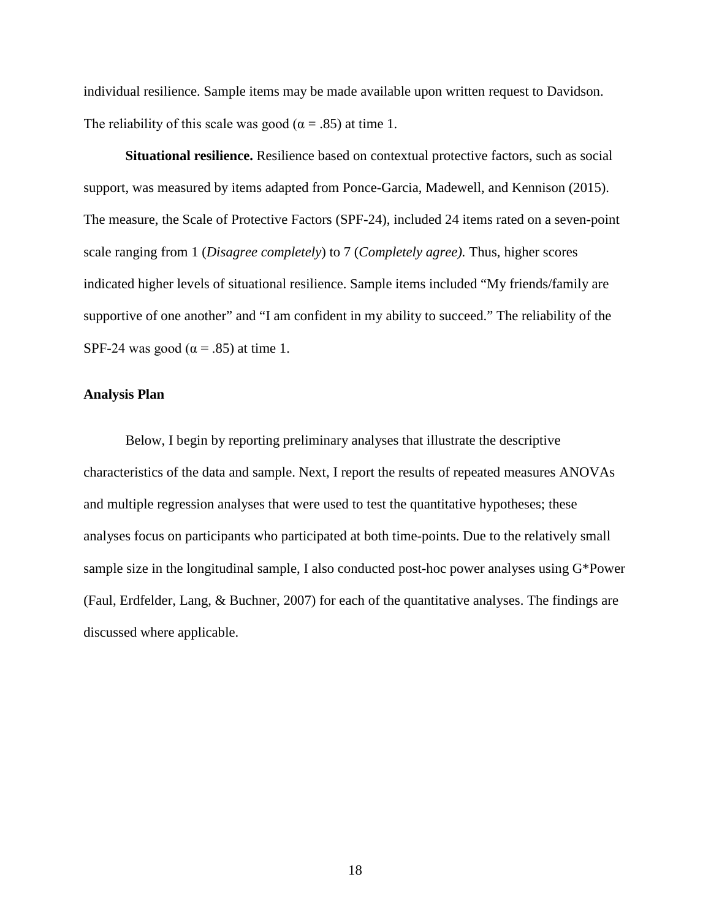individual resilience. Sample items may be made available upon written request to Davidson. The reliability of this scale was good ($\alpha$ = .85) at time 1.

**Situational resilience.** Resilience based on contextual protective factors, such as social support, was measured by items adapted from Ponce-Garcia, Madewell, and Kennison (2015). The measure, the Scale of Protective Factors (SPF-24), included 24 items rated on a seven-point scale ranging from 1 (*Disagree completely*) to 7 (*Completely agree).* Thus, higher scores indicated higher levels of situational resilience. Sample items included "My friends/family are supportive of one another" and "I am confident in my ability to succeed." The reliability of the SPF-24 was good ($\alpha$ = .85) at time 1.

### Analysis Plan

Below, I begin by reporting preliminary analyses that illustrate the descriptive characteristics of the data and sample. Next, I report the results of repeated measures ANOVAs and multiple regression analyses that were used to test the quantitative hypotheses; these analyses focus on participants who participated at both time-points. Due to the relatively small sample size in the longitudinal sample, I also conducted post-hoc power analyses using G*Power (Faul, Erdfelder, Lang, & Buchner, 2007) for each of the quantitative analyses. The findings are discussed where applicable.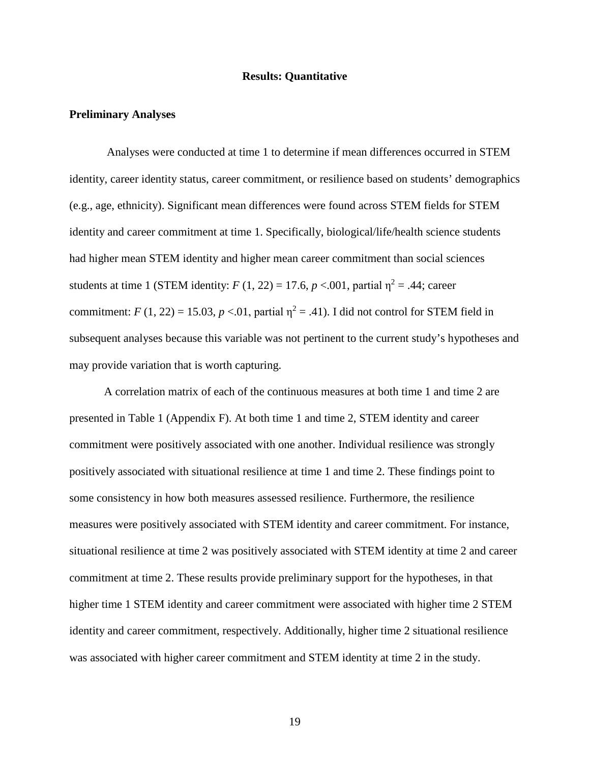## Results: Quantitative

### Preliminary Analyses

Analyses were conducted at time 1 to determine if mean differences occurred in STEM identity, career identity status, career commitment, or resilience based on students' demographics (e.g., age, ethnicity). Significant mean differences were found across STEM fields for STEM identity and career commitment at time 1. Specifically, biological/life/health science students had higher mean STEM identity and higher mean career commitment than social sciences students at time 1 (STEM identity: $F$ (1, 22) = 17.6, $p$ <.001, partial $\eta^2$ = .44; career commitment: $F$ (1, 22) = 15.03, $p$ <.01, partial $\eta^2$ = .41). I did not control for STEM field in subsequent analyses because this variable was not pertinent to the current study's hypotheses and may provide variation that is worth capturing.

A correlation matrix of each of the continuous measures at both time 1 and time 2 are presented in Table 1 (Appendix F). At both time 1 and time 2, STEM identity and career commitment were positively associated with one another. Individual resilience was strongly positively associated with situational resilience at time 1 and time 2. These findings point to some consistency in how both measures assessed resilience. Furthermore, the resilience measures were positively associated with STEM identity and career commitment. For instance, situational resilience at time 2 was positively associated with STEM identity at time 2 and career commitment at time 2. These results provide preliminary support for the hypotheses, in that higher time 1 STEM identity and career commitment were associated with higher time 2 STEM identity and career commitment, respectively. Additionally, higher time 2 situational resilience was associated with higher career commitment and STEM identity at time 2 in the study.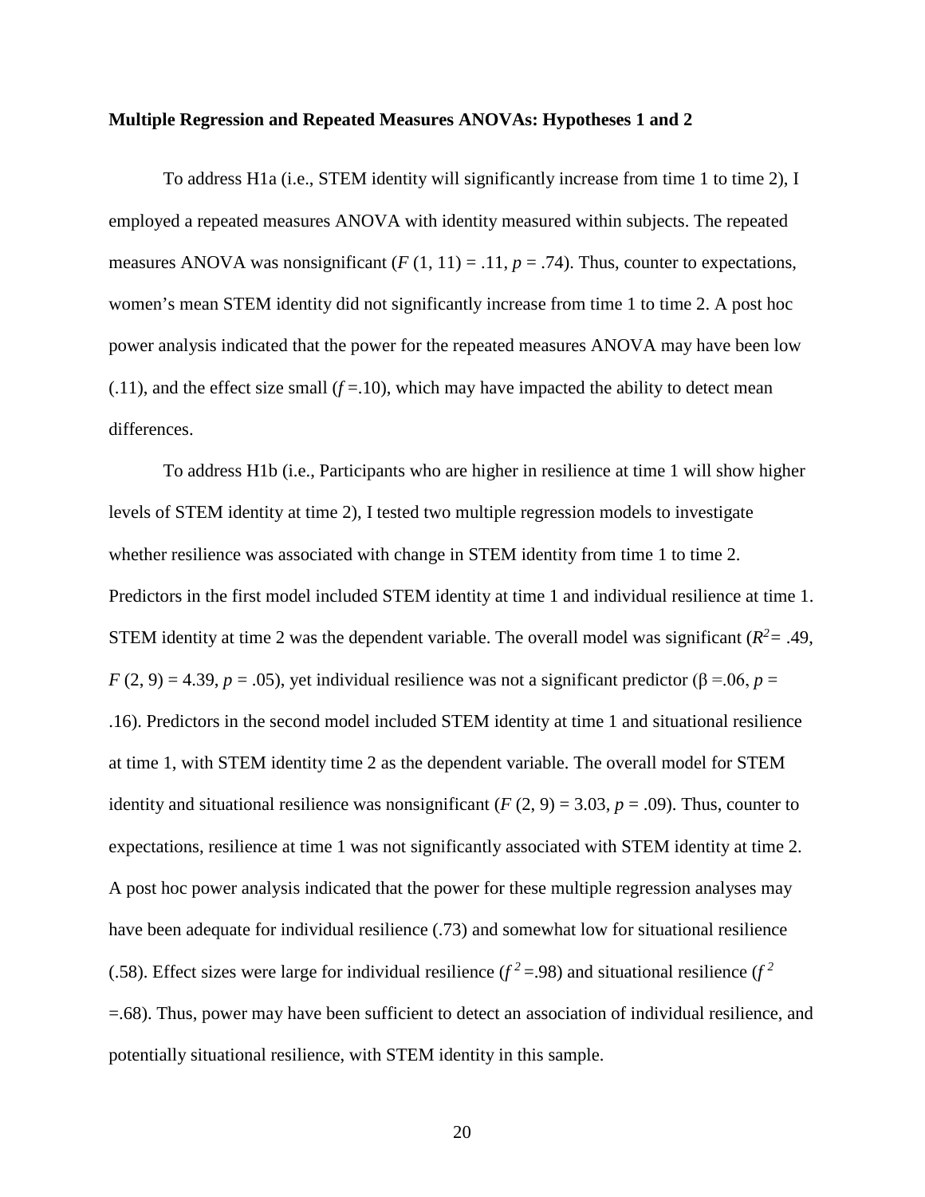**Multiple Regression and Repeated Measures ANOVAs: Hypotheses 1 and 2**

To address H1a (i.e., STEM identity will significantly increase from time 1 to time 2), I employed a repeated measures ANOVA with identity measured within subjects. The repeated measures ANOVA was nonsignificant ($F$ (1, 11) = .11, $p$ = .74). Thus, counter to expectations, women's mean STEM identity did not significantly increase from time 1 to time 2. A post hoc power analysis indicated that the power for the repeated measures ANOVA may have been low (.11), and the effect size small ($f$ =.10), which may have impacted the ability to detect mean differences.

To address H1b (i.e., Participants who are higher in resilience at time 1 will show higher levels of STEM identity at time 2), I tested two multiple regression models to investigate whether resilience was associated with change in STEM identity from time 1 to time 2. Predictors in the first model included STEM identity at time 1 and individual resilience at time 1. STEM identity at time 2 was the dependent variable. The overall model was significant ($R^2$= .49, $F$ (2, 9) = 4.39, $p$ = .05), yet individual resilience was not a significant predictor (β =.06, $p$ = .16). Predictors in the second model included STEM identity at time 1 and situational resilience at time 1, with STEM identity time 2 as the dependent variable. The overall model for STEM identity and situational resilience was nonsignificant ($F$ (2, 9) = 3.03, $p$ = .09). Thus, counter to expectations, resilience at time 1 was not significantly associated with STEM identity at time 2. A post hoc power analysis indicated that the power for these multiple regression analyses may have been adequate for individual resilience (.73) and somewhat low for situational resilience (.58). Effect sizes were large for individual resilience ($f^2$ =.98) and situational resilience ($f^2$ =.68). Thus, power may have been sufficient to detect an association of individual resilience, and potentially situational resilience, with STEM identity in this sample.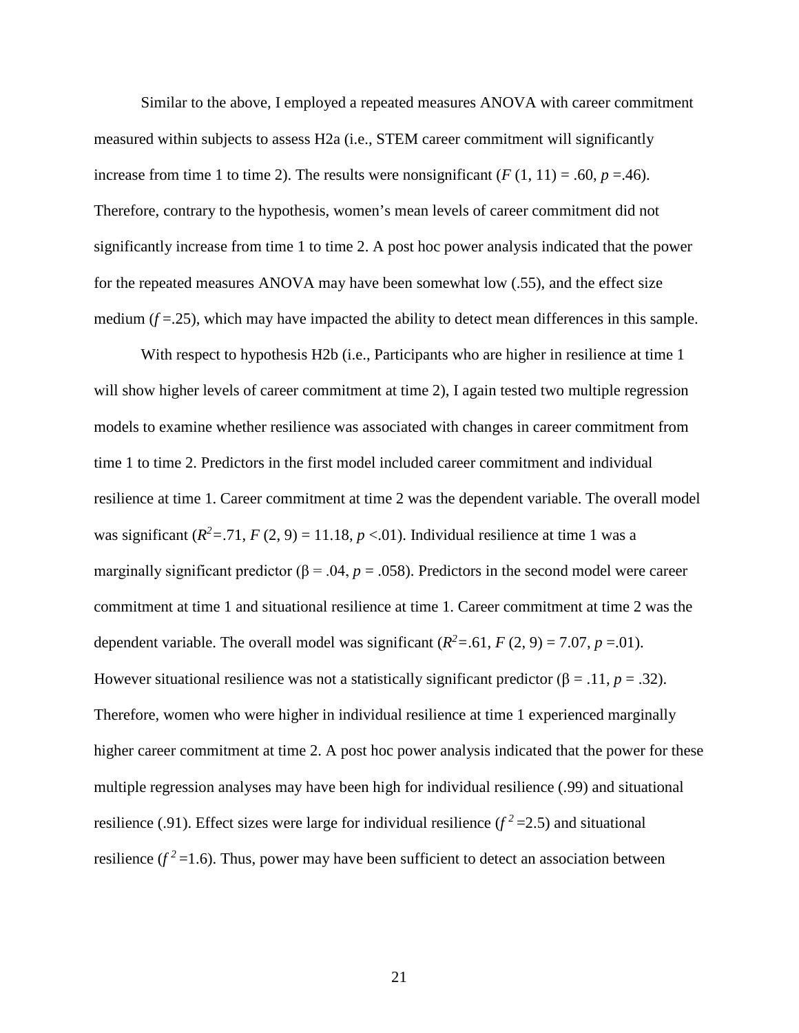Similar to the above, I employed a repeated measures ANOVA with career commitment measured within subjects to assess H2a (i.e., STEM career commitment will significantly increase from time 1 to time 2). The results were nonsignificant ($F$ (1, 11) = .60, $p$ =.46). Therefore, contrary to the hypothesis, women's mean levels of career commitment did not significantly increase from time 1 to time 2. A post hoc power analysis indicated that the power for the repeated measures ANOVA may have been somewhat low (.55), and the effect size medium ($f$ =.25), which may have impacted the ability to detect mean differences in this sample.

With respect to hypothesis H2b (i.e., Participants who are higher in resilience at time 1 will show higher levels of career commitment at time 2), I again tested two multiple regression models to examine whether resilience was associated with changes in career commitment from time 1 to time 2. Predictors in the first model included career commitment and individual resilience at time 1. Career commitment at time 2 was the dependent variable. The overall model was significant ($R^2$=.71, $F$ (2, 9) = 11.18, $p$ <.01). Individual resilience at time 1 was a marginally significant predictor ($\beta$ = .04, $p$ = .058). Predictors in the second model were career commitment at time 1 and situational resilience at time 1. Career commitment at time 2 was the dependent variable. The overall model was significant ($R^2$=.61, $F$ (2, 9) = 7.07, $p$ =.01). However situational resilience was not a statistically significant predictor ($\beta$ = .11, $p$ = .32). Therefore, women who were higher in individual resilience at time 1 experienced marginally higher career commitment at time 2. A post hoc power analysis indicated that the power for these multiple regression analyses may have been high for individual resilience (.99) and situational resilience (.91). Effect sizes were large for individual resilience ($f^2$ =2.5) and situational resilience ($f^2$ =1.6). Thus, power may have been sufficient to detect an association between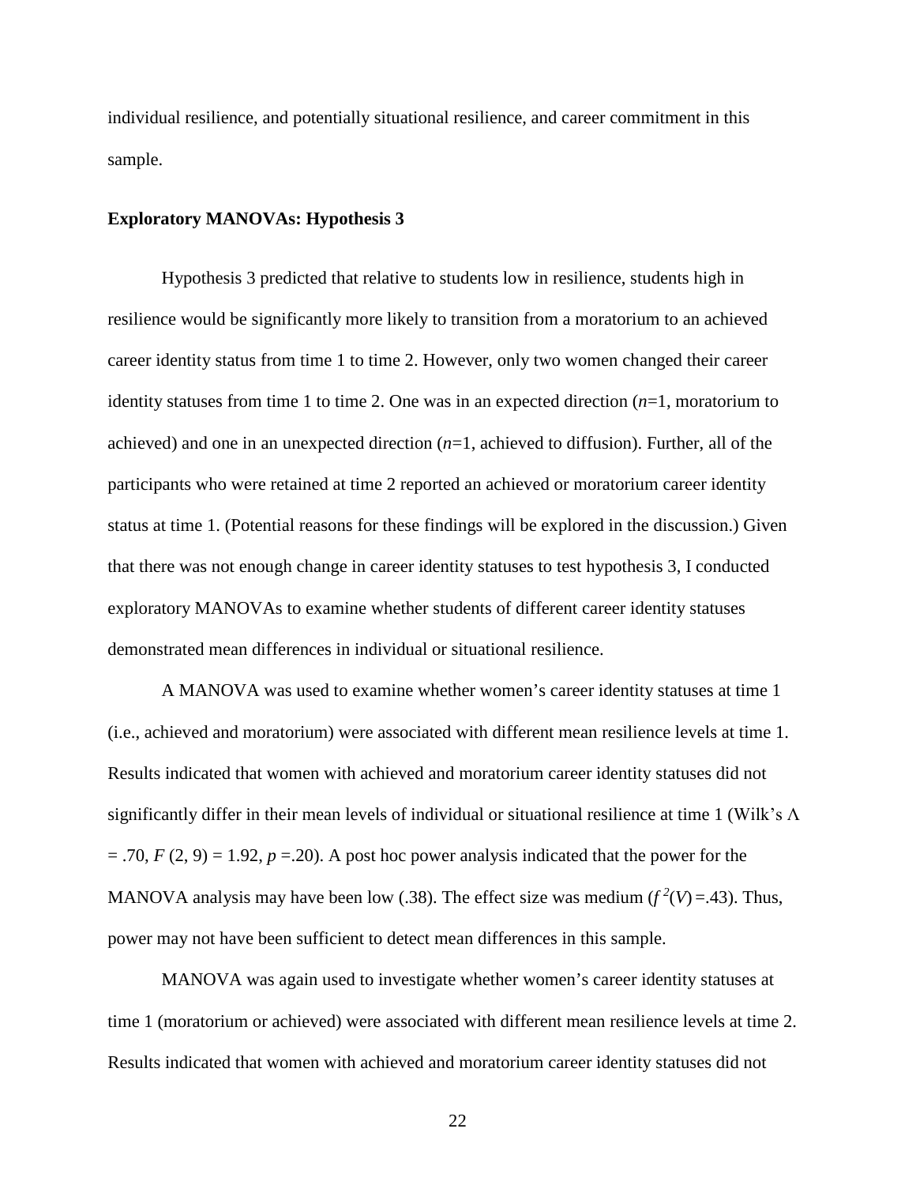individual resilience, and potentially situational resilience, and career commitment in this sample.

**Exploratory MANOVAs: Hypothesis 3**

Hypothesis 3 predicted that relative to students low in resilience, students high in resilience would be significantly more likely to transition from a moratorium to an achieved career identity status from time 1 to time 2. However, only two women changed their career identity statuses from time 1 to time 2. One was in an expected direction ($n$=1, moratorium to achieved) and one in an unexpected direction ($n$=1, achieved to diffusion). Further, all of the participants who were retained at time 2 reported an achieved or moratorium career identity status at time 1. (Potential reasons for these findings will be explored in the discussion.) Given that there was not enough change in career identity statuses to test hypothesis 3, I conducted exploratory MANOVAs to examine whether students of different career identity statuses demonstrated mean differences in individual or situational resilience.

A MANOVA was used to examine whether women's career identity statuses at time 1 (i.e., achieved and moratorium) were associated with different mean resilience levels at time 1. Results indicated that women with achieved and moratorium career identity statuses did not significantly differ in their mean levels of individual or situational resilience at time 1 (Wilk's $\Lambda = .70$, $F\,(2, 9) = 1.92$, $p = .20$). A post hoc power analysis indicated that the power for the MANOVA analysis may have been low (.38). The effect size was medium ($f^2(V) = .43$). Thus, power may not have been sufficient to detect mean differences in this sample.

MANOVA was again used to investigate whether women's career identity statuses at time 1 (moratorium or achieved) were associated with different mean resilience levels at time 2. Results indicated that women with achieved and moratorium career identity statuses did not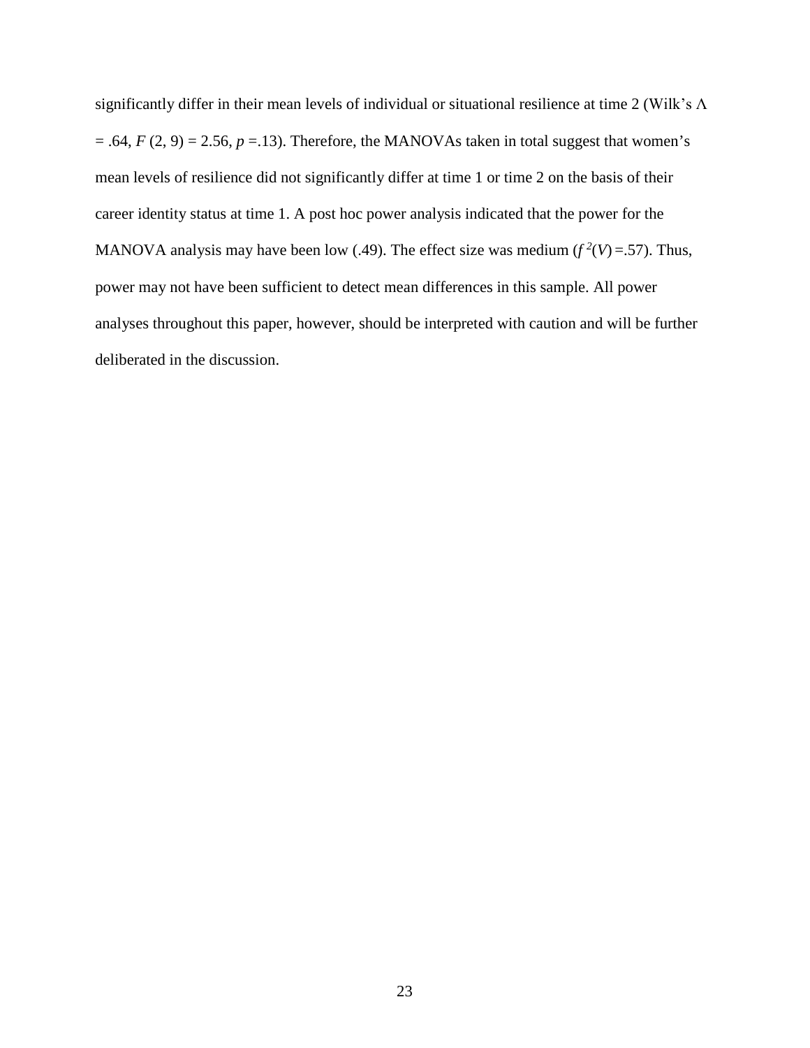significantly differ in their mean levels of individual or situational resilience at time 2 (Wilk's $\Lambda = .64$, $F(2, 9) = 2.56$, $p = .13$). Therefore, the MANOVAs taken in total suggest that women's mean levels of resilience did not significantly differ at time 1 or time 2 on the basis of their career identity status at time 1. A post hoc power analysis indicated that the power for the MANOVA analysis may have been low (.49). The effect size was medium ($f^2(V) = .57$). Thus, power may not have been sufficient to detect mean differences in this sample. All power analyses throughout this paper, however, should be interpreted with caution and will be further deliberated in the discussion.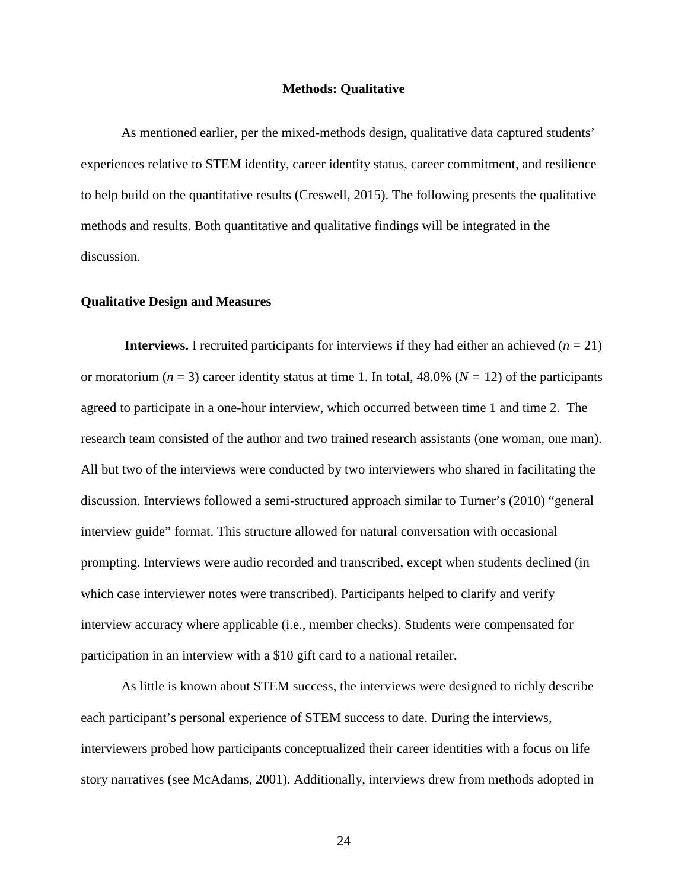# Methods: Qualitative

As mentioned earlier, per the mixed-methods design, qualitative data captured students' experiences relative to STEM identity, career identity status, career commitment, and resilience to help build on the quantitative results (Creswell, 2015). The following presents the qualitative methods and results. Both quantitative and qualitative findings will be integrated in the discussion.

## Qualitative Design and Measures

**Interviews.** I recruited participants for interviews if they had either an achieved ($n$ = 21) or moratorium ($n$ = 3) career identity status at time 1. In total, 48.0% ($N$ = 12) of the participants agreed to participate in a one-hour interview, which occurred between time 1 and time 2. The research team consisted of the author and two trained research assistants (one woman, one man). All but two of the interviews were conducted by two interviewers who shared in facilitating the discussion. Interviews followed a semi-structured approach similar to Turner's (2010) "general interview guide" format. This structure allowed for natural conversation with occasional prompting. Interviews were audio recorded and transcribed, except when students declined (in which case interviewer notes were transcribed). Participants helped to clarify and verify interview accuracy where applicable (i.e., member checks). Students were compensated for participation in an interview with a $10 gift card to a national retailer.

As little is known about STEM success, the interviews were designed to richly describe each participant's personal experience of STEM success to date. During the interviews, interviewers probed how participants conceptualized their career identities with a focus on life story narratives (see McAdams, 2001). Additionally, interviews drew from methods adopted in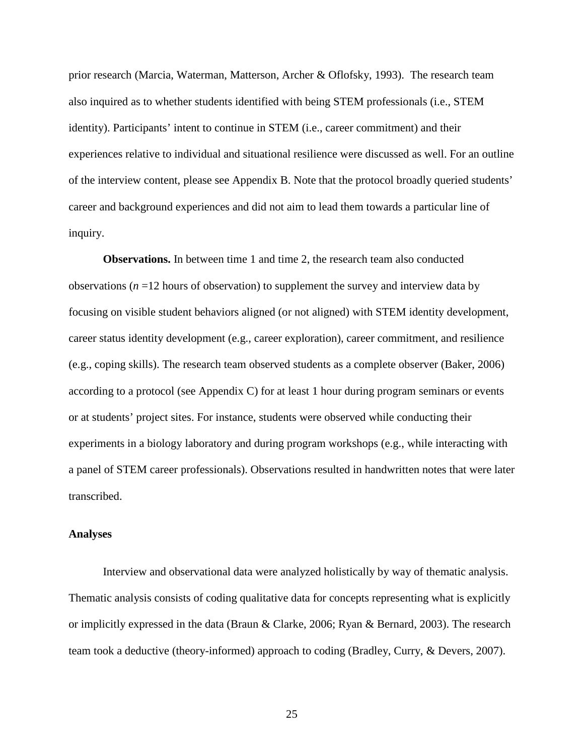prior research (Marcia, Waterman, Matterson, Archer & Oflofsky, 1993). The research team also inquired as to whether students identified with being STEM professionals (i.e., STEM identity). Participants' intent to continue in STEM (i.e., career commitment) and their experiences relative to individual and situational resilience were discussed as well. For an outline of the interview content, please see Appendix B. Note that the protocol broadly queried students' career and background experiences and did not aim to lead them towards a particular line of inquiry.

**Observations.** In between time 1 and time 2, the research team also conducted observations ($n$ =12 hours of observation) to supplement the survey and interview data by focusing on visible student behaviors aligned (or not aligned) with STEM identity development, career status identity development (e.g., career exploration), career commitment, and resilience (e.g., coping skills). The research team observed students as a complete observer (Baker, 2006) according to a protocol (see Appendix C) for at least 1 hour during program seminars or events or at students' project sites. For instance, students were observed while conducting their experiments in a biology laboratory and during program workshops (e.g., while interacting with a panel of STEM career professionals). Observations resulted in handwritten notes that were later transcribed.

### Analyses

Interview and observational data were analyzed holistically by way of thematic analysis. Thematic analysis consists of coding qualitative data for concepts representing what is explicitly or implicitly expressed in the data (Braun & Clarke, 2006; Ryan & Bernard, 2003). The research team took a deductive (theory-informed) approach to coding (Bradley, Curry, & Devers, 2007).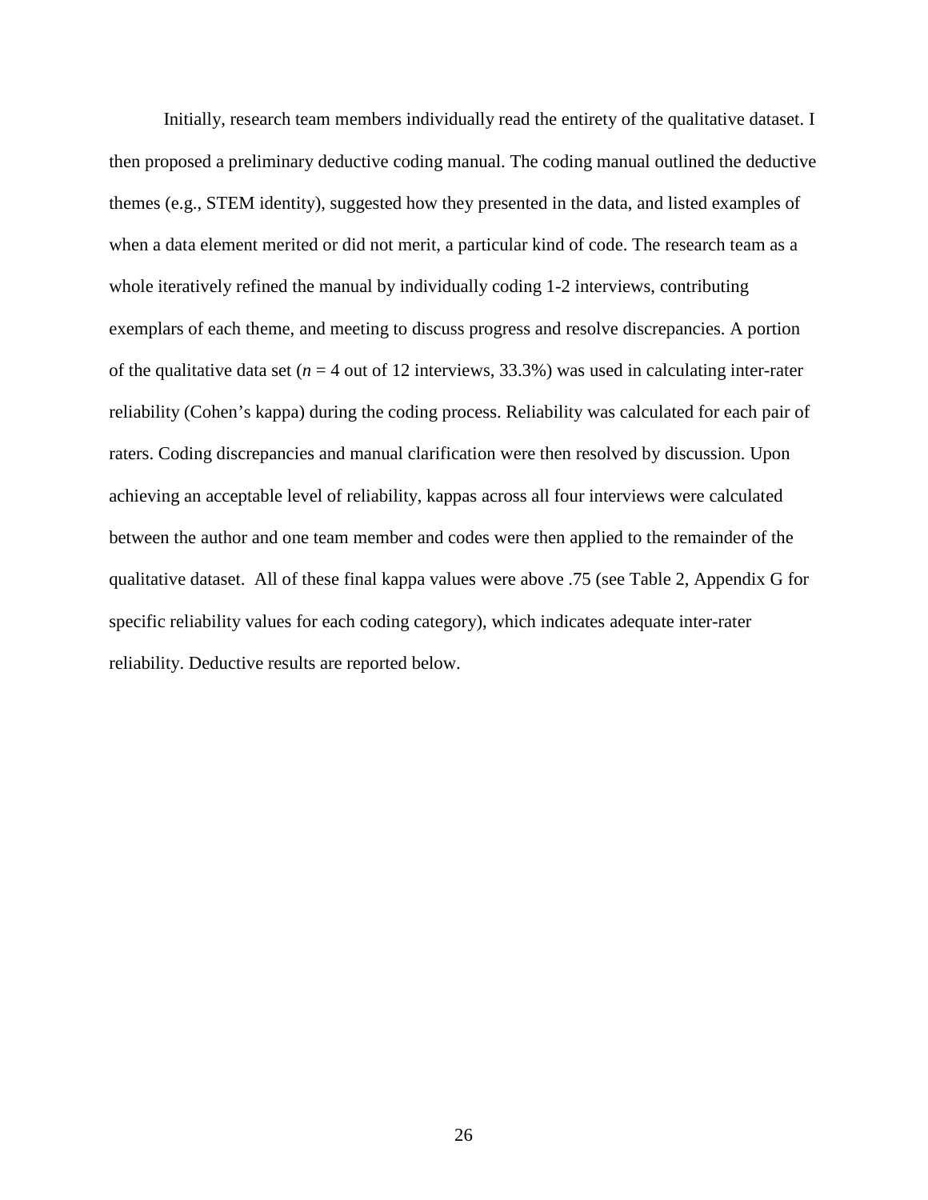Initially, research team members individually read the entirety of the qualitative dataset. I then proposed a preliminary deductive coding manual. The coding manual outlined the deductive themes (e.g., STEM identity), suggested how they presented in the data, and listed examples of when a data element merited or did not merit, a particular kind of code. The research team as a whole iteratively refined the manual by individually coding 1-2 interviews, contributing exemplars of each theme, and meeting to discuss progress and resolve discrepancies. A portion of the qualitative data set ($n$ = 4 out of 12 interviews, 33.3%) was used in calculating inter-rater reliability (Cohen's kappa) during the coding process. Reliability was calculated for each pair of raters. Coding discrepancies and manual clarification were then resolved by discussion. Upon achieving an acceptable level of reliability, kappas across all four interviews were calculated between the author and one team member and codes were then applied to the remainder of the qualitative dataset. All of these final kappa values were above .75 (see Table 2, Appendix G for specific reliability values for each coding category), which indicates adequate inter-rater reliability. Deductive results are reported below.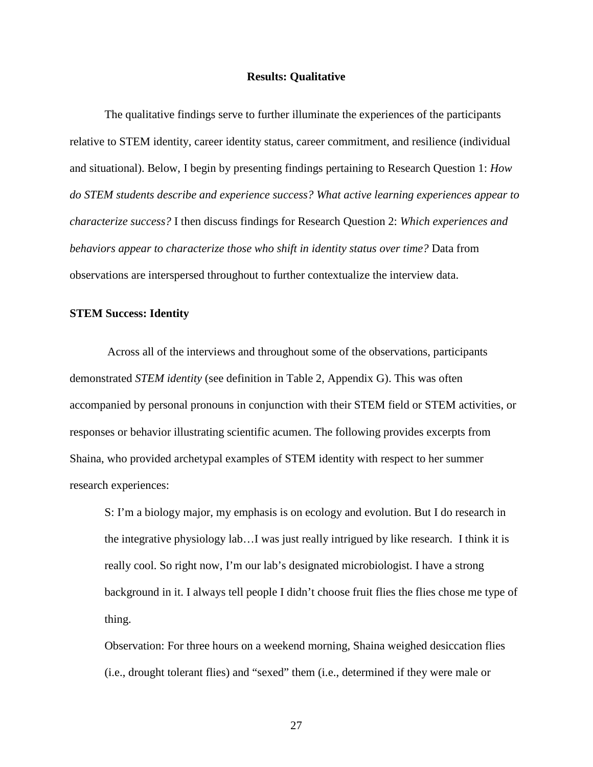# Results: Qualitative

The qualitative findings serve to further illuminate the experiences of the participants relative to STEM identity, career identity status, career commitment, and resilience (individual and situational). Below, I begin by presenting findings pertaining to Research Question 1: *How do STEM students describe and experience success? What active learning experiences appear to characterize success?* I then discuss findings for Research Question 2: *Which experiences and behaviors appear to characterize those who shift in identity status over time?* Data from observations are interspersed throughout to further contextualize the interview data.

## STEM Success: Identity

Across all of the interviews and throughout some of the observations, participants demonstrated *STEM identity* (see definition in Table 2, Appendix G). This was often accompanied by personal pronouns in conjunction with their STEM field or STEM activities, or responses or behavior illustrating scientific acumen. The following provides excerpts from Shaina, who provided archetypal examples of STEM identity with respect to her summer research experiences:

> S: I'm a biology major, my emphasis is on ecology and evolution. But I do research in the integrative physiology lab…I was just really intrigued by like research. I think it is really cool. So right now, I'm our lab's designated microbiologist. I have a strong background in it. I always tell people I didn't choose fruit flies the flies chose me type of thing.
>
> Observation: For three hours on a weekend morning, Shaina weighed desiccation flies (i.e., drought tolerant flies) and "sexed" them (i.e., determined if they were male or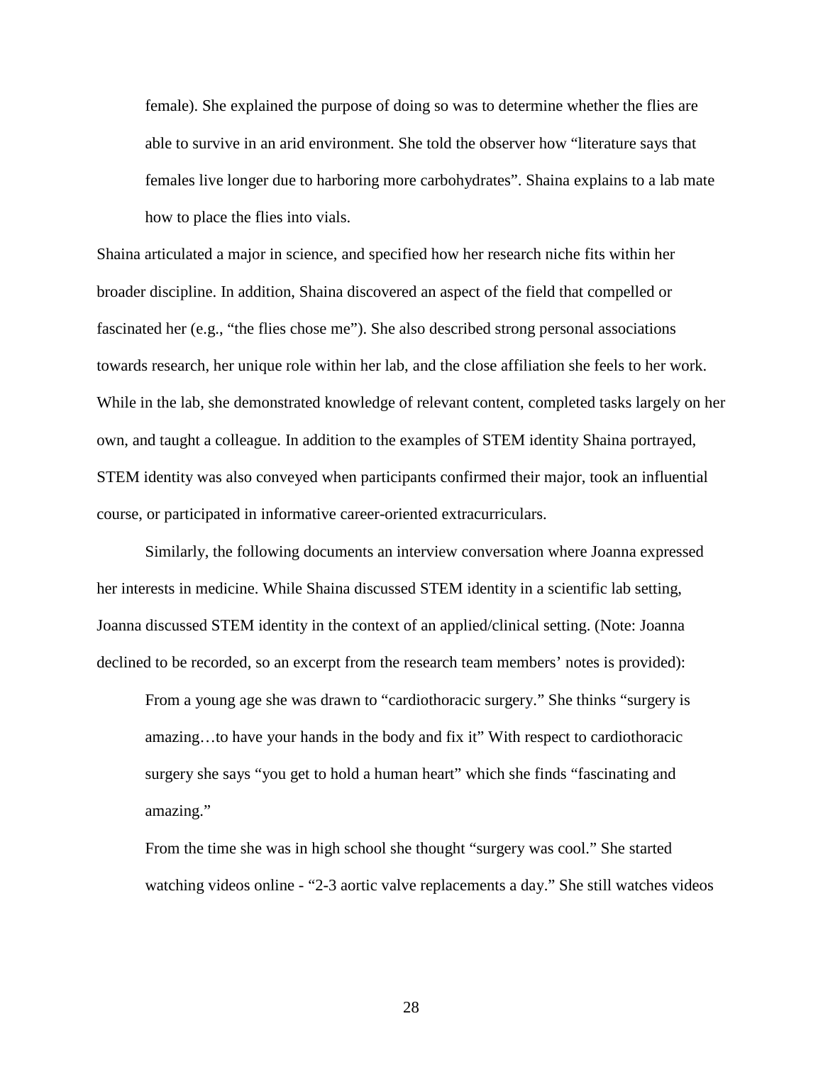> female). She explained the purpose of doing so was to determine whether the flies are able to survive in an arid environment. She told the observer how "literature says that females live longer due to harboring more carbohydrates". Shaina explains to a lab mate how to place the flies into vials.

Shaina articulated a major in science, and specified how her research niche fits within her broader discipline. In addition, Shaina discovered an aspect of the field that compelled or fascinated her (e.g., "the flies chose me"). She also described strong personal associations towards research, her unique role within her lab, and the close affiliation she feels to her work. While in the lab, she demonstrated knowledge of relevant content, completed tasks largely on her own, and taught a colleague. In addition to the examples of STEM identity Shaina portrayed, STEM identity was also conveyed when participants confirmed their major, took an influential course, or participated in informative career-oriented extracurriculars.

Similarly, the following documents an interview conversation where Joanna expressed her interests in medicine. While Shaina discussed STEM identity in a scientific lab setting, Joanna discussed STEM identity in the context of an applied/clinical setting. (Note: Joanna declined to be recorded, so an excerpt from the research team members' notes is provided):

> From a young age she was drawn to "cardiothoracic surgery." She thinks "surgery is amazing…to have your hands in the body and fix it" With respect to cardiothoracic surgery she says "you get to hold a human heart" which she finds "fascinating and amazing."
>
> From the time she was in high school she thought "surgery was cool." She started watching videos online - "2-3 aortic valve replacements a day." She still watches videos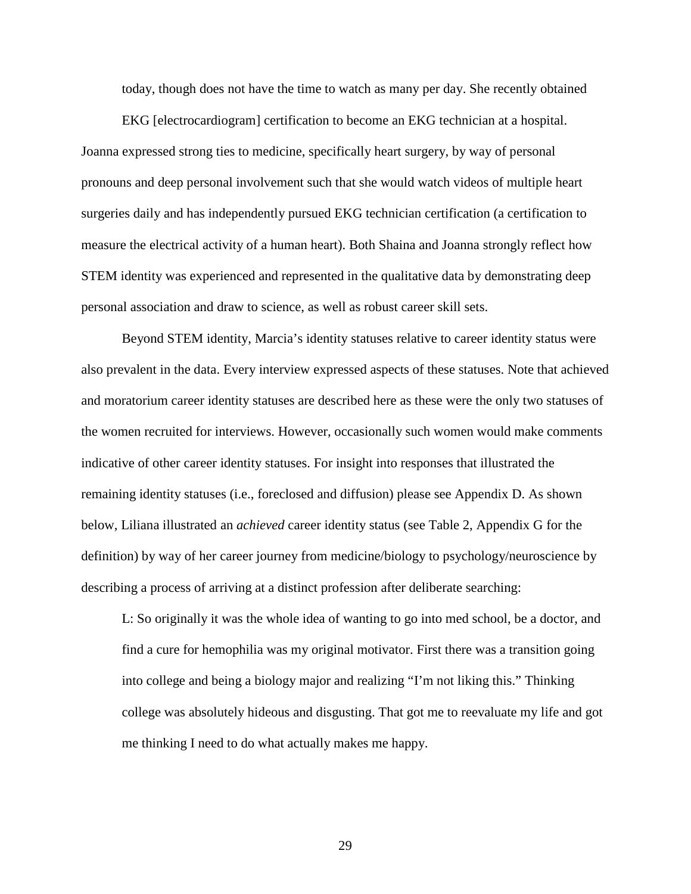today, though does not have the time to watch as many per day. She recently obtained EKG [electrocardiogram] certification to become an EKG technician at a hospital. Joanna expressed strong ties to medicine, specifically heart surgery, by way of personal pronouns and deep personal involvement such that she would watch videos of multiple heart surgeries daily and has independently pursued EKG technician certification (a certification to measure the electrical activity of a human heart). Both Shaina and Joanna strongly reflect how STEM identity was experienced and represented in the qualitative data by demonstrating deep personal association and draw to science, as well as robust career skill sets.

Beyond STEM identity, Marcia's identity statuses relative to career identity status were also prevalent in the data. Every interview expressed aspects of these statuses. Note that achieved and moratorium career identity statuses are described here as these were the only two statuses of the women recruited for interviews. However, occasionally such women would make comments indicative of other career identity statuses. For insight into responses that illustrated the remaining identity statuses (i.e., foreclosed and diffusion) please see Appendix D. As shown below, Liliana illustrated an *achieved* career identity status (see Table 2, Appendix G for the definition) by way of her career journey from medicine/biology to psychology/neuroscience by describing a process of arriving at a distinct profession after deliberate searching:

> L: So originally it was the whole idea of wanting to go into med school, be a doctor, and find a cure for hemophilia was my original motivator. First there was a transition going into college and being a biology major and realizing "I'm not liking this." Thinking college was absolutely hideous and disgusting. That got me to reevaluate my life and got me thinking I need to do what actually makes me happy.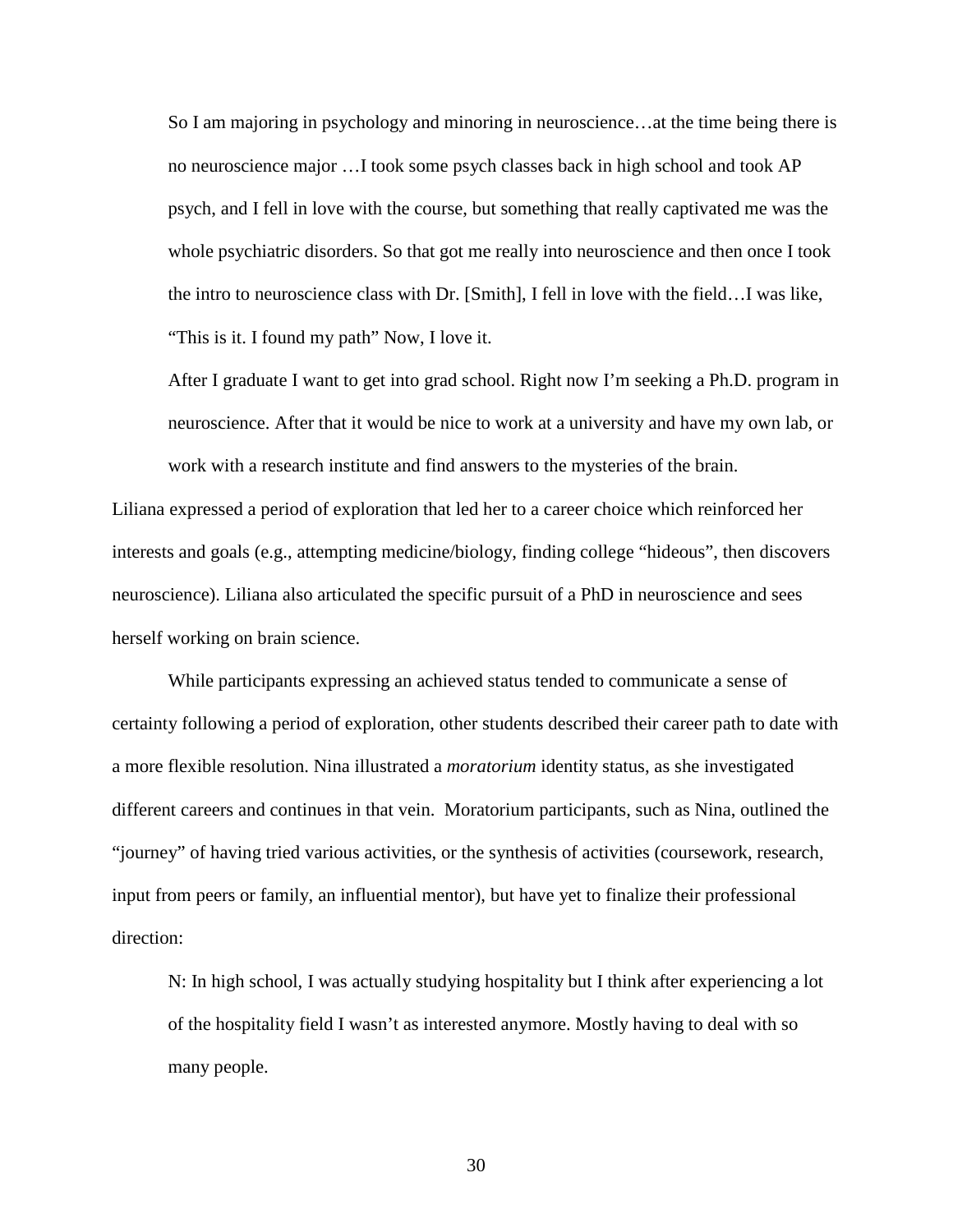> So I am majoring in psychology and minoring in neuroscience…at the time being there is no neuroscience major …I took some psych classes back in high school and took AP psych, and I fell in love with the course, but something that really captivated me was the whole psychiatric disorders. So that got me really into neuroscience and then once I took the intro to neuroscience class with Dr. [Smith], I fell in love with the field…I was like, "This is it. I found my path" Now, I love it.
>
> After I graduate I want to get into grad school. Right now I'm seeking a Ph.D. program in neuroscience. After that it would be nice to work at a university and have my own lab, or work with a research institute and find answers to the mysteries of the brain.

Liliana expressed a period of exploration that led her to a career choice which reinforced her interests and goals (e.g., attempting medicine/biology, finding college "hideous", then discovers neuroscience). Liliana also articulated the specific pursuit of a PhD in neuroscience and sees herself working on brain science.

While participants expressing an achieved status tended to communicate a sense of certainty following a period of exploration, other students described their career path to date with a more flexible resolution. Nina illustrated a *moratorium* identity status, as she investigated different careers and continues in that vein. Moratorium participants, such as Nina, outlined the "journey" of having tried various activities, or the synthesis of activities (coursework, research, input from peers or family, an influential mentor), but have yet to finalize their professional direction:

> N: In high school, I was actually studying hospitality but I think after experiencing a lot of the hospitality field I wasn't as interested anymore. Mostly having to deal with so many people.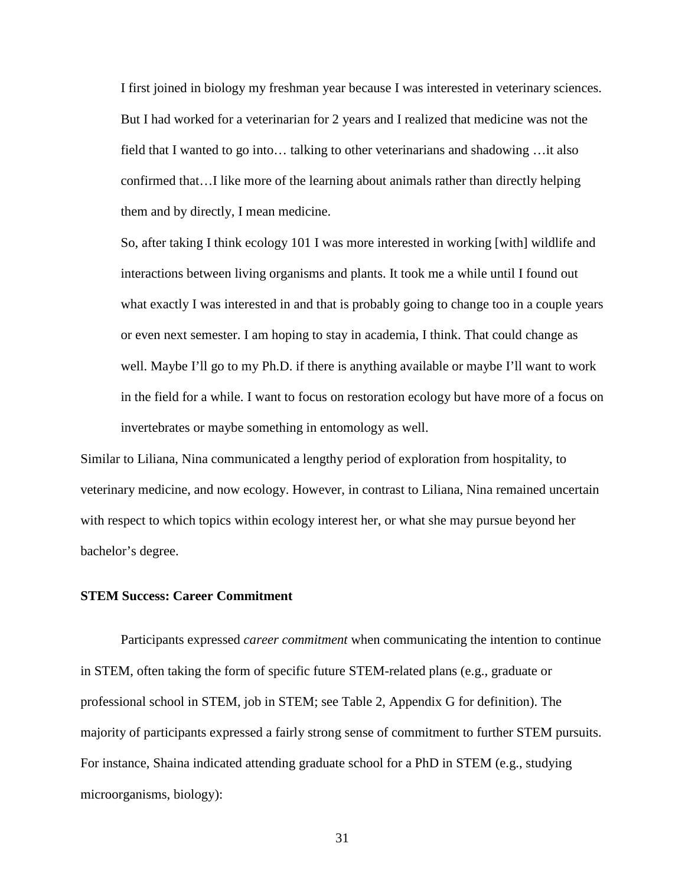> I first joined in biology my freshman year because I was interested in veterinary sciences. But I had worked for a veterinarian for 2 years and I realized that medicine was not the field that I wanted to go into… talking to other veterinarians and shadowing …it also confirmed that…I like more of the learning about animals rather than directly helping them and by directly, I mean medicine.
>
> So, after taking I think ecology 101 I was more interested in working [with] wildlife and interactions between living organisms and plants. It took me a while until I found out what exactly I was interested in and that is probably going to change too in a couple years or even next semester. I am hoping to stay in academia, I think. That could change as well. Maybe I'll go to my Ph.D. if there is anything available or maybe I'll want to work in the field for a while. I want to focus on restoration ecology but have more of a focus on invertebrates or maybe something in entomology as well.

Similar to Liliana, Nina communicated a lengthy period of exploration from hospitality, to veterinary medicine, and now ecology. However, in contrast to Liliana, Nina remained uncertain with respect to which topics within ecology interest her, or what she may pursue beyond her bachelor's degree.

### STEM Success: Career Commitment

Participants expressed *career commitment* when communicating the intention to continue in STEM, often taking the form of specific future STEM-related plans (e.g., graduate or professional school in STEM, job in STEM; see Table 2, Appendix G for definition). The majority of participants expressed a fairly strong sense of commitment to further STEM pursuits. For instance, Shaina indicated attending graduate school for a PhD in STEM (e.g., studying microorganisms, biology):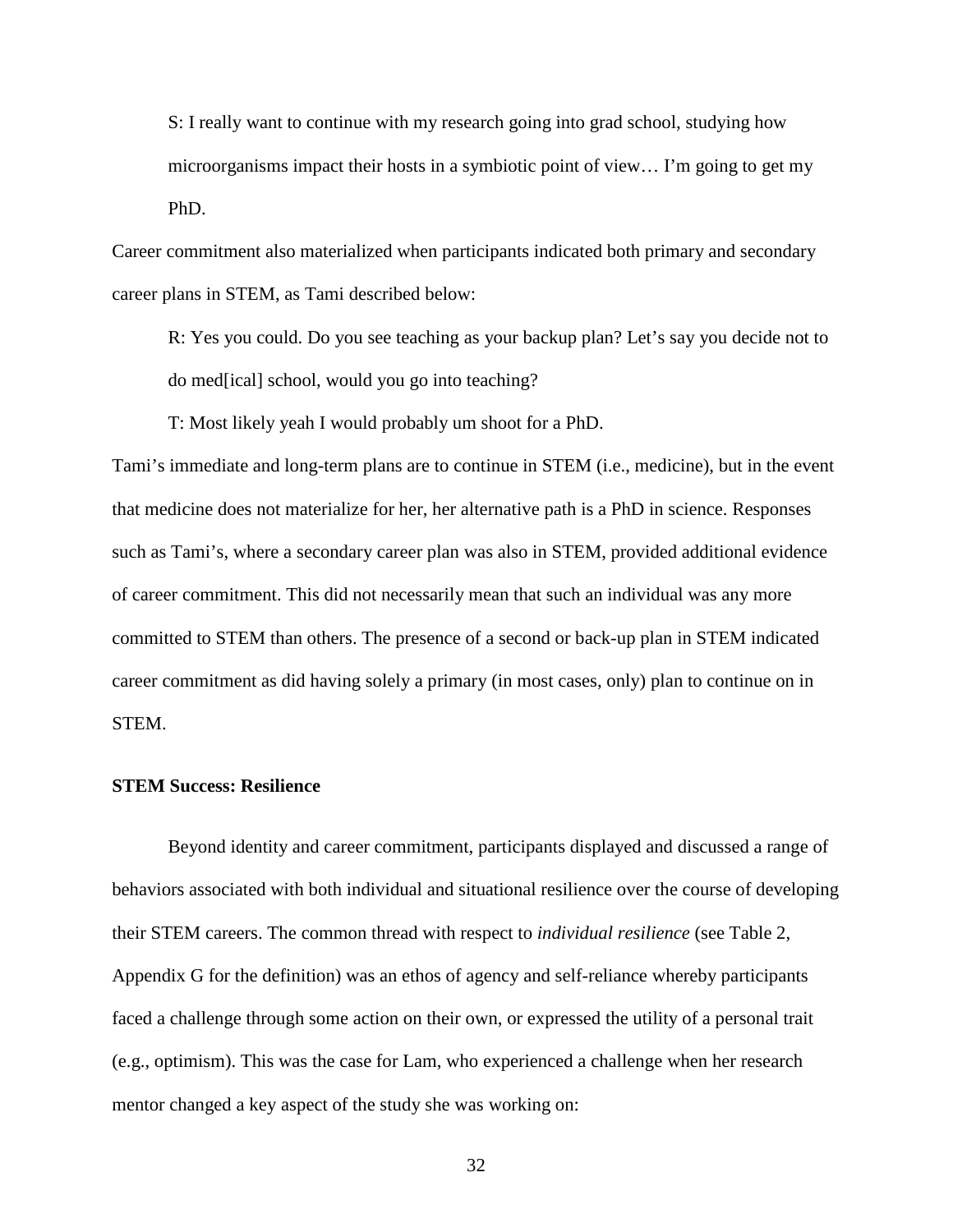> S: I really want to continue with my research going into grad school, studying how microorganisms impact their hosts in a symbiotic point of view… I'm going to get my PhD.

Career commitment also materialized when participants indicated both primary and secondary career plans in STEM, as Tami described below:

> R: Yes you could. Do you see teaching as your backup plan? Let's say you decide not to do med[ical] school, would you go into teaching?
>
> T: Most likely yeah I would probably um shoot for a PhD.

Tami's immediate and long-term plans are to continue in STEM (i.e., medicine), but in the event that medicine does not materialize for her, her alternative path is a PhD in science. Responses such as Tami's, where a secondary career plan was also in STEM, provided additional evidence of career commitment. This did not necessarily mean that such an individual was any more committed to STEM than others. The presence of a second or back-up plan in STEM indicated career commitment as did having solely a primary (in most cases, only) plan to continue on in STEM.

**STEM Success: Resilience**

Beyond identity and career commitment, participants displayed and discussed a range of behaviors associated with both individual and situational resilience over the course of developing their STEM careers. The common thread with respect to *individual resilience* (see Table 2, Appendix G for the definition) was an ethos of agency and self-reliance whereby participants faced a challenge through some action on their own, or expressed the utility of a personal trait (e.g., optimism). This was the case for Lam, who experienced a challenge when her research mentor changed a key aspect of the study she was working on: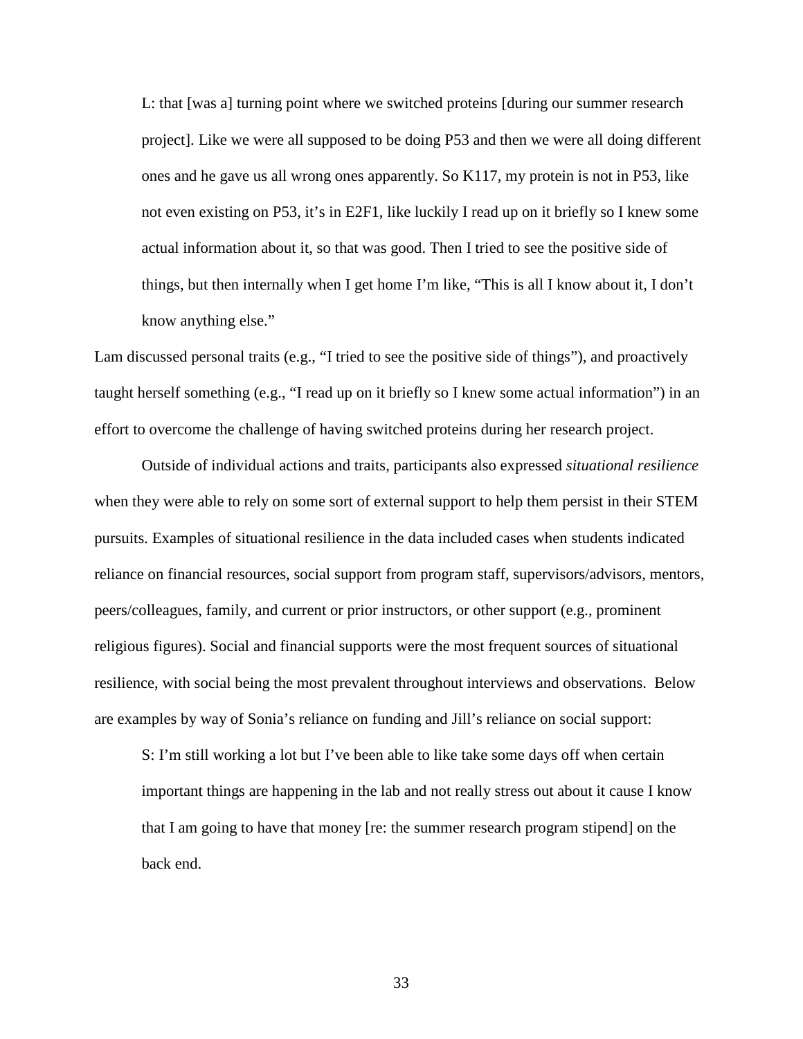> L: that [was a] turning point where we switched proteins [during our summer research project]. Like we were all supposed to be doing P53 and then we were all doing different ones and he gave us all wrong ones apparently. So K117, my protein is not in P53, like not even existing on P53, it's in E2F1, like luckily I read up on it briefly so I knew some actual information about it, so that was good. Then I tried to see the positive side of things, but then internally when I get home I'm like, "This is all I know about it, I don't know anything else."

Lam discussed personal traits (e.g., "I tried to see the positive side of things"), and proactively taught herself something (e.g., "I read up on it briefly so I knew some actual information") in an effort to overcome the challenge of having switched proteins during her research project.

Outside of individual actions and traits, participants also expressed *situational resilience* when they were able to rely on some sort of external support to help them persist in their STEM pursuits. Examples of situational resilience in the data included cases when students indicated reliance on financial resources, social support from program staff, supervisors/advisors, mentors, peers/colleagues, family, and current or prior instructors, or other support (e.g., prominent religious figures). Social and financial supports were the most frequent sources of situational resilience, with social being the most prevalent throughout interviews and observations. Below are examples by way of Sonia's reliance on funding and Jill's reliance on social support:

> S: I'm still working a lot but I've been able to like take some days off when certain important things are happening in the lab and not really stress out about it cause I know that I am going to have that money [re: the summer research program stipend] on the back end.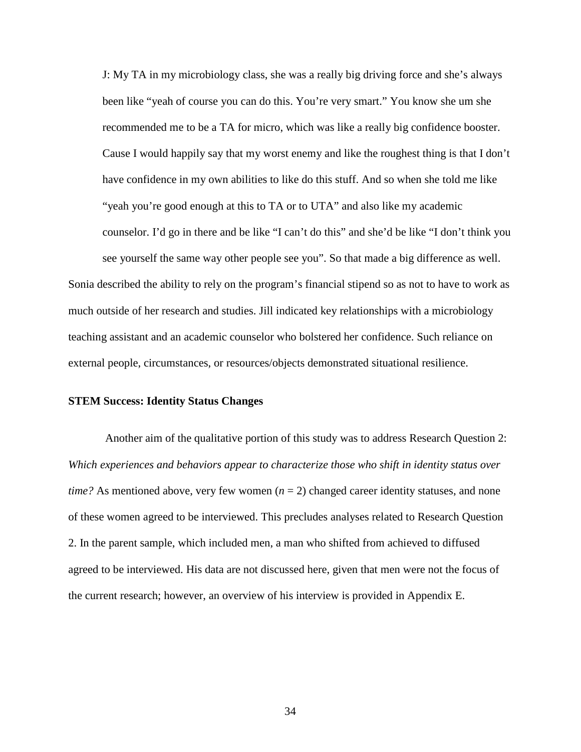> J: My TA in my microbiology class, she was a really big driving force and she's always been like "yeah of course you can do this. You're very smart." You know she um she recommended me to be a TA for micro, which was like a really big confidence booster. Cause I would happily say that my worst enemy and like the roughest thing is that I don't have confidence in my own abilities to like do this stuff. And so when she told me like "yeah you're good enough at this to TA or to UTA" and also like my academic counselor. I'd go in there and be like "I can't do this" and she'd be like "I don't think you see yourself the same way other people see you". So that made a big difference as well.

Sonia described the ability to rely on the program's financial stipend so as not to have to work as much outside of her research and studies. Jill indicated key relationships with a microbiology teaching assistant and an academic counselor who bolstered her confidence. Such reliance on external people, circumstances, or resources/objects demonstrated situational resilience.

**STEM Success: Identity Status Changes**

Another aim of the qualitative portion of this study was to address Research Question 2: *Which experiences and behaviors appear to characterize those who shift in identity status over time?* As mentioned above, very few women ($n = 2$) changed career identity statuses, and none of these women agreed to be interviewed. This precludes analyses related to Research Question 2. In the parent sample, which included men, a man who shifted from achieved to diffused agreed to be interviewed. His data are not discussed here, given that men were not the focus of the current research; however, an overview of his interview is provided in Appendix E.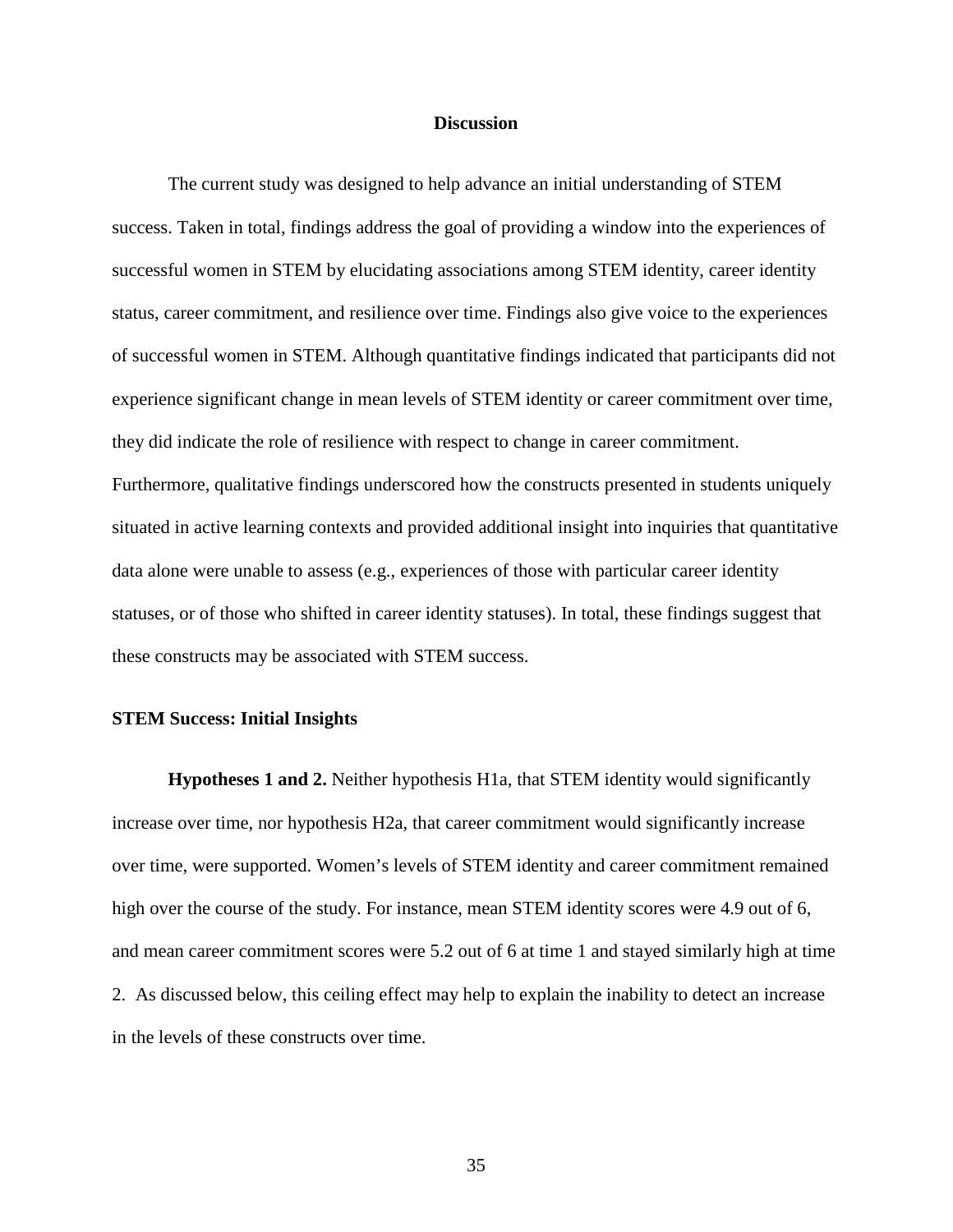# Discussion

The current study was designed to help advance an initial understanding of STEM success. Taken in total, findings address the goal of providing a window into the experiences of successful women in STEM by elucidating associations among STEM identity, career identity status, career commitment, and resilience over time. Findings also give voice to the experiences of successful women in STEM. Although quantitative findings indicated that participants did not experience significant change in mean levels of STEM identity or career commitment over time, they did indicate the role of resilience with respect to change in career commitment. Furthermore, qualitative findings underscored how the constructs presented in students uniquely situated in active learning contexts and provided additional insight into inquiries that quantitative data alone were unable to assess (e.g., experiences of those with particular career identity statuses, or of those who shifted in career identity statuses). In total, these findings suggest that these constructs may be associated with STEM success.

## STEM Success: Initial Insights

**Hypotheses 1 and 2.** Neither hypothesis H1a, that STEM identity would significantly increase over time, nor hypothesis H2a, that career commitment would significantly increase over time, were supported. Women's levels of STEM identity and career commitment remained high over the course of the study. For instance, mean STEM identity scores were 4.9 out of 6, and mean career commitment scores were 5.2 out of 6 at time 1 and stayed similarly high at time 2. As discussed below, this ceiling effect may help to explain the inability to detect an increase in the levels of these constructs over time.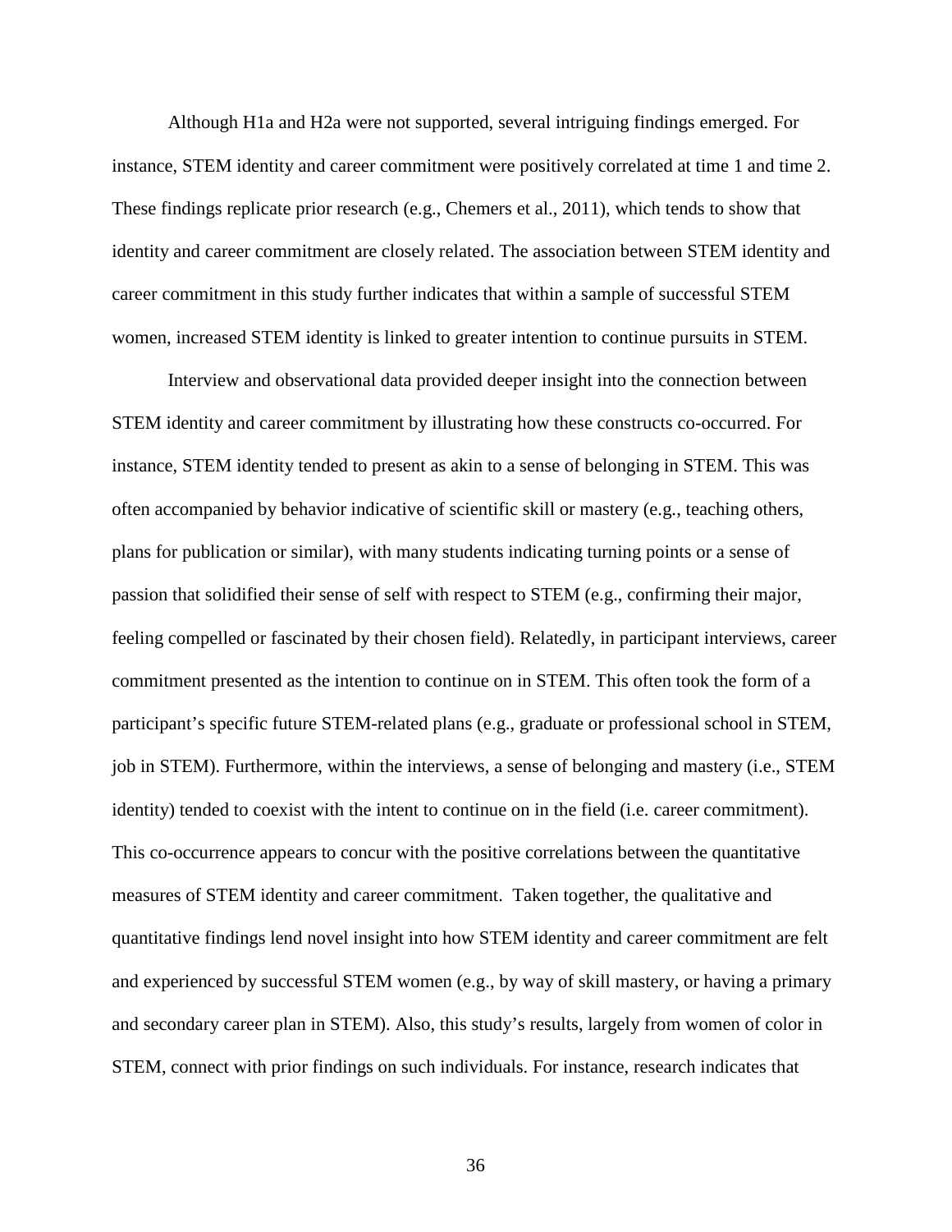Although H1a and H2a were not supported, several intriguing findings emerged. For instance, STEM identity and career commitment were positively correlated at time 1 and time 2. These findings replicate prior research (e.g., Chemers et al., 2011), which tends to show that identity and career commitment are closely related. The association between STEM identity and career commitment in this study further indicates that within a sample of successful STEM women, increased STEM identity is linked to greater intention to continue pursuits in STEM.

Interview and observational data provided deeper insight into the connection between STEM identity and career commitment by illustrating how these constructs co-occurred. For instance, STEM identity tended to present as akin to a sense of belonging in STEM. This was often accompanied by behavior indicative of scientific skill or mastery (e.g., teaching others, plans for publication or similar), with many students indicating turning points or a sense of passion that solidified their sense of self with respect to STEM (e.g., confirming their major, feeling compelled or fascinated by their chosen field). Relatedly, in participant interviews, career commitment presented as the intention to continue on in STEM. This often took the form of a participant's specific future STEM-related plans (e.g., graduate or professional school in STEM, job in STEM). Furthermore, within the interviews, a sense of belonging and mastery (i.e., STEM identity) tended to coexist with the intent to continue on in the field (i.e. career commitment). This co-occurrence appears to concur with the positive correlations between the quantitative measures of STEM identity and career commitment. Taken together, the qualitative and quantitative findings lend novel insight into how STEM identity and career commitment are felt and experienced by successful STEM women (e.g., by way of skill mastery, or having a primary and secondary career plan in STEM). Also, this study's results, largely from women of color in STEM, connect with prior findings on such individuals. For instance, research indicates that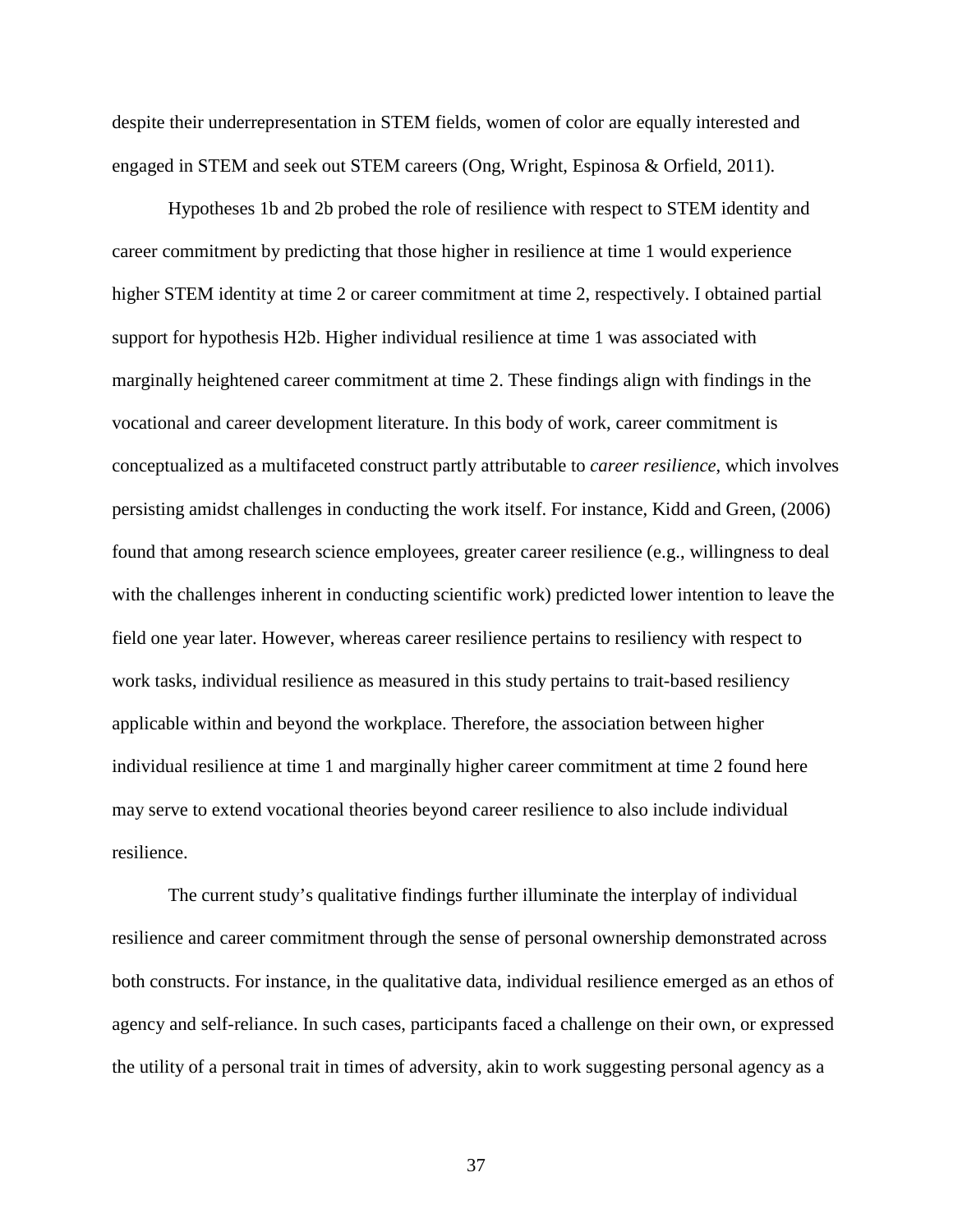despite their underrepresentation in STEM fields, women of color are equally interested and engaged in STEM and seek out STEM careers (Ong, Wright, Espinosa & Orfield, 2011).

Hypotheses 1b and 2b probed the role of resilience with respect to STEM identity and career commitment by predicting that those higher in resilience at time 1 would experience higher STEM identity at time 2 or career commitment at time 2, respectively. I obtained partial support for hypothesis H2b. Higher individual resilience at time 1 was associated with marginally heightened career commitment at time 2. These findings align with findings in the vocational and career development literature. In this body of work, career commitment is conceptualized as a multifaceted construct partly attributable to *career resilience*, which involves persisting amidst challenges in conducting the work itself. For instance, Kidd and Green, (2006) found that among research science employees, greater career resilience (e.g., willingness to deal with the challenges inherent in conducting scientific work) predicted lower intention to leave the field one year later. However, whereas career resilience pertains to resiliency with respect to work tasks, individual resilience as measured in this study pertains to trait-based resiliency applicable within and beyond the workplace. Therefore, the association between higher individual resilience at time 1 and marginally higher career commitment at time 2 found here may serve to extend vocational theories beyond career resilience to also include individual resilience.

The current study's qualitative findings further illuminate the interplay of individual resilience and career commitment through the sense of personal ownership demonstrated across both constructs. For instance, in the qualitative data, individual resilience emerged as an ethos of agency and self-reliance. In such cases, participants faced a challenge on their own, or expressed the utility of a personal trait in times of adversity, akin to work suggesting personal agency as a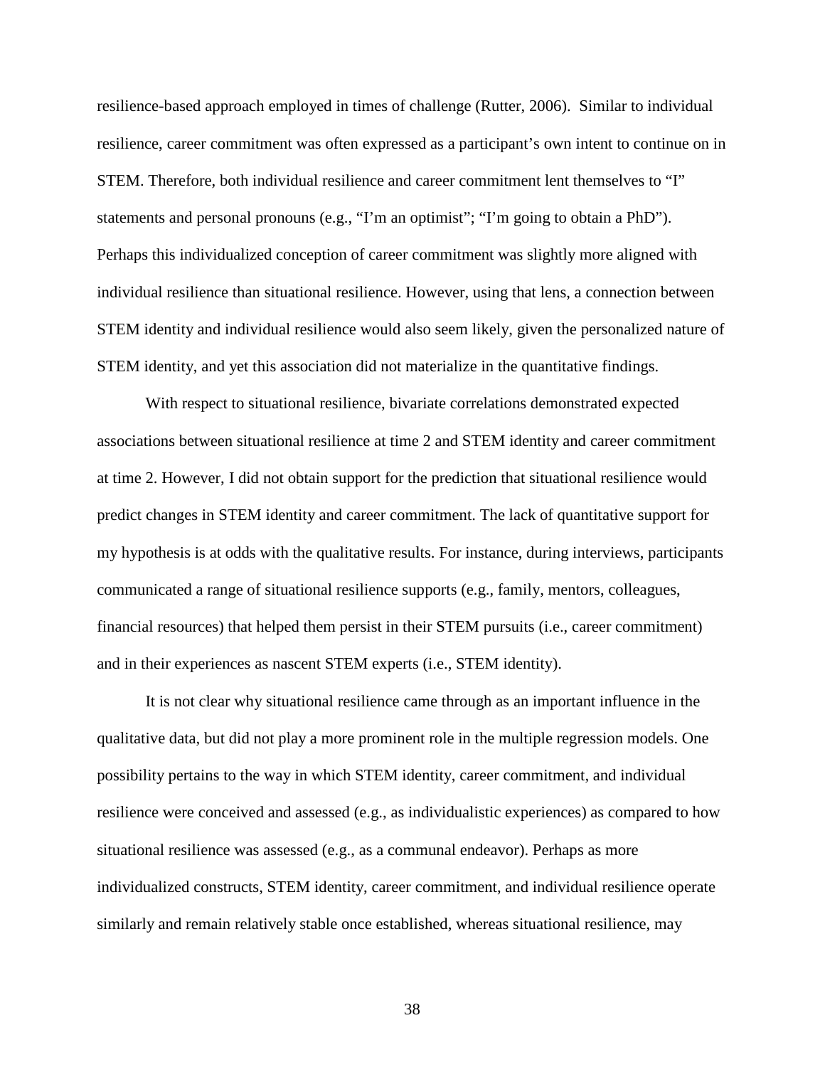resilience-based approach employed in times of challenge (Rutter, 2006). Similar to individual resilience, career commitment was often expressed as a participant's own intent to continue on in STEM. Therefore, both individual resilience and career commitment lent themselves to "I" statements and personal pronouns (e.g., "I'm an optimist"; "I'm going to obtain a PhD"). Perhaps this individualized conception of career commitment was slightly more aligned with individual resilience than situational resilience. However, using that lens, a connection between STEM identity and individual resilience would also seem likely, given the personalized nature of STEM identity, and yet this association did not materialize in the quantitative findings.

With respect to situational resilience, bivariate correlations demonstrated expected associations between situational resilience at time 2 and STEM identity and career commitment at time 2. However, I did not obtain support for the prediction that situational resilience would predict changes in STEM identity and career commitment. The lack of quantitative support for my hypothesis is at odds with the qualitative results. For instance, during interviews, participants communicated a range of situational resilience supports (e.g., family, mentors, colleagues, financial resources) that helped them persist in their STEM pursuits (i.e., career commitment) and in their experiences as nascent STEM experts (i.e., STEM identity).

It is not clear why situational resilience came through as an important influence in the qualitative data, but did not play a more prominent role in the multiple regression models. One possibility pertains to the way in which STEM identity, career commitment, and individual resilience were conceived and assessed (e.g., as individualistic experiences) as compared to how situational resilience was assessed (e.g., as a communal endeavor). Perhaps as more individualized constructs, STEM identity, career commitment, and individual resilience operate similarly and remain relatively stable once established, whereas situational resilience, may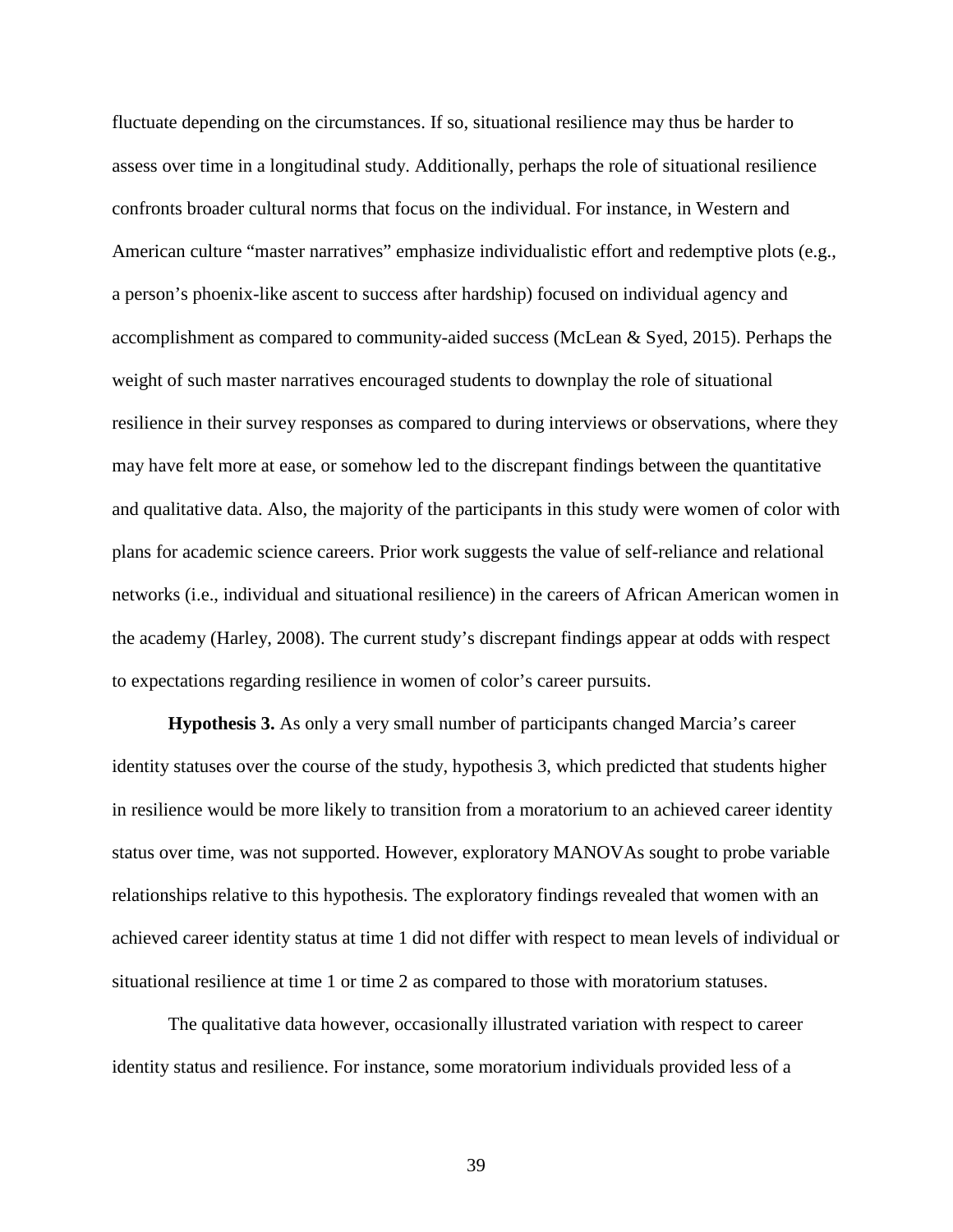fluctuate depending on the circumstances. If so, situational resilience may thus be harder to assess over time in a longitudinal study. Additionally, perhaps the role of situational resilience confronts broader cultural norms that focus on the individual. For instance, in Western and American culture "master narratives" emphasize individualistic effort and redemptive plots (e.g., a person's phoenix-like ascent to success after hardship) focused on individual agency and accomplishment as compared to community-aided success (McLean & Syed, 2015). Perhaps the weight of such master narratives encouraged students to downplay the role of situational resilience in their survey responses as compared to during interviews or observations, where they may have felt more at ease, or somehow led to the discrepant findings between the quantitative and qualitative data. Also, the majority of the participants in this study were women of color with plans for academic science careers. Prior work suggests the value of self-reliance and relational networks (i.e., individual and situational resilience) in the careers of African American women in the academy (Harley, 2008). The current study's discrepant findings appear at odds with respect to expectations regarding resilience in women of color's career pursuits.

**Hypothesis 3.** As only a very small number of participants changed Marcia's career identity statuses over the course of the study, hypothesis 3, which predicted that students higher in resilience would be more likely to transition from a moratorium to an achieved career identity status over time, was not supported. However, exploratory MANOVAs sought to probe variable relationships relative to this hypothesis. The exploratory findings revealed that women with an achieved career identity status at time 1 did not differ with respect to mean levels of individual or situational resilience at time 1 or time 2 as compared to those with moratorium statuses.

The qualitative data however, occasionally illustrated variation with respect to career identity status and resilience. For instance, some moratorium individuals provided less of a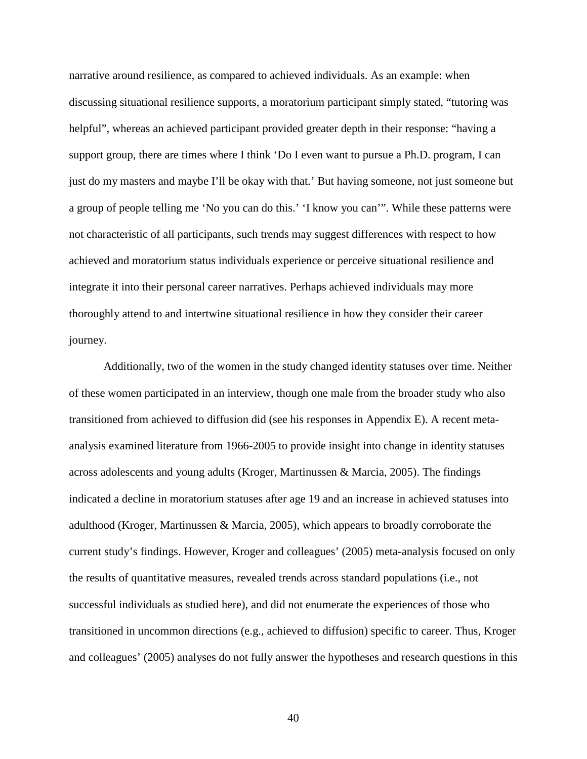narrative around resilience, as compared to achieved individuals. As an example: when discussing situational resilience supports, a moratorium participant simply stated, "tutoring was helpful", whereas an achieved participant provided greater depth in their response: "having a support group, there are times where I think 'Do I even want to pursue a Ph.D. program, I can just do my masters and maybe I'll be okay with that.' But having someone, not just someone but a group of people telling me 'No you can do this.' 'I know you can'". While these patterns were not characteristic of all participants, such trends may suggest differences with respect to how achieved and moratorium status individuals experience or perceive situational resilience and integrate it into their personal career narratives. Perhaps achieved individuals may more thoroughly attend to and intertwine situational resilience in how they consider their career journey.

Additionally, two of the women in the study changed identity statuses over time. Neither of these women participated in an interview, though one male from the broader study who also transitioned from achieved to diffusion did (see his responses in Appendix E). A recent meta-analysis examined literature from 1966-2005 to provide insight into change in identity statuses across adolescents and young adults (Kroger, Martinussen & Marcia, 2005). The findings indicated a decline in moratorium statuses after age 19 and an increase in achieved statuses into adulthood (Kroger, Martinussen & Marcia, 2005), which appears to broadly corroborate the current study's findings. However, Kroger and colleagues' (2005) meta-analysis focused on only the results of quantitative measures, revealed trends across standard populations (i.e., not successful individuals as studied here), and did not enumerate the experiences of those who transitioned in uncommon directions (e.g., achieved to diffusion) specific to career. Thus, Kroger and colleagues' (2005) analyses do not fully answer the hypotheses and research questions in this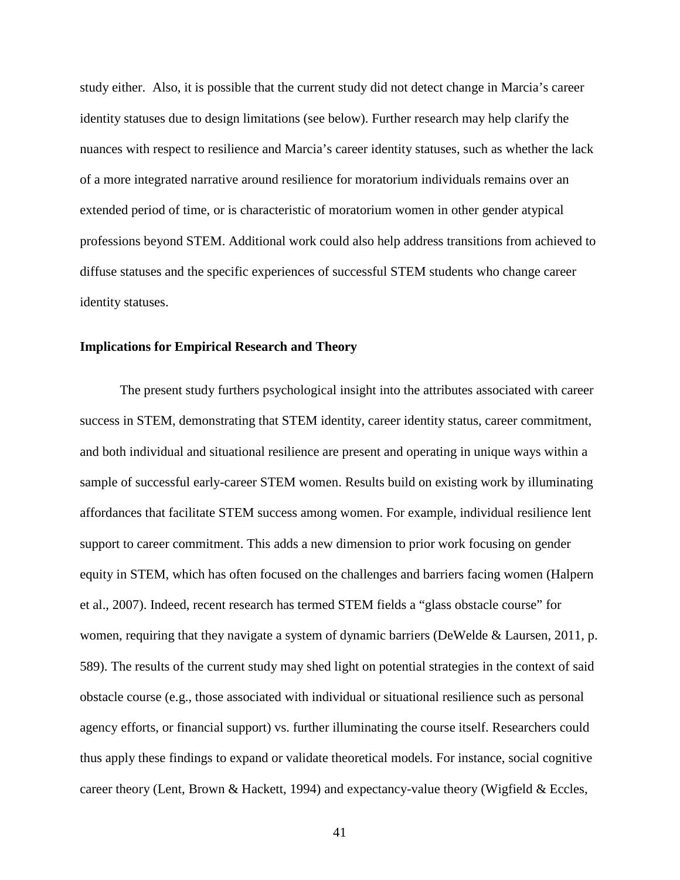study either. Also, it is possible that the current study did not detect change in Marcia's career identity statuses due to design limitations (see below). Further research may help clarify the nuances with respect to resilience and Marcia's career identity statuses, such as whether the lack of a more integrated narrative around resilience for moratorium individuals remains over an extended period of time, or is characteristic of moratorium women in other gender atypical professions beyond STEM. Additional work could also help address transitions from achieved to diffuse statuses and the specific experiences of successful STEM students who change career identity statuses.

### Implications for Empirical Research and Theory

The present study furthers psychological insight into the attributes associated with career success in STEM, demonstrating that STEM identity, career identity status, career commitment, and both individual and situational resilience are present and operating in unique ways within a sample of successful early-career STEM women. Results build on existing work by illuminating affordances that facilitate STEM success among women. For example, individual resilience lent support to career commitment. This adds a new dimension to prior work focusing on gender equity in STEM, which has often focused on the challenges and barriers facing women (Halpern et al., 2007). Indeed, recent research has termed STEM fields a "glass obstacle course" for women, requiring that they navigate a system of dynamic barriers (DeWelde & Laursen, 2011, p. 589). The results of the current study may shed light on potential strategies in the context of said obstacle course (e.g., those associated with individual or situational resilience such as personal agency efforts, or financial support) vs. further illuminating the course itself. Researchers could thus apply these findings to expand or validate theoretical models. For instance, social cognitive career theory (Lent, Brown & Hackett, 1994) and expectancy-value theory (Wigfield & Eccles,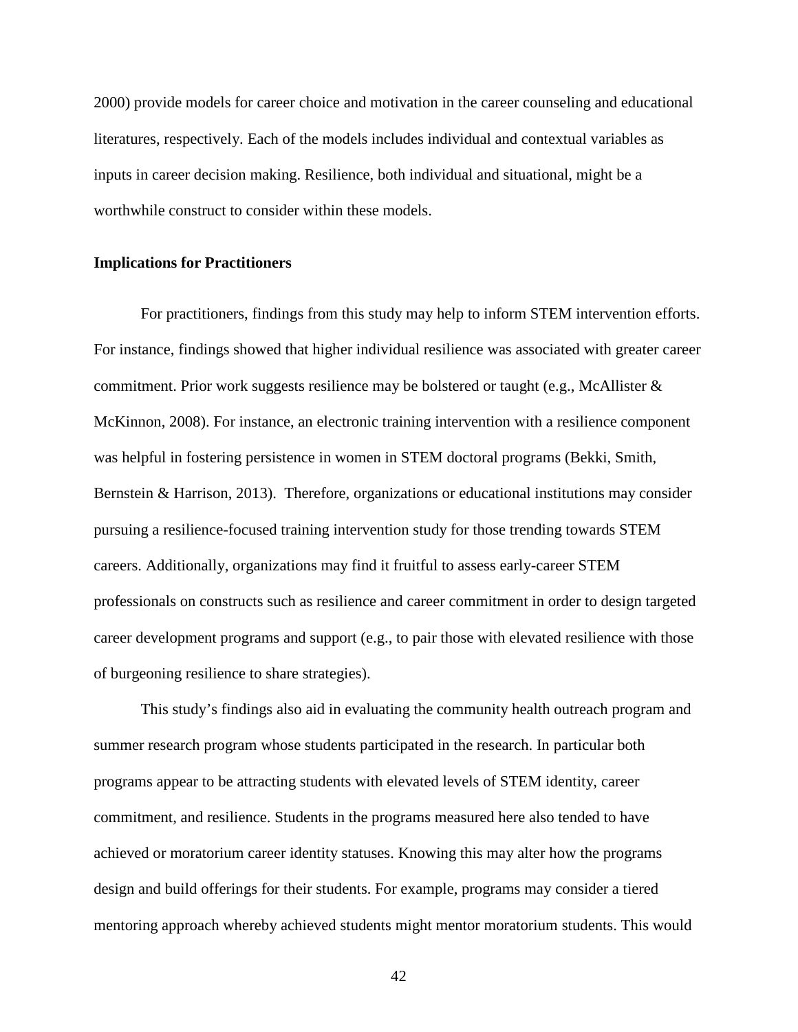2000) provide models for career choice and motivation in the career counseling and educational literatures, respectively. Each of the models includes individual and contextual variables as inputs in career decision making. Resilience, both individual and situational, might be a worthwhile construct to consider within these models.

### Implications for Practitioners

For practitioners, findings from this study may help to inform STEM intervention efforts. For instance, findings showed that higher individual resilience was associated with greater career commitment. Prior work suggests resilience may be bolstered or taught (e.g., McAllister & McKinnon, 2008). For instance, an electronic training intervention with a resilience component was helpful in fostering persistence in women in STEM doctoral programs (Bekki, Smith, Bernstein & Harrison, 2013). Therefore, organizations or educational institutions may consider pursuing a resilience-focused training intervention study for those trending towards STEM careers. Additionally, organizations may find it fruitful to assess early-career STEM professionals on constructs such as resilience and career commitment in order to design targeted career development programs and support (e.g., to pair those with elevated resilience with those of burgeoning resilience to share strategies).

This study's findings also aid in evaluating the community health outreach program and summer research program whose students participated in the research. In particular both programs appear to be attracting students with elevated levels of STEM identity, career commitment, and resilience. Students in the programs measured here also tended to have achieved or moratorium career identity statuses. Knowing this may alter how the programs design and build offerings for their students. For example, programs may consider a tiered mentoring approach whereby achieved students might mentor moratorium students. This would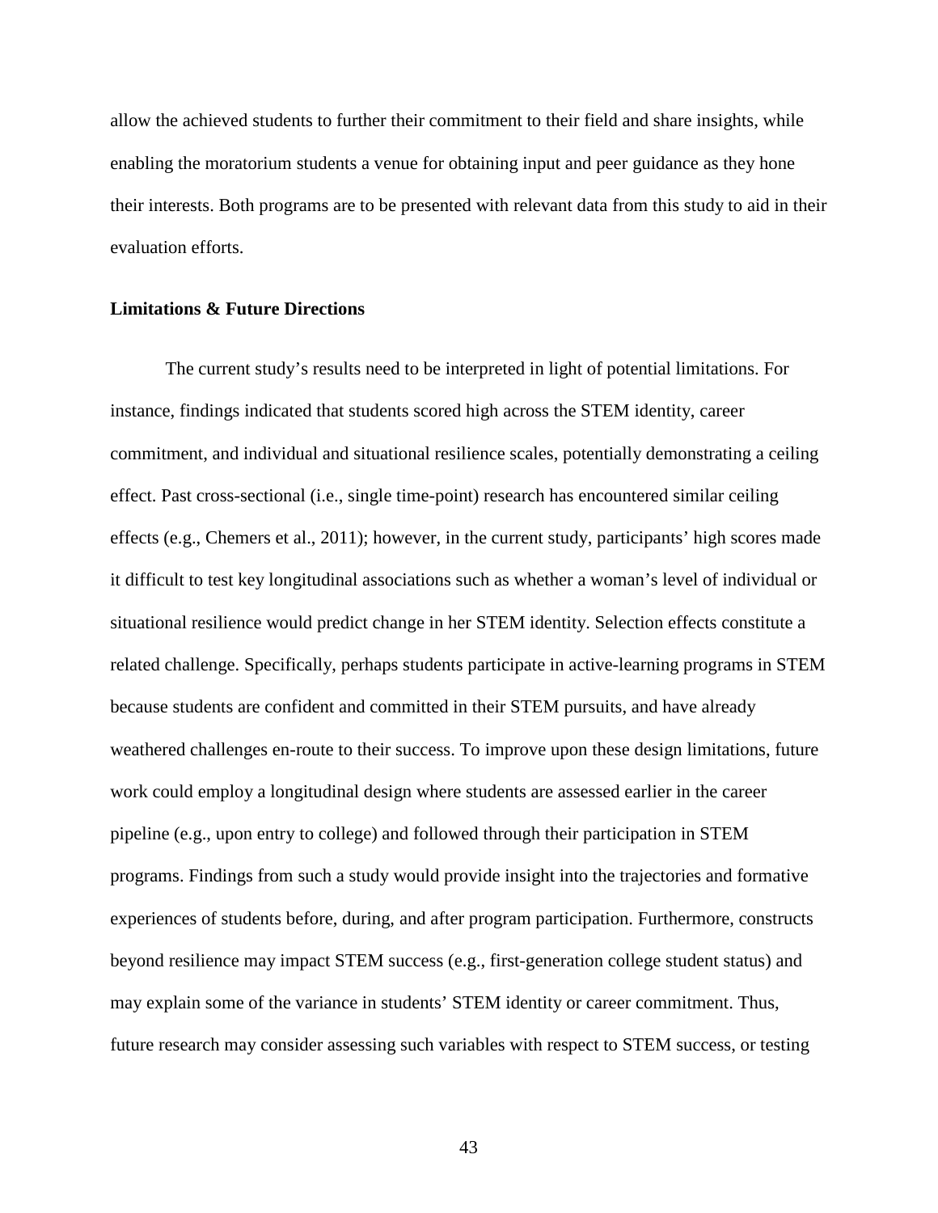allow the achieved students to further their commitment to their field and share insights, while enabling the moratorium students a venue for obtaining input and peer guidance as they hone their interests. Both programs are to be presented with relevant data from this study to aid in their evaluation efforts.

**Limitations & Future Directions**

The current study's results need to be interpreted in light of potential limitations. For instance, findings indicated that students scored high across the STEM identity, career commitment, and individual and situational resilience scales, potentially demonstrating a ceiling effect. Past cross-sectional (i.e., single time-point) research has encountered similar ceiling effects (e.g., Chemers et al., 2011); however, in the current study, participants' high scores made it difficult to test key longitudinal associations such as whether a woman's level of individual or situational resilience would predict change in her STEM identity. Selection effects constitute a related challenge. Specifically, perhaps students participate in active-learning programs in STEM because students are confident and committed in their STEM pursuits, and have already weathered challenges en-route to their success. To improve upon these design limitations, future work could employ a longitudinal design where students are assessed earlier in the career pipeline (e.g., upon entry to college) and followed through their participation in STEM programs. Findings from such a study would provide insight into the trajectories and formative experiences of students before, during, and after program participation. Furthermore, constructs beyond resilience may impact STEM success (e.g., first-generation college student status) and may explain some of the variance in students' STEM identity or career commitment. Thus, future research may consider assessing such variables with respect to STEM success, or testing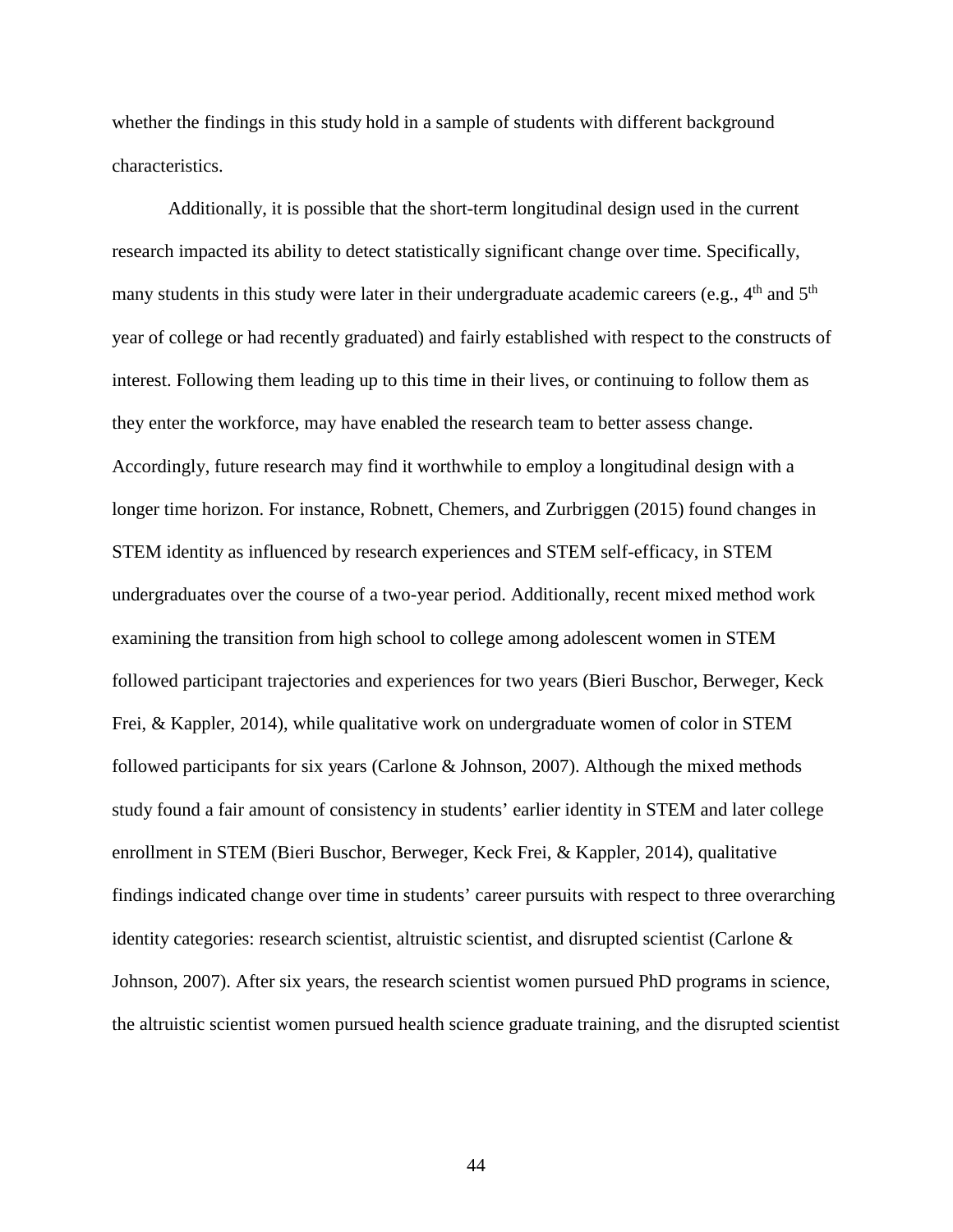whether the findings in this study hold in a sample of students with different background characteristics.

Additionally, it is possible that the short-term longitudinal design used in the current research impacted its ability to detect statistically significant change over time. Specifically, many students in this study were later in their undergraduate academic careers (e.g., 4th and 5th year of college or had recently graduated) and fairly established with respect to the constructs of interest. Following them leading up to this time in their lives, or continuing to follow them as they enter the workforce, may have enabled the research team to better assess change. Accordingly, future research may find it worthwhile to employ a longitudinal design with a longer time horizon. For instance, Robnett, Chemers, and Zurbriggen (2015) found changes in STEM identity as influenced by research experiences and STEM self-efficacy, in STEM undergraduates over the course of a two-year period. Additionally, recent mixed method work examining the transition from high school to college among adolescent women in STEM followed participant trajectories and experiences for two years (Bieri Buschor, Berweger, Keck Frei, & Kappler, 2014), while qualitative work on undergraduate women of color in STEM followed participants for six years (Carlone & Johnson, 2007). Although the mixed methods study found a fair amount of consistency in students' earlier identity in STEM and later college enrollment in STEM (Bieri Buschor, Berweger, Keck Frei, & Kappler, 2014), qualitative findings indicated change over time in students' career pursuits with respect to three overarching identity categories: research scientist, altruistic scientist, and disrupted scientist (Carlone & Johnson, 2007). After six years, the research scientist women pursued PhD programs in science, the altruistic scientist women pursued health science graduate training, and the disrupted scientist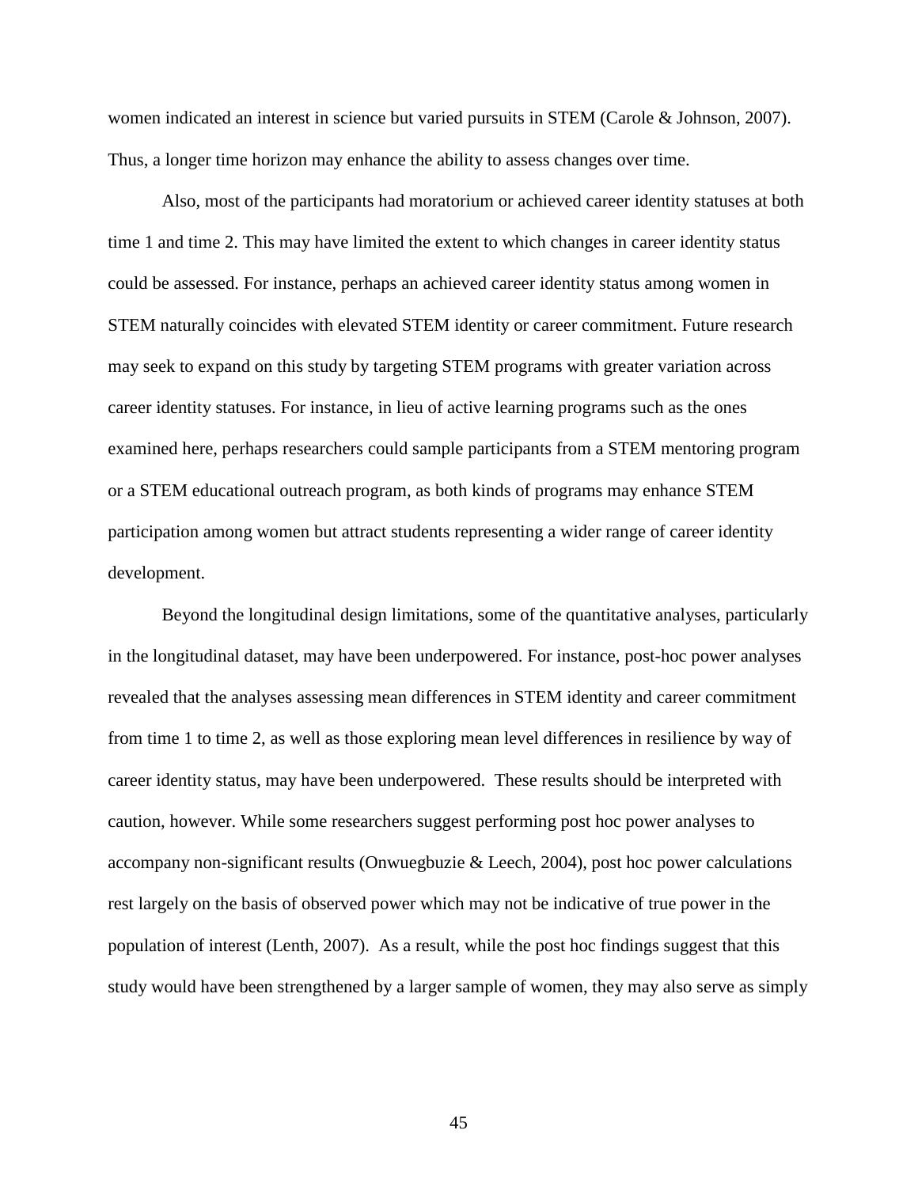women indicated an interest in science but varied pursuits in STEM (Carole & Johnson, 2007). Thus, a longer time horizon may enhance the ability to assess changes over time.

Also, most of the participants had moratorium or achieved career identity statuses at both time 1 and time 2. This may have limited the extent to which changes in career identity status could be assessed. For instance, perhaps an achieved career identity status among women in STEM naturally coincides with elevated STEM identity or career commitment. Future research may seek to expand on this study by targeting STEM programs with greater variation across career identity statuses. For instance, in lieu of active learning programs such as the ones examined here, perhaps researchers could sample participants from a STEM mentoring program or a STEM educational outreach program, as both kinds of programs may enhance STEM participation among women but attract students representing a wider range of career identity development.

Beyond the longitudinal design limitations, some of the quantitative analyses, particularly in the longitudinal dataset, may have been underpowered. For instance, post-hoc power analyses revealed that the analyses assessing mean differences in STEM identity and career commitment from time 1 to time 2, as well as those exploring mean level differences in resilience by way of career identity status, may have been underpowered. These results should be interpreted with caution, however. While some researchers suggest performing post hoc power analyses to accompany non-significant results (Onwuegbuzie & Leech, 2004), post hoc power calculations rest largely on the basis of observed power which may not be indicative of true power in the population of interest (Lenth, 2007). As a result, while the post hoc findings suggest that this study would have been strengthened by a larger sample of women, they may also serve as simply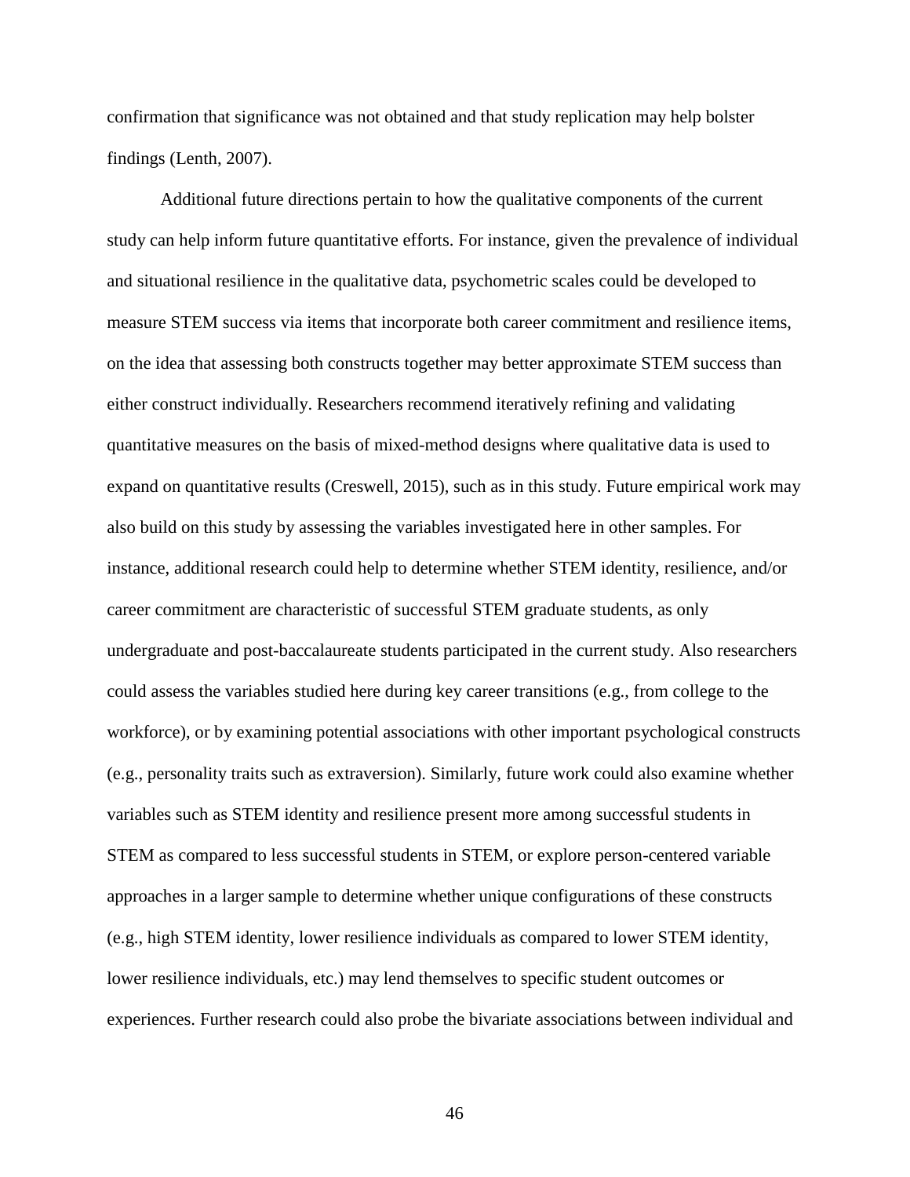confirmation that significance was not obtained and that study replication may help bolster findings (Lenth, 2007).

Additional future directions pertain to how the qualitative components of the current study can help inform future quantitative efforts. For instance, given the prevalence of individual and situational resilience in the qualitative data, psychometric scales could be developed to measure STEM success via items that incorporate both career commitment and resilience items, on the idea that assessing both constructs together may better approximate STEM success than either construct individually. Researchers recommend iteratively refining and validating quantitative measures on the basis of mixed-method designs where qualitative data is used to expand on quantitative results (Creswell, 2015), such as in this study. Future empirical work may also build on this study by assessing the variables investigated here in other samples. For instance, additional research could help to determine whether STEM identity, resilience, and/or career commitment are characteristic of successful STEM graduate students, as only undergraduate and post-baccalaureate students participated in the current study. Also researchers could assess the variables studied here during key career transitions (e.g., from college to the workforce), or by examining potential associations with other important psychological constructs (e.g., personality traits such as extraversion). Similarly, future work could also examine whether variables such as STEM identity and resilience present more among successful students in STEM as compared to less successful students in STEM, or explore person-centered variable approaches in a larger sample to determine whether unique configurations of these constructs (e.g., high STEM identity, lower resilience individuals as compared to lower STEM identity, lower resilience individuals, etc.) may lend themselves to specific student outcomes or experiences. Further research could also probe the bivariate associations between individual and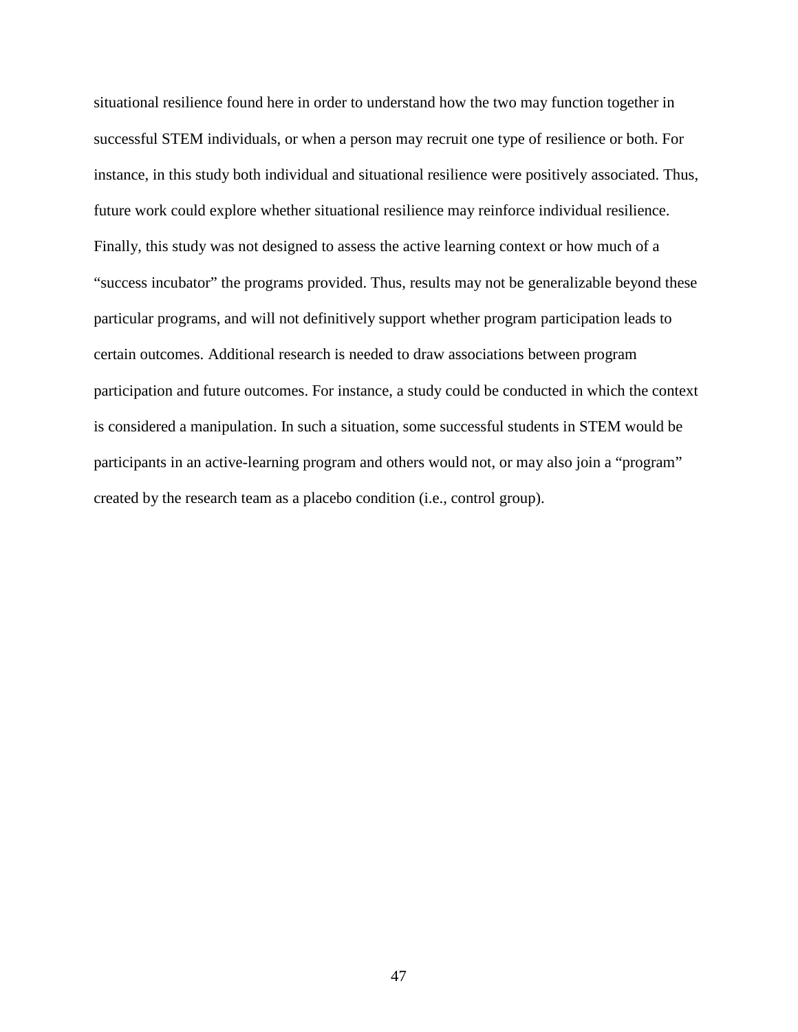situational resilience found here in order to understand how the two may function together in successful STEM individuals, or when a person may recruit one type of resilience or both. For instance, in this study both individual and situational resilience were positively associated. Thus, future work could explore whether situational resilience may reinforce individual resilience. Finally, this study was not designed to assess the active learning context or how much of a "success incubator" the programs provided. Thus, results may not be generalizable beyond these particular programs, and will not definitively support whether program participation leads to certain outcomes. Additional research is needed to draw associations between program participation and future outcomes. For instance, a study could be conducted in which the context is considered a manipulation. In such a situation, some successful students in STEM would be participants in an active-learning program and others would not, or may also join a "program" created by the research team as a placebo condition (i.e., control group).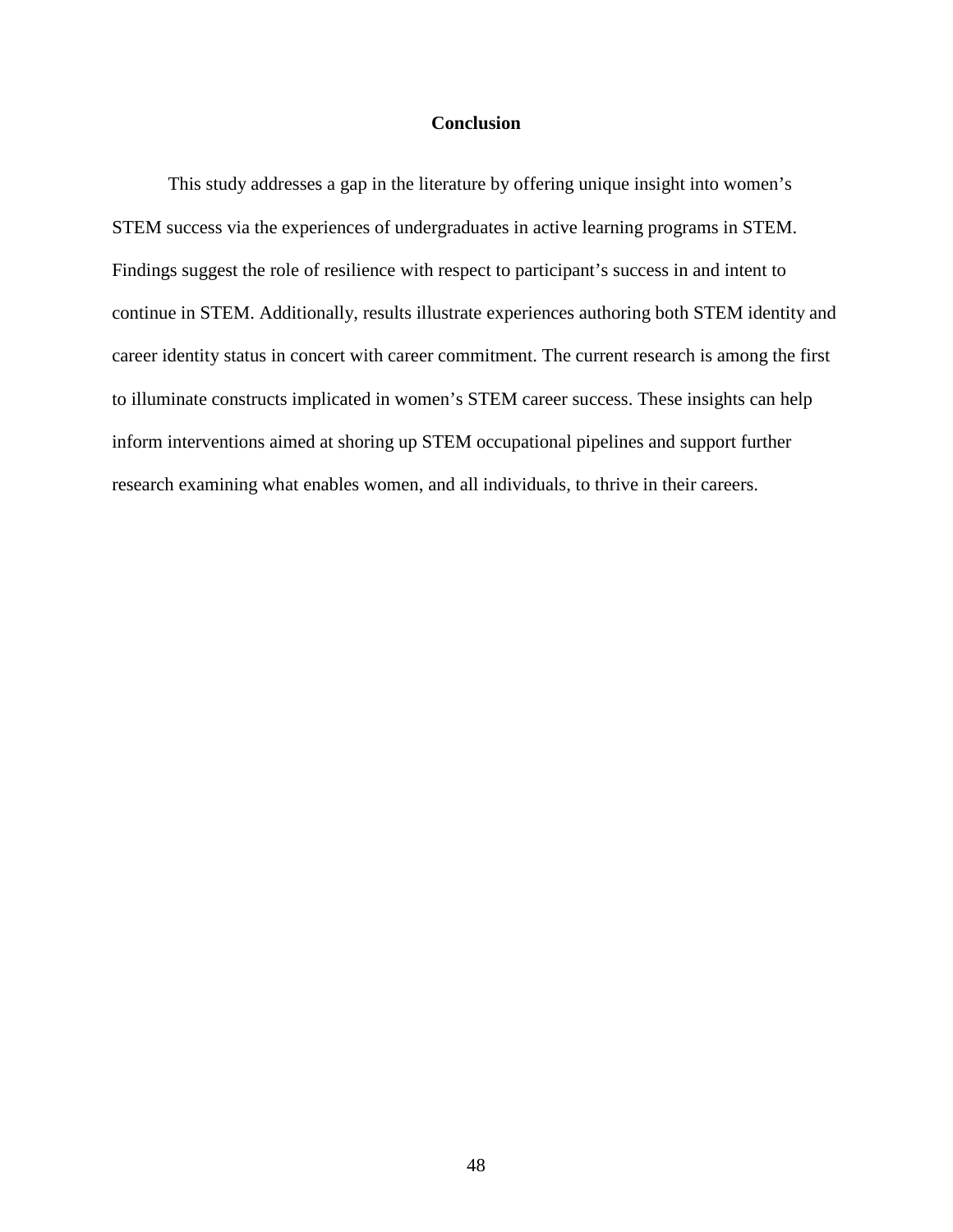## Conclusion

This study addresses a gap in the literature by offering unique insight into women's STEM success via the experiences of undergraduates in active learning programs in STEM. Findings suggest the role of resilience with respect to participant's success in and intent to continue in STEM. Additionally, results illustrate experiences authoring both STEM identity and career identity status in concert with career commitment. The current research is among the first to illuminate constructs implicated in women's STEM career success. These insights can help inform interventions aimed at shoring up STEM occupational pipelines and support further research examining what enables women, and all individuals, to thrive in their careers.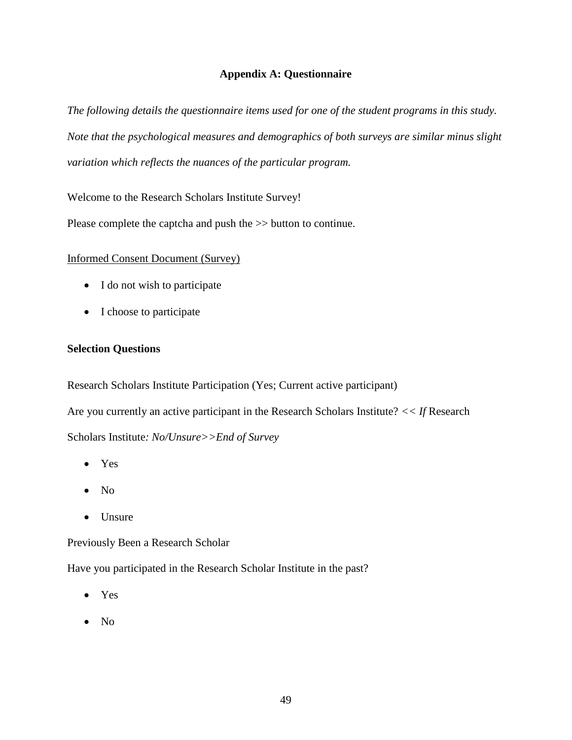## Appendix A: Questionnaire

*The following details the questionnaire items used for one of the student programs in this study. Note that the psychological measures and demographics of both surveys are similar minus slight variation which reflects the nuances of the particular program.*

Welcome to the Research Scholars Institute Survey!

Please complete the captcha and push the >> button to continue.

<u>Informed Consent Document (Survey)</u>

- I do not wish to participate
- I choose to participate

**Selection Questions**

Research Scholars Institute Participation (Yes; Current active participant)

Are you currently an active participant in the Research Scholars Institute? *<< If* Research Scholars Institute*: No/Unsure>>End of Survey*

- Yes
- No
- Unsure

Previously Been a Research Scholar

Have you participated in the Research Scholar Institute in the past?

- Yes
- No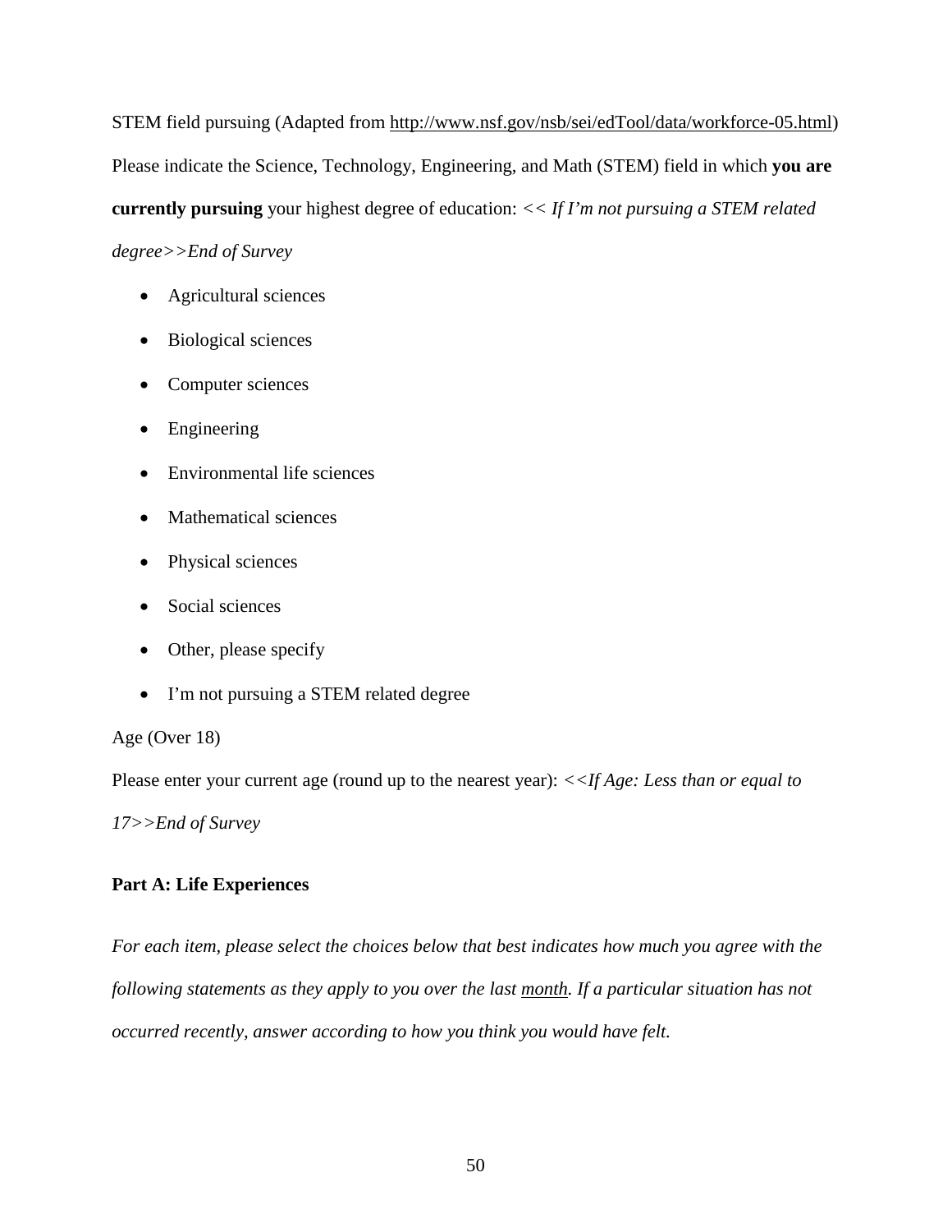STEM field pursuing (Adapted from http://www.nsf.gov/nsb/sei/edTool/data/workforce-05.html)

Please indicate the Science, Technology, Engineering, and Math (STEM) field in which **you are currently pursuing** your highest degree of education: *<< If I'm not pursuing a STEM related degree>>End of Survey*

- Agricultural sciences
- Biological sciences
- Computer sciences
- Engineering
- Environmental life sciences
- Mathematical sciences
- Physical sciences
- Social sciences
- Other, please specify
- I'm not pursuing a STEM related degree

Age (Over 18)

Please enter your current age (round up to the nearest year): *<<If Age: Less than or equal to 17>>End of Survey*

**Part A: Life Experiences**

*For each item, please select the choices below that best indicates how much you agree with the following statements as they apply to you over the last month. If a particular situation has not occurred recently, answer according to how you think you would have felt.*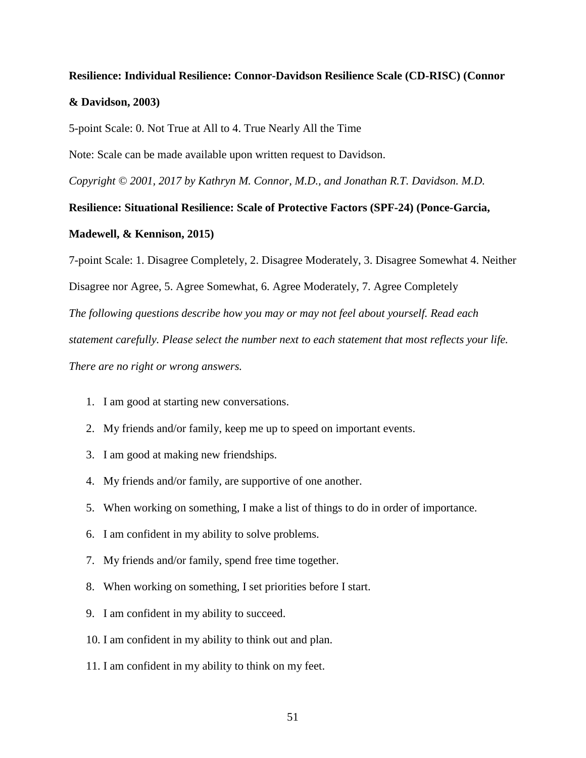**Resilience: Individual Resilience: Connor-Davidson Resilience Scale (CD-RISC) (Connor & Davidson, 2003)**

5-point Scale: 0. Not True at All to 4. True Nearly All the Time

Note: Scale can be made available upon written request to Davidson.

*Copyright © 2001, 2017 by Kathryn M. Connor, M.D., and Jonathan R.T. Davidson. M.D.*

**Resilience: Situational Resilience: Scale of Protective Factors (SPF-24) (Ponce-Garcia, Madewell, & Kennison, 2015)**

7-point Scale: 1. Disagree Completely, 2. Disagree Moderately, 3. Disagree Somewhat 4. Neither Disagree nor Agree, 5. Agree Somewhat, 6. Agree Moderately, 7. Agree Completely

*The following questions describe how you may or may not feel about yourself. Read each statement carefully. Please select the number next to each statement that most reflects your life. There are no right or wrong answers.*

1. I am good at starting new conversations.
2. My friends and/or family, keep me up to speed on important events.
3. I am good at making new friendships.
4. My friends and/or family, are supportive of one another.
5. When working on something, I make a list of things to do in order of importance.
6. I am confident in my ability to solve problems.
7. My friends and/or family, spend free time together.
8. When working on something, I set priorities before I start.
9. I am confident in my ability to succeed.
10. I am confident in my ability to think out and plan.
11. I am confident in my ability to think on my feet.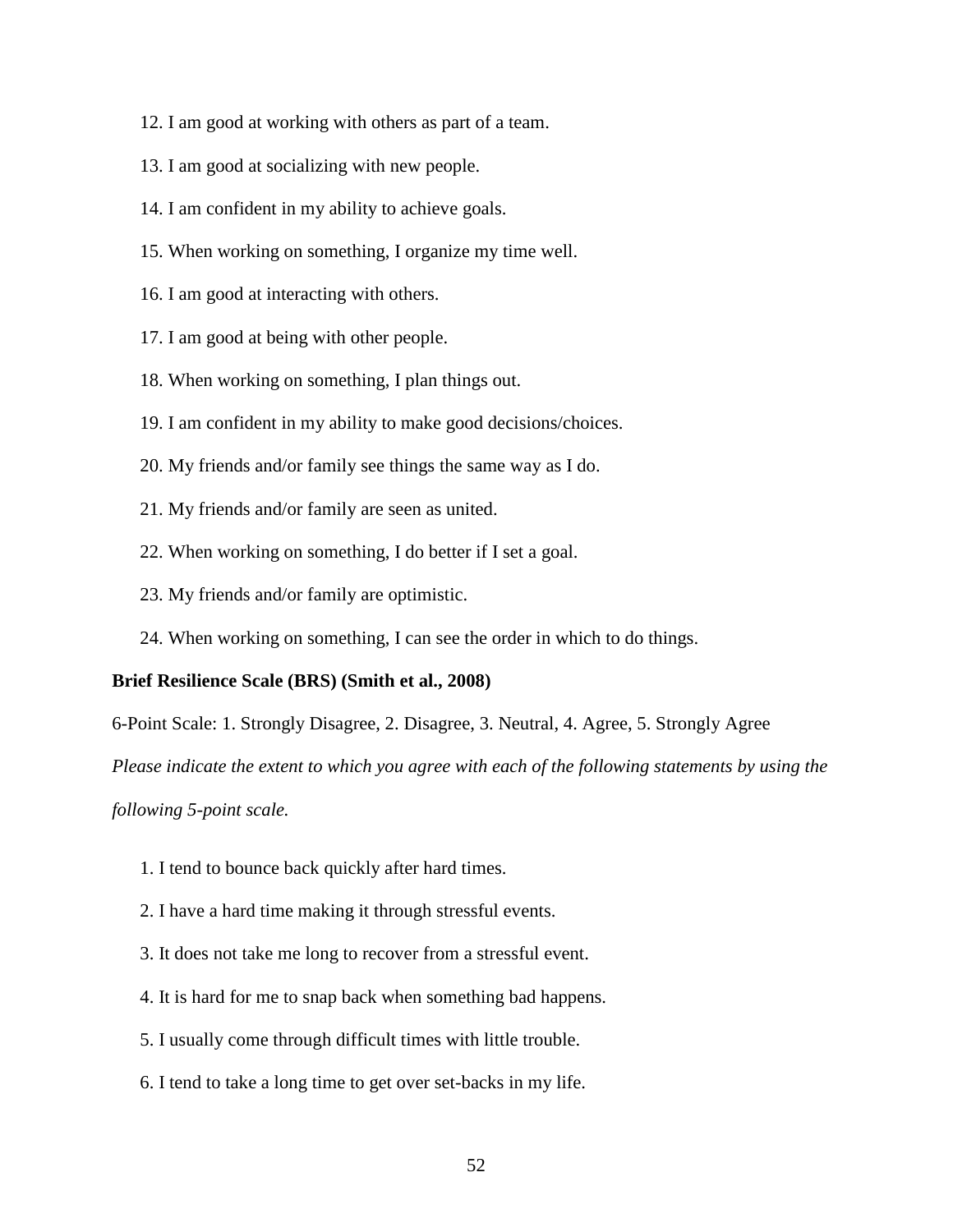12. I am good at working with others as part of a team.

13. I am good at socializing with new people.

14. I am confident in my ability to achieve goals.

15. When working on something, I organize my time well.

16. I am good at interacting with others.

17. I am good at being with other people.

18. When working on something, I plan things out.

19. I am confident in my ability to make good decisions/choices.

20. My friends and/or family see things the same way as I do.

21. My friends and/or family are seen as united.

22. When working on something, I do better if I set a goal.

23. My friends and/or family are optimistic.

24. When working on something, I can see the order in which to do things.

**Brief Resilience Scale (BRS) (Smith et al., 2008)**

6-Point Scale: 1. Strongly Disagree, 2. Disagree, 3. Neutral, 4. Agree, 5. Strongly Agree

*Please indicate the extent to which you agree with each of the following statements by using the following 5-point scale.*

1. I tend to bounce back quickly after hard times.

2. I have a hard time making it through stressful events.

3. It does not take me long to recover from a stressful event.

4. It is hard for me to snap back when something bad happens.

5. I usually come through difficult times with little trouble.

6. I tend to take a long time to get over set-backs in my life.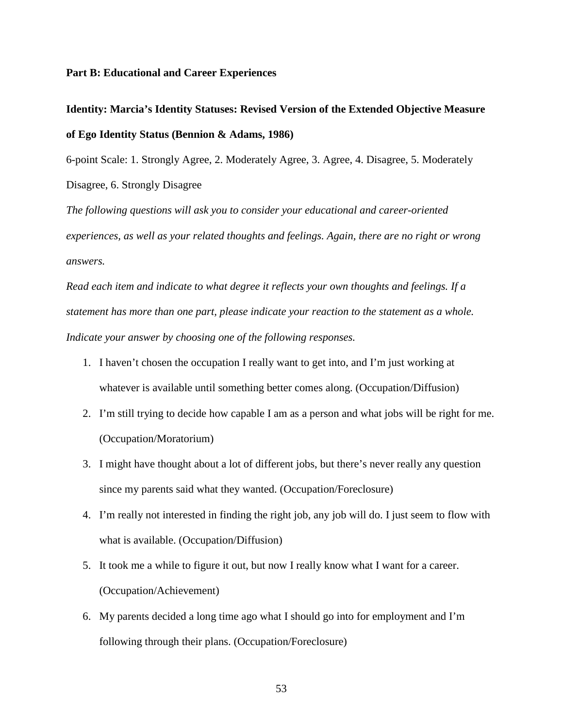**Part B: Educational and Career Experiences**

**Identity: Marcia's Identity Statuses: Revised Version of the Extended Objective Measure of Ego Identity Status (Bennion & Adams, 1986)**

6-point Scale: 1. Strongly Agree, 2. Moderately Agree, 3. Agree, 4. Disagree, 5. Moderately Disagree, 6. Strongly Disagree

*The following questions will ask you to consider your educational and career-oriented experiences, as well as your related thoughts and feelings. Again, there are no right or wrong answers.*

*Read each item and indicate to what degree it reflects your own thoughts and feelings. If a statement has more than one part, please indicate your reaction to the statement as a whole. Indicate your answer by choosing one of the following responses.*

1. I haven't chosen the occupation I really want to get into, and I'm just working at whatever is available until something better comes along. (Occupation/Diffusion)
2. I'm still trying to decide how capable I am as a person and what jobs will be right for me. (Occupation/Moratorium)
3. I might have thought about a lot of different jobs, but there's never really any question since my parents said what they wanted. (Occupation/Foreclosure)
4. I'm really not interested in finding the right job, any job will do. I just seem to flow with what is available. (Occupation/Diffusion)
5. It took me a while to figure it out, but now I really know what I want for a career. (Occupation/Achievement)
6. My parents decided a long time ago what I should go into for employment and I'm following through their plans. (Occupation/Foreclosure)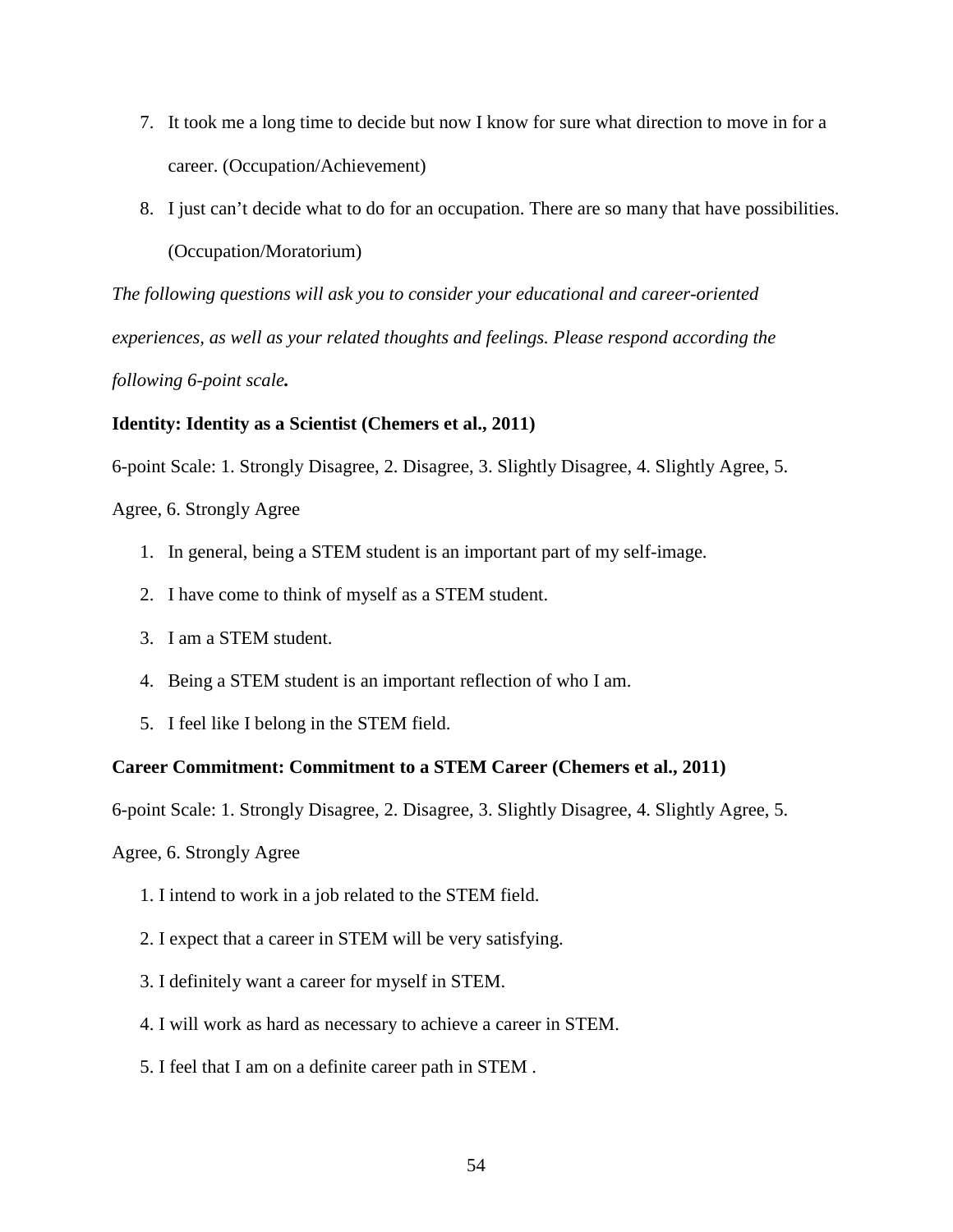7. It took me a long time to decide but now I know for sure what direction to move in for a career. (Occupation/Achievement)
8. I just can't decide what to do for an occupation. There are so many that have possibilities. (Occupation/Moratorium)

*The following questions will ask you to consider your educational and career-oriented experiences, as well as your related thoughts and feelings. Please respond according the following 6-point scale.*

**Identity: Identity as a Scientist (Chemers et al., 2011)**

6-point Scale: 1. Strongly Disagree, 2. Disagree, 3. Slightly Disagree, 4. Slightly Agree, 5. Agree, 6. Strongly Agree

1. In general, being a STEM student is an important part of my self-image.
2. I have come to think of myself as a STEM student.
3. I am a STEM student.
4. Being a STEM student is an important reflection of who I am.
5. I feel like I belong in the STEM field.

**Career Commitment: Commitment to a STEM Career (Chemers et al., 2011)**

6-point Scale: 1. Strongly Disagree, 2. Disagree, 3. Slightly Disagree, 4. Slightly Agree, 5. Agree, 6. Strongly Agree

1. I intend to work in a job related to the STEM field.
2. I expect that a career in STEM will be very satisfying.
3. I definitely want a career for myself in STEM.
4. I will work as hard as necessary to achieve a career in STEM.
5. I feel that I am on a definite career path in STEM .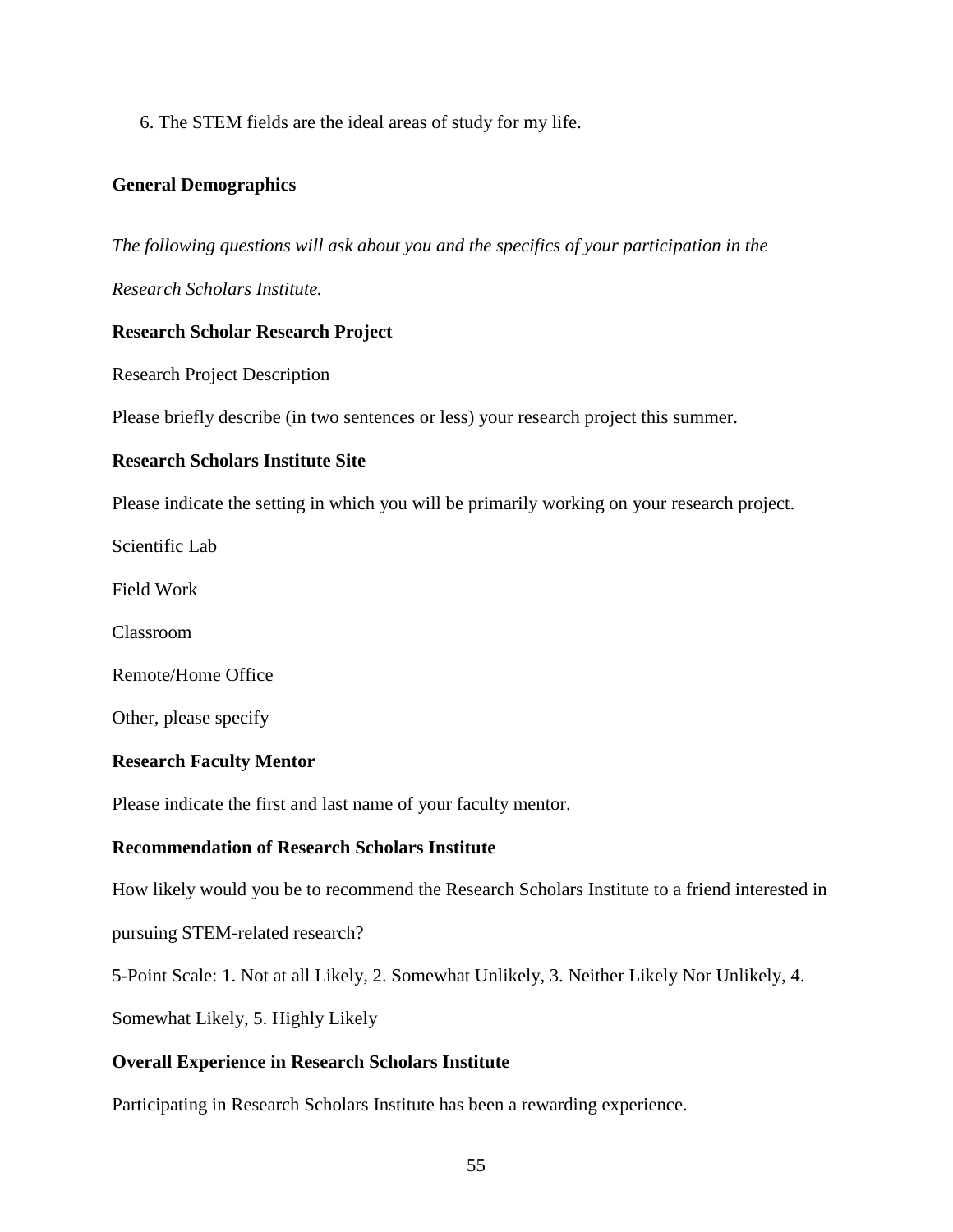6. The STEM fields are the ideal areas of study for my life.

**General Demographics**

*The following questions will ask about you and the specifics of your participation in the Research Scholars Institute.*

**Research Scholar Research Project**

Research Project Description

Please briefly describe (in two sentences or less) your research project this summer.

**Research Scholars Institute Site**

Please indicate the setting in which you will be primarily working on your research project.

Scientific Lab

Field Work

Classroom

Remote/Home Office

Other, please specify

**Research Faculty Mentor**

Please indicate the first and last name of your faculty mentor.

**Recommendation of Research Scholars Institute**

How likely would you be to recommend the Research Scholars Institute to a friend interested in pursuing STEM-related research?

5-Point Scale: 1. Not at all Likely, 2. Somewhat Unlikely, 3. Neither Likely Nor Unlikely, 4. Somewhat Likely, 5. Highly Likely

**Overall Experience in Research Scholars Institute**

Participating in Research Scholars Institute has been a rewarding experience.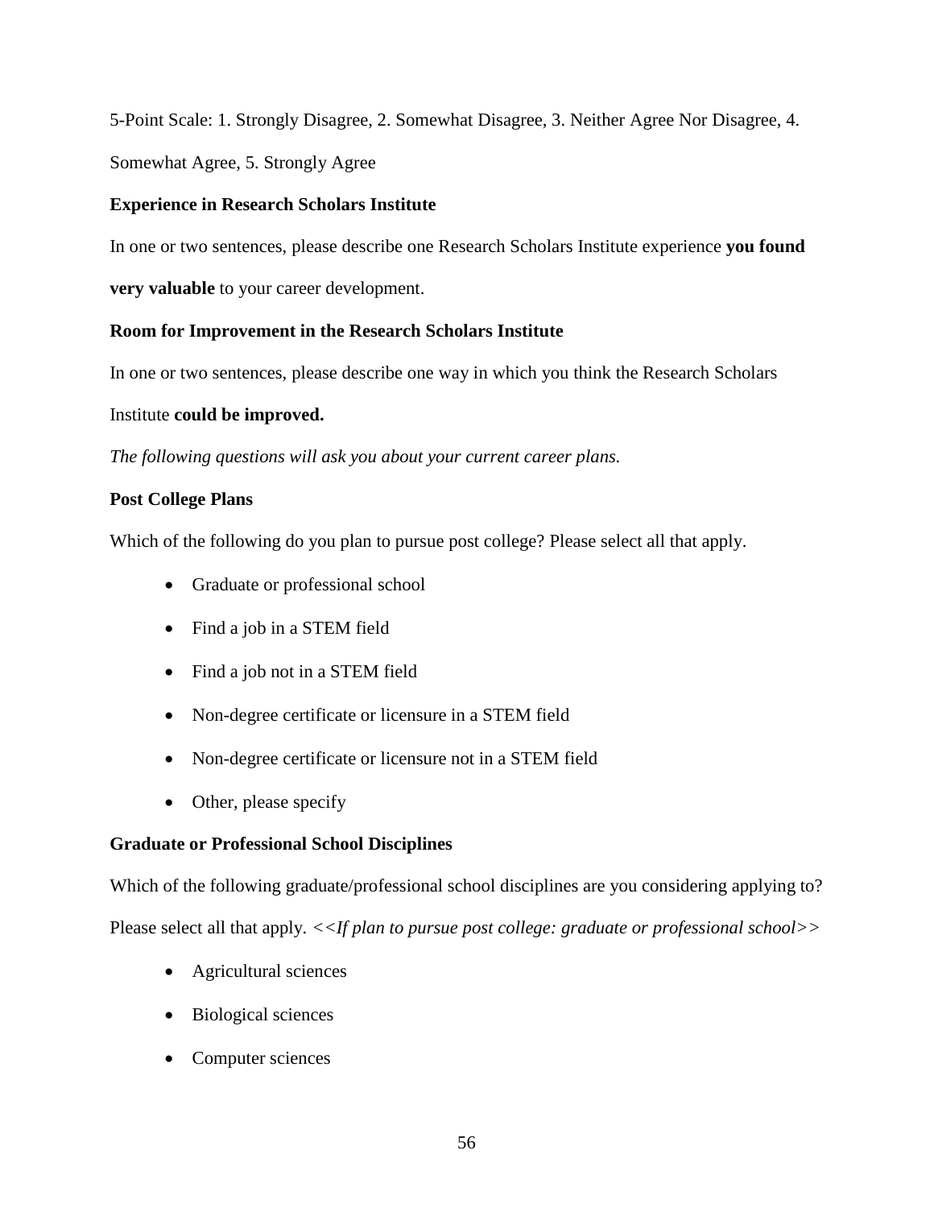5-Point Scale: 1. Strongly Disagree, 2. Somewhat Disagree, 3. Neither Agree Nor Disagree, 4. Somewhat Agree, 5. Strongly Agree

**Experience in Research Scholars Institute**

In one or two sentences, please describe one Research Scholars Institute experience **you found very valuable** to your career development.

**Room for Improvement in the Research Scholars Institute**

In one or two sentences, please describe one way in which you think the Research Scholars Institute **could be improved.**

*The following questions will ask you about your current career plans.*

**Post College Plans**

Which of the following do you plan to pursue post college? Please select all that apply.

- Graduate or professional school
- Find a job in a STEM field
- Find a job not in a STEM field
- Non-degree certificate or licensure in a STEM field
- Non-degree certificate or licensure not in a STEM field
- Other, please specify

**Graduate or Professional School Disciplines**

Which of the following graduate/professional school disciplines are you considering applying to? Please select all that apply. *<<If plan to pursue post college: graduate or professional school>>*

- Agricultural sciences
- Biological sciences
- Computer sciences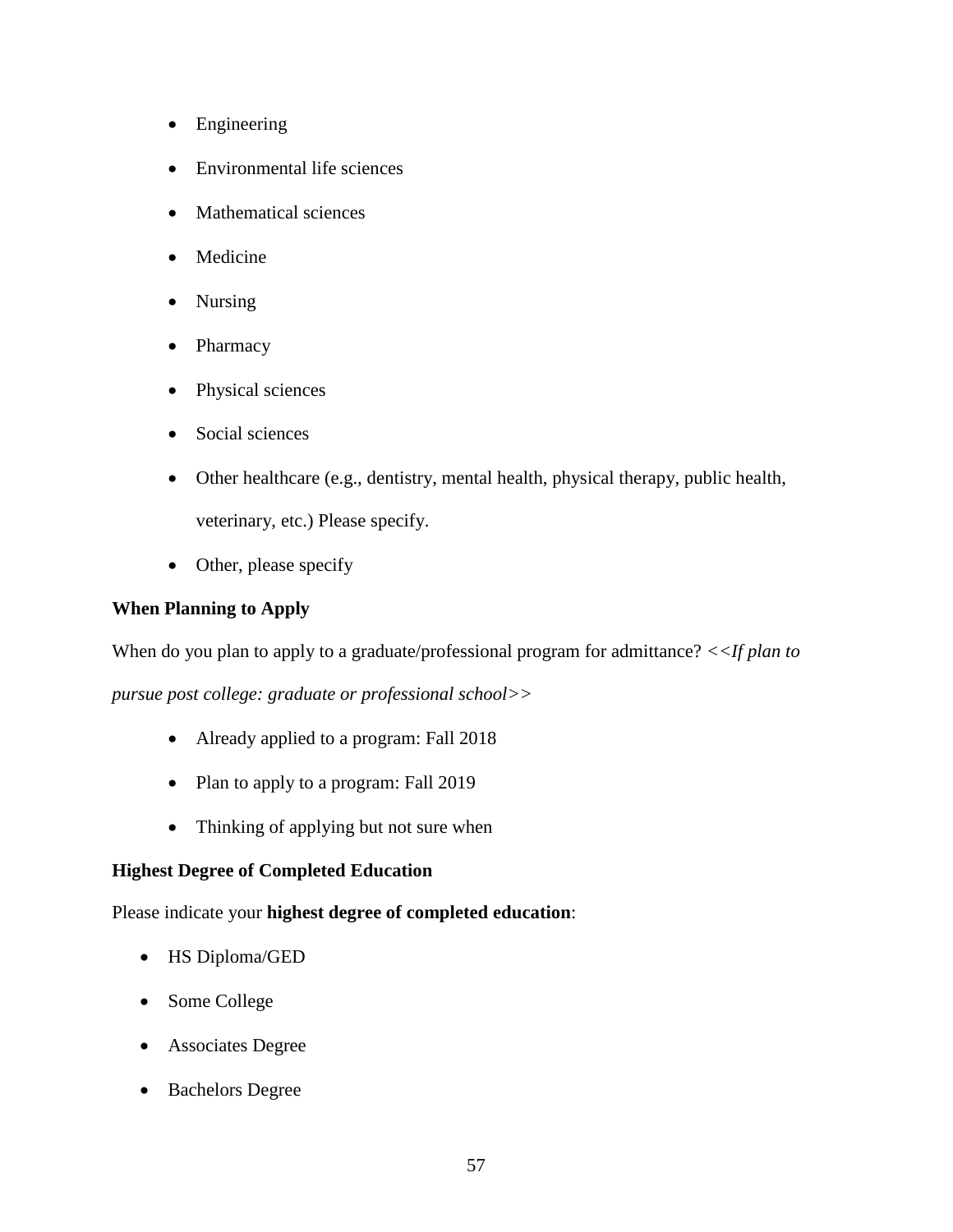- Engineering
- Environmental life sciences
- Mathematical sciences
- Medicine
- Nursing
- Pharmacy
- Physical sciences
- Social sciences
- Other healthcare (e.g., dentistry, mental health, physical therapy, public health, veterinary, etc.) Please specify.
- Other, please specify

**When Planning to Apply**

When do you plan to apply to a graduate/professional program for admittance? *<<If plan to pursue post college: graduate or professional school>>*

- Already applied to a program: Fall 2018
- Plan to apply to a program: Fall 2019
- Thinking of applying but not sure when

**Highest Degree of Completed Education**

Please indicate your **highest degree of completed education**:

- HS Diploma/GED
- Some College
- Associates Degree
- Bachelors Degree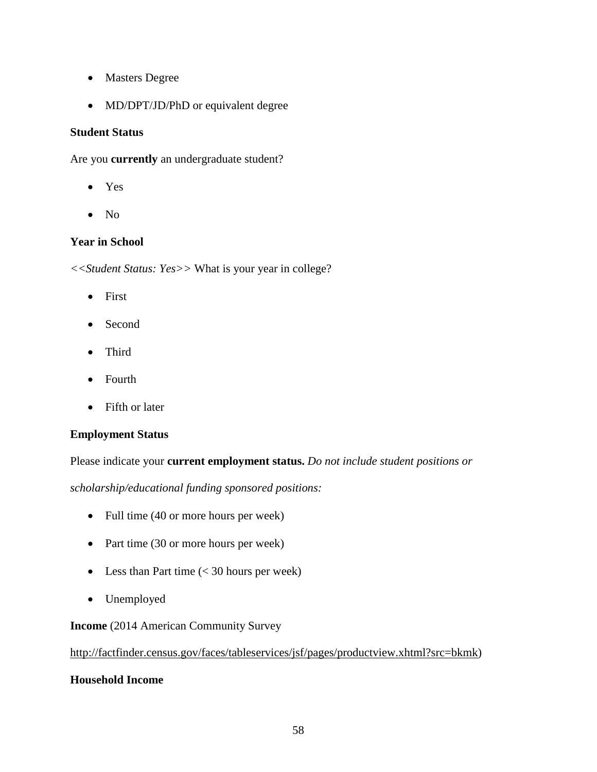- Masters Degree
- MD/DPT/JD/PhD or equivalent degree

**Student Status**

Are you **currently** an undergraduate student?

- Yes
- No

**Year in School**

*<<Student Status: Yes>>* What is your year in college?

- First
- Second
- Third
- Fourth
- Fifth or later

**Employment Status**

Please indicate your **current employment status.** *Do not include student positions or scholarship/educational funding sponsored positions:*

- Full time (40 or more hours per week)
- Part time (30 or more hours per week)
- Less than Part time (< 30 hours per week)
- Unemployed

**Income** (2014 American Community Survey http://factfinder.census.gov/faces/tableservices/jsf/pages/productview.xhtml?src=bkmk)

**Household Income**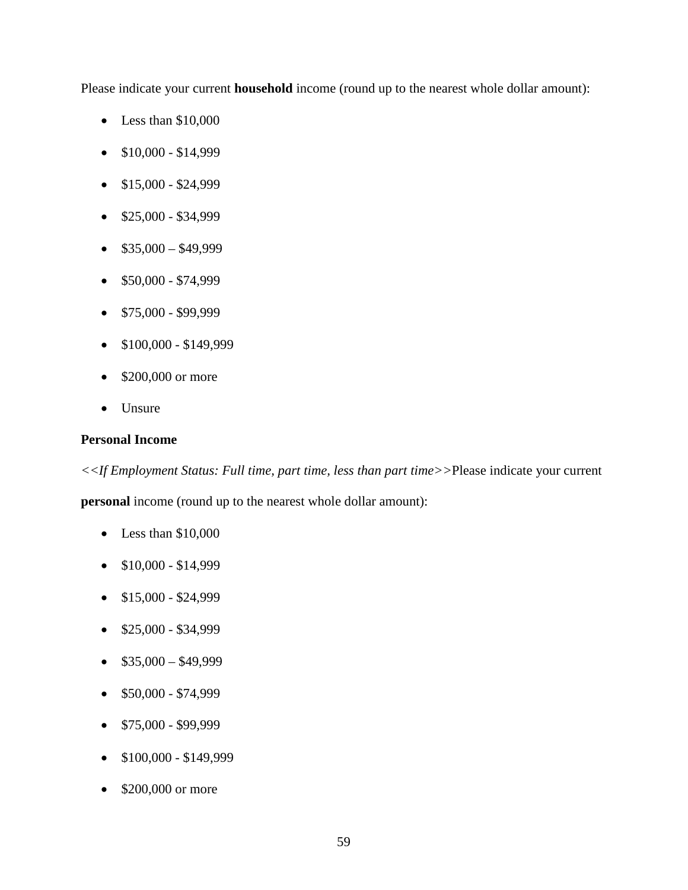Please indicate your current **household** income (round up to the nearest whole dollar amount):

- Less than $10,000
- $10,000 - $14,999
- $15,000 - $24,999
- $25,000 - $34,999
- $35,000 – $49,999
- $50,000 - $74,999
- $75,000 - $99,999
- $100,000 - $149,999
- $200,000 or more
- Unsure

**Personal Income**

*<<If Employment Status: Full time, part time, less than part time>>*Please indicate your current **personal** income (round up to the nearest whole dollar amount):

- Less than $10,000
- $10,000 - $14,999
- $15,000 - $24,999
- $25,000 - $34,999
- $35,000 – $49,999
- $50,000 - $74,999
- $75,000 - $99,999
- $100,000 - $149,999
- $200,000 or more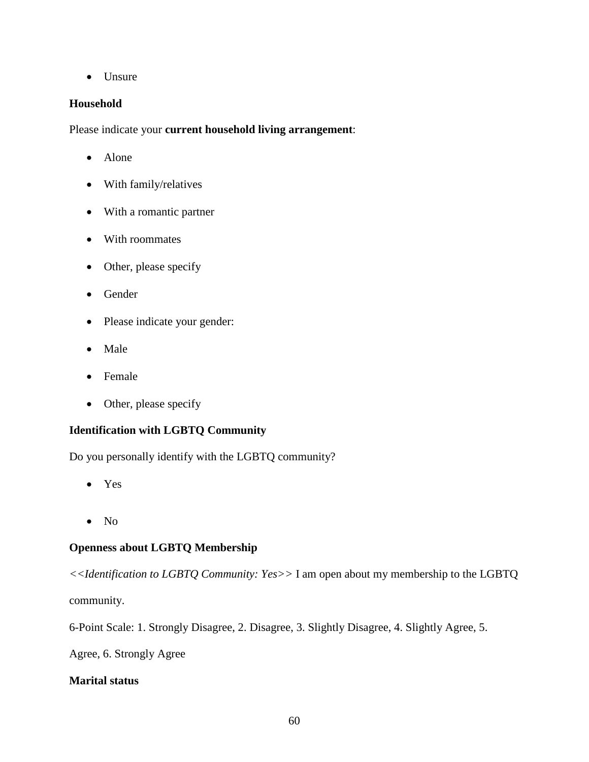- Unsure

**Household**

Please indicate your **current household living arrangement**:

- Alone
- With family/relatives
- With a romantic partner
- With roommates
- Other, please specify
- Gender
- Please indicate your gender:
- Male
- Female
- Other, please specify

**Identification with LGBTQ Community**

Do you personally identify with the LGBTQ community?

- Yes
- No

**Openness about LGBTQ Membership**

*<<Identification to LGBTQ Community: Yes>>* I am open about my membership to the LGBTQ community.

6-Point Scale: 1. Strongly Disagree, 2. Disagree, 3. Slightly Disagree, 4. Slightly Agree, 5. Agree, 6. Strongly Agree

**Marital status**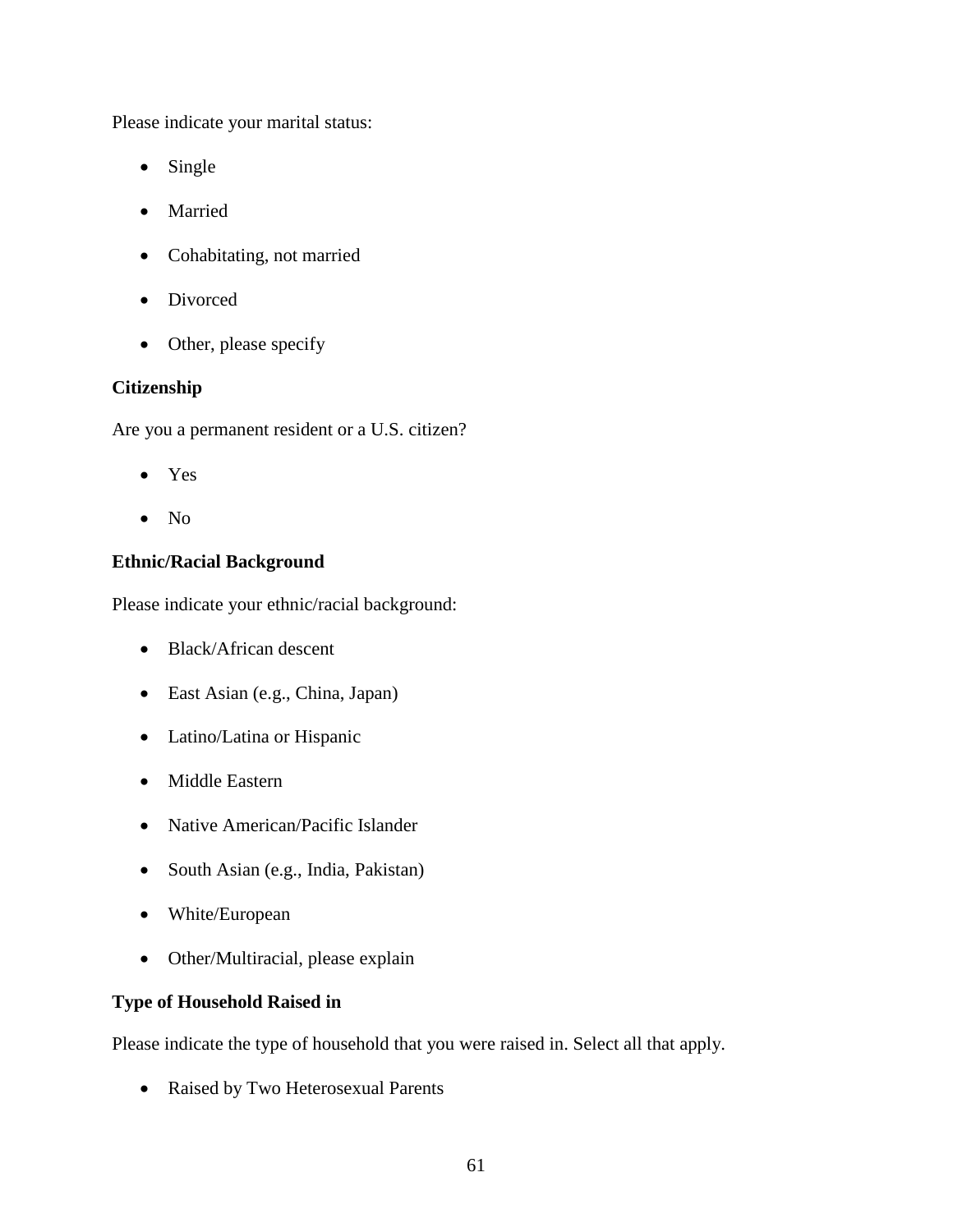Please indicate your marital status:

- Single
- Married
- Cohabitating, not married
- Divorced
- Other, please specify

**Citizenship**

Are you a permanent resident or a U.S. citizen?

- Yes
- No

**Ethnic/Racial Background**

Please indicate your ethnic/racial background:

- Black/African descent
- East Asian (e.g., China, Japan)
- Latino/Latina or Hispanic
- Middle Eastern
- Native American/Pacific Islander
- South Asian (e.g., India, Pakistan)
- White/European
- Other/Multiracial, please explain

**Type of Household Raised in**

Please indicate the type of household that you were raised in. Select all that apply.

- Raised by Two Heterosexual Parents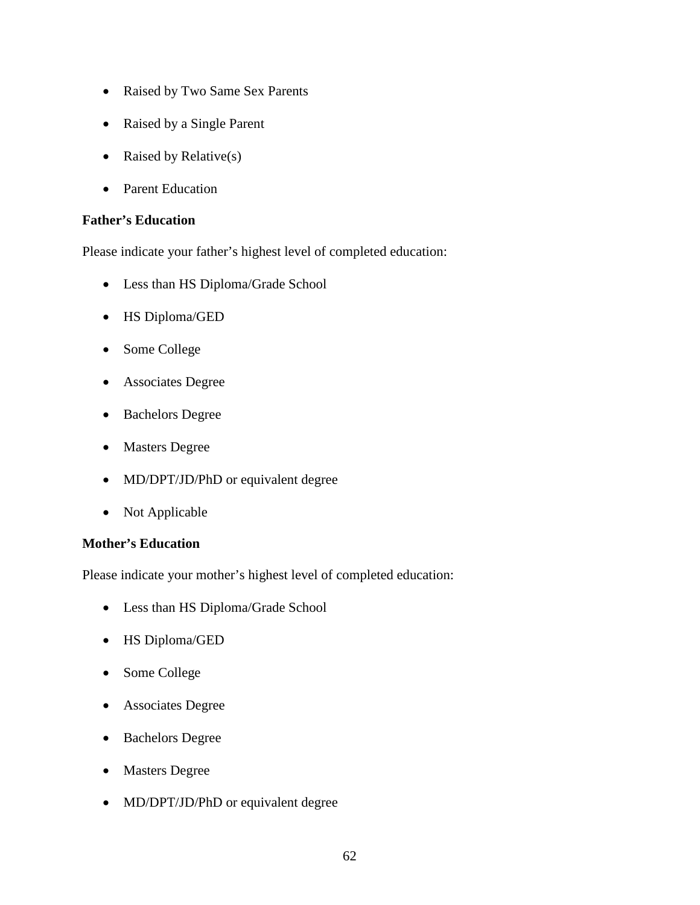- Raised by Two Same Sex Parents
- Raised by a Single Parent
- Raised by Relative(s)
- Parent Education

**Father's Education**

Please indicate your father's highest level of completed education:

- Less than HS Diploma/Grade School
- HS Diploma/GED
- Some College
- Associates Degree
- Bachelors Degree
- Masters Degree
- MD/DPT/JD/PhD or equivalent degree
- Not Applicable

**Mother's Education**

Please indicate your mother's highest level of completed education:

- Less than HS Diploma/Grade School
- HS Diploma/GED
- Some College
- Associates Degree
- Bachelors Degree
- Masters Degree
- MD/DPT/JD/PhD or equivalent degree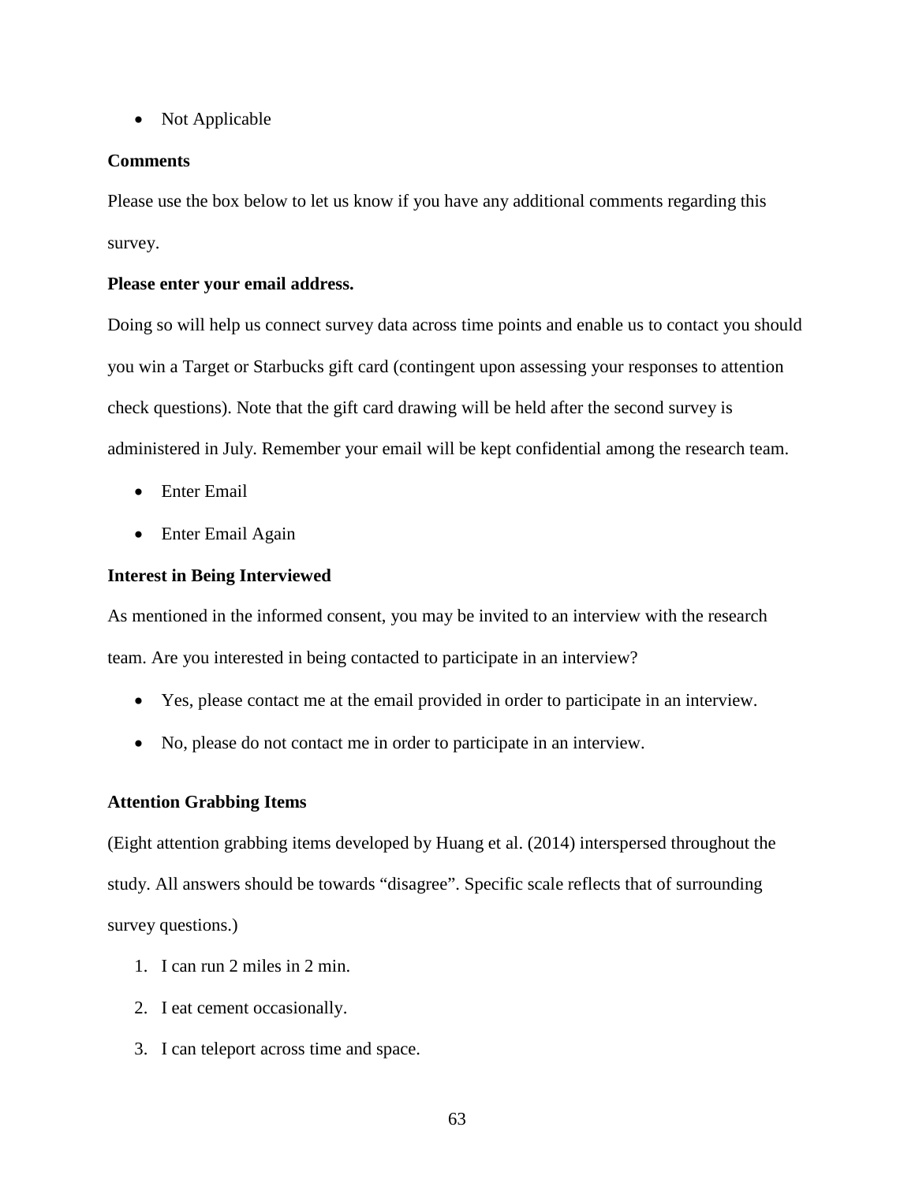- Not Applicable

**Comments**

Please use the box below to let us know if you have any additional comments regarding this survey.

**Please enter your email address.**

Doing so will help us connect survey data across time points and enable us to contact you should you win a Target or Starbucks gift card (contingent upon assessing your responses to attention check questions). Note that the gift card drawing will be held after the second survey is administered in July. Remember your email will be kept confidential among the research team.

- Enter Email
- Enter Email Again

**Interest in Being Interviewed**

As mentioned in the informed consent, you may be invited to an interview with the research team. Are you interested in being contacted to participate in an interview?

- Yes, please contact me at the email provided in order to participate in an interview.
- No, please do not contact me in order to participate in an interview.

**Attention Grabbing Items**

(Eight attention grabbing items developed by Huang et al. (2014) interspersed throughout the study. All answers should be towards "disagree". Specific scale reflects that of surrounding survey questions.)

1. I can run 2 miles in 2 min.
2. I eat cement occasionally.
3. I can teleport across time and space.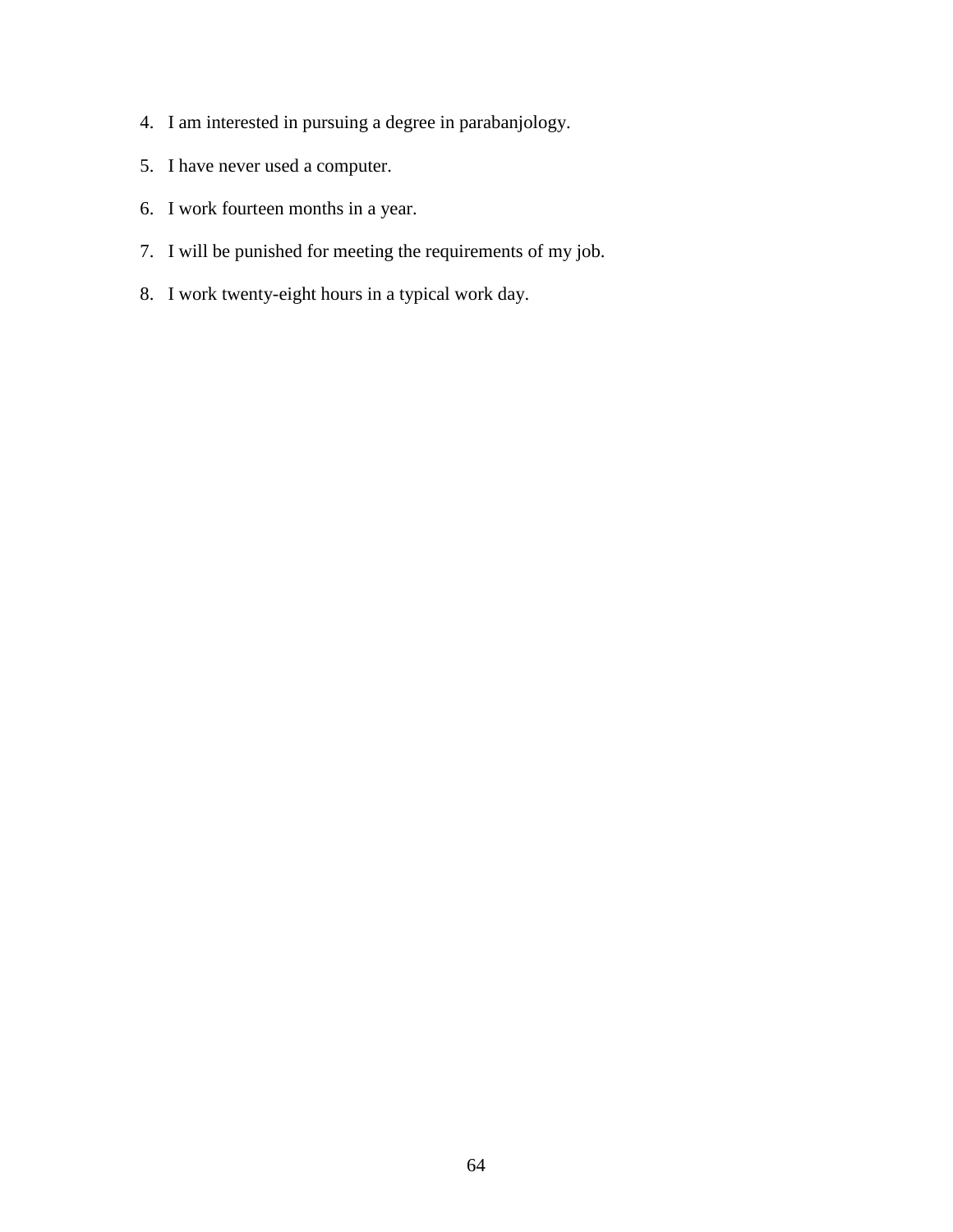4. I am interested in pursuing a degree in parabanjology.
5. I have never used a computer.
6. I work fourteen months in a year.
7. I will be punished for meeting the requirements of my job.
8. I work twenty-eight hours in a typical work day.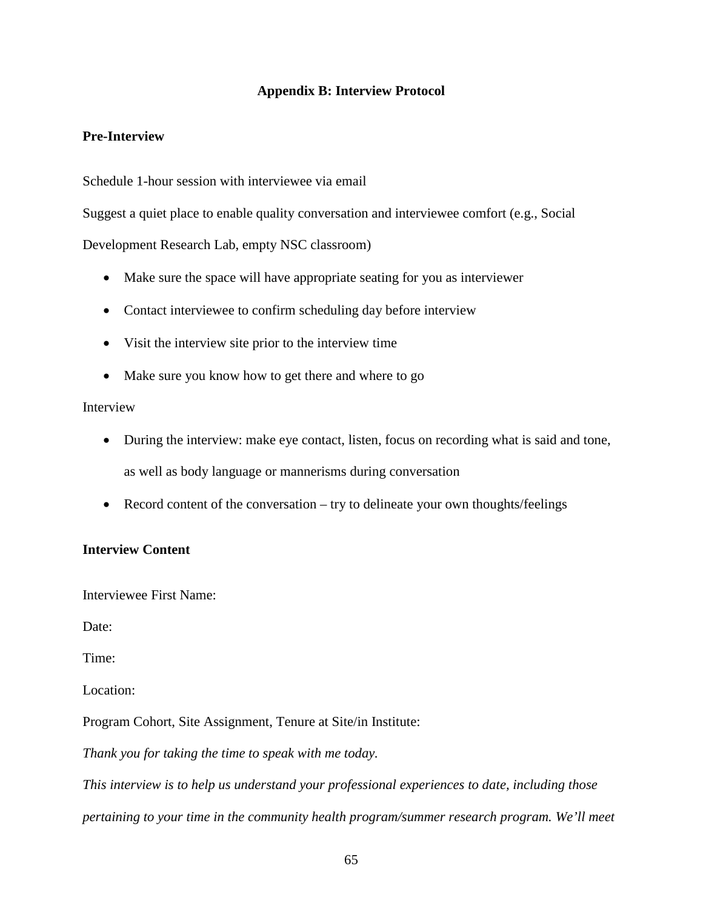## Appendix B: Interview Protocol

### Pre-Interview

Schedule 1-hour session with interviewee via email

Suggest a quiet place to enable quality conversation and interviewee comfort (e.g., Social Development Research Lab, empty NSC classroom)

- Make sure the space will have appropriate seating for you as interviewer
- Contact interviewee to confirm scheduling day before interview
- Visit the interview site prior to the interview time
- Make sure you know how to get there and where to go

Interview

- During the interview: make eye contact, listen, focus on recording what is said and tone, as well as body language or mannerisms during conversation
- Record content of the conversation – try to delineate your own thoughts/feelings

### Interview Content

Interviewee First Name:

Date:

Time:

Location:

Program Cohort, Site Assignment, Tenure at Site/in Institute:

*Thank you for taking the time to speak with me today.*

*This interview is to help us understand your professional experiences to date, including those pertaining to your time in the community health program/summer research program. We'll meet*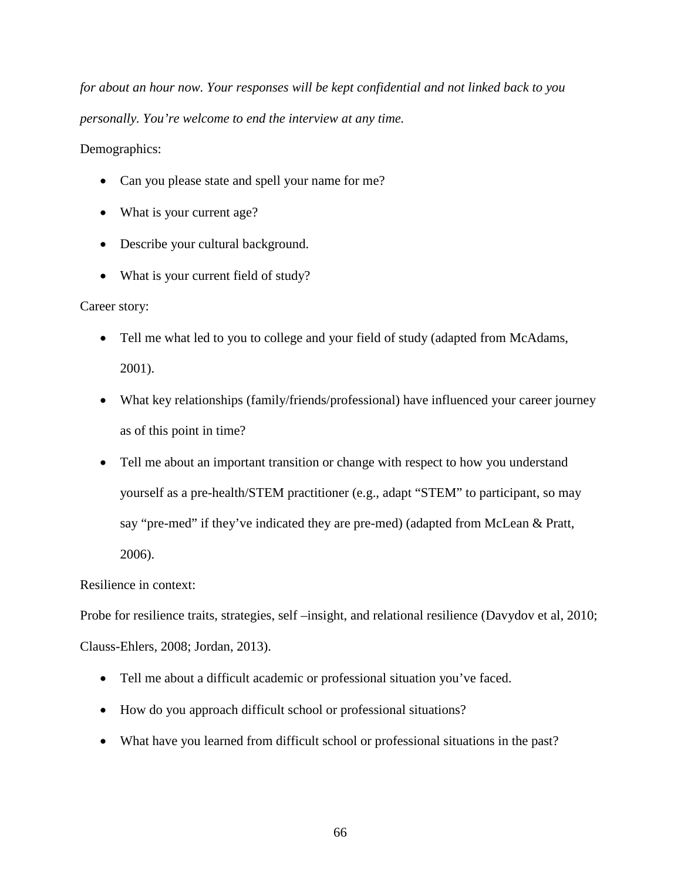*for about an hour now. Your responses will be kept confidential and not linked back to you personally. You're welcome to end the interview at any time.*

Demographics:

- Can you please state and spell your name for me?
- What is your current age?
- Describe your cultural background.
- What is your current field of study?

Career story:

- Tell me what led to you to college and your field of study (adapted from McAdams, 2001).
- What key relationships (family/friends/professional) have influenced your career journey as of this point in time?
- Tell me about an important transition or change with respect to how you understand yourself as a pre-health/STEM practitioner (e.g., adapt "STEM" to participant, so may say "pre-med" if they've indicated they are pre-med) (adapted from McLean & Pratt, 2006).

Resilience in context:

Probe for resilience traits, strategies, self –insight, and relational resilience (Davydov et al, 2010; Clauss-Ehlers, 2008; Jordan, 2013).

- Tell me about a difficult academic or professional situation you've faced.
- How do you approach difficult school or professional situations?
- What have you learned from difficult school or professional situations in the past?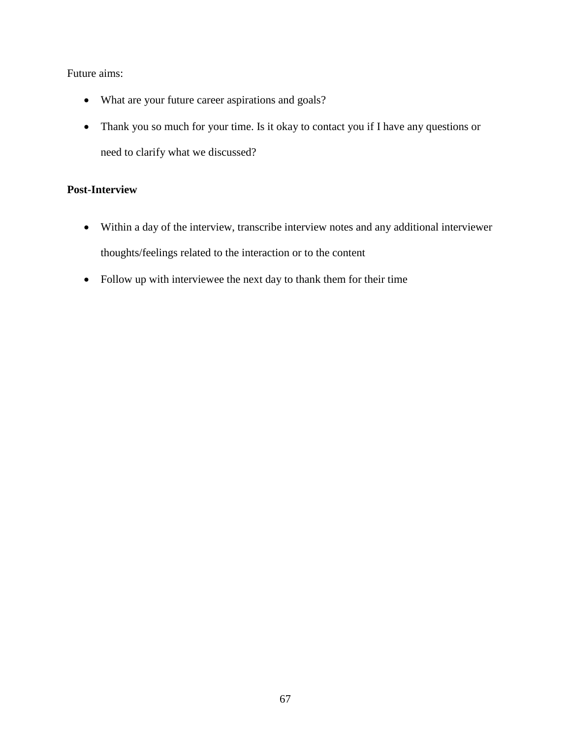Future aims:

- What are your future career aspirations and goals?
- Thank you so much for your time. Is it okay to contact you if I have any questions or need to clarify what we discussed?

**Post-Interview**

- Within a day of the interview, transcribe interview notes and any additional interviewer thoughts/feelings related to the interaction or to the content
- Follow up with interviewee the next day to thank them for their time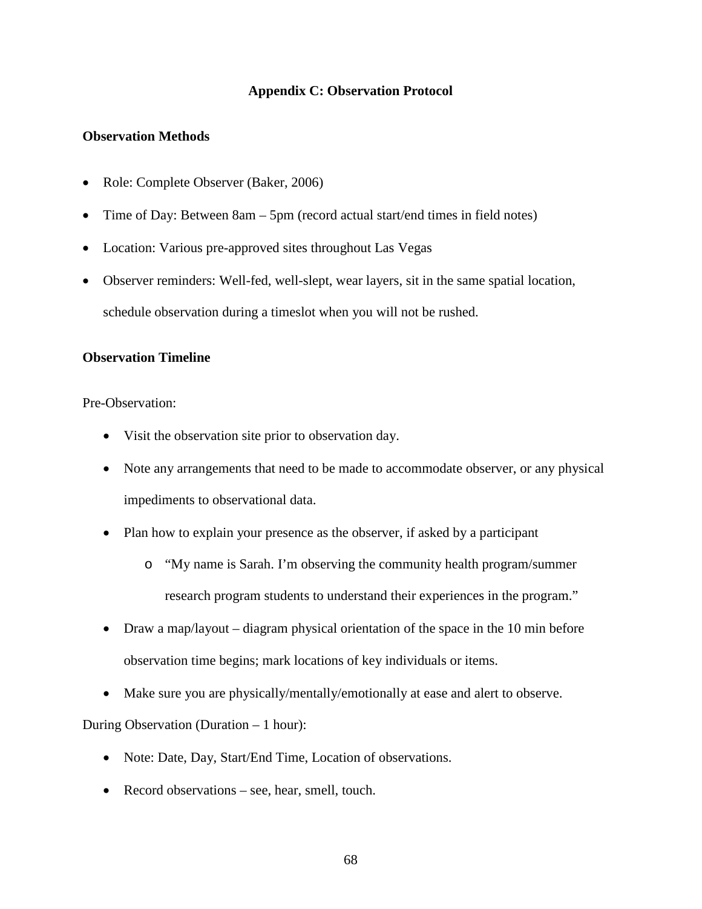# Appendix C: Observation Protocol

## Observation Methods

- Role: Complete Observer (Baker, 2006)
- Time of Day: Between 8am – 5pm (record actual start/end times in field notes)
- Location: Various pre-approved sites throughout Las Vegas
- Observer reminders: Well-fed, well-slept, wear layers, sit in the same spatial location, schedule observation during a timeslot when you will not be rushed.

## Observation Timeline

Pre-Observation:

- Visit the observation site prior to observation day.
- Note any arrangements that need to be made to accommodate observer, or any physical impediments to observational data.
- Plan how to explain your presence as the observer, if asked by a participant
  - "My name is Sarah. I'm observing the community health program/summer research program students to understand their experiences in the program."
- Draw a map/layout – diagram physical orientation of the space in the 10 min before observation time begins; mark locations of key individuals or items.
- Make sure you are physically/mentally/emotionally at ease and alert to observe.

During Observation (Duration – 1 hour):

- Note: Date, Day, Start/End Time, Location of observations.
- Record observations – see, hear, smell, touch.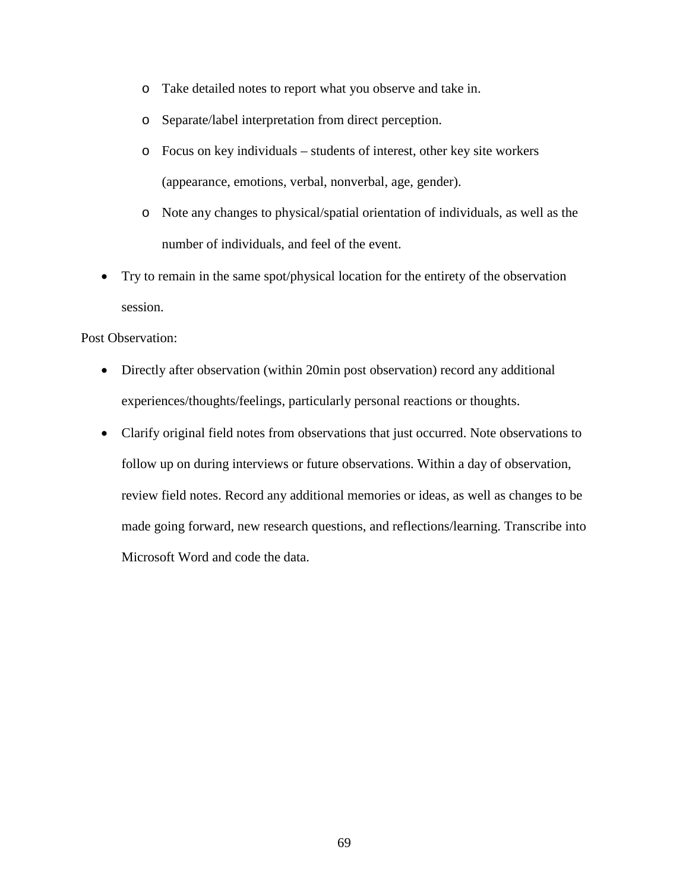- Take detailed notes to report what you observe and take in.
  - Separate/label interpretation from direct perception.
  - Focus on key individuals – students of interest, other key site workers (appearance, emotions, verbal, nonverbal, age, gender).
  - Note any changes to physical/spatial orientation of individuals, as well as the number of individuals, and feel of the event.
- Try to remain in the same spot/physical location for the entirety of the observation session.

Post Observation:

- Directly after observation (within 20min post observation) record any additional experiences/thoughts/feelings, particularly personal reactions or thoughts.
- Clarify original field notes from observations that just occurred. Note observations to follow up on during interviews or future observations. Within a day of observation, review field notes. Record any additional memories or ideas, as well as changes to be made going forward, new research questions, and reflections/learning. Transcribe into Microsoft Word and code the data.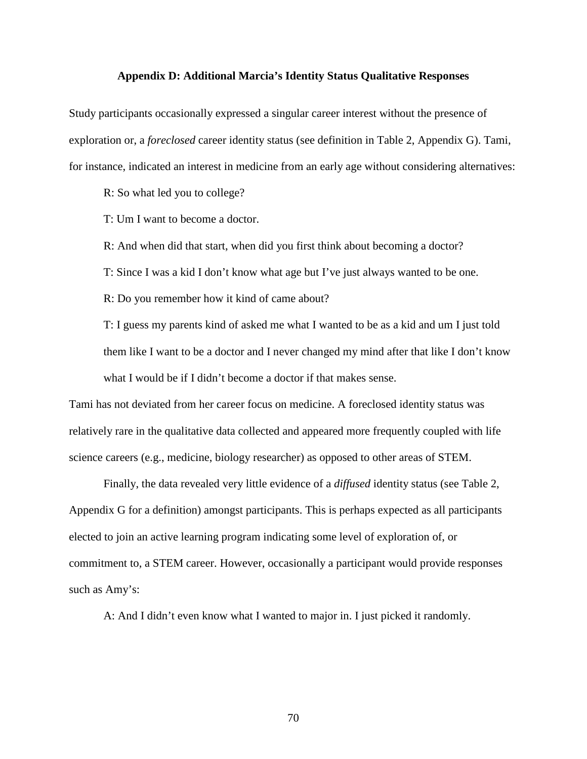## Appendix D: Additional Marcia's Identity Status Qualitative Responses

Study participants occasionally expressed a singular career interest without the presence of exploration or, a *foreclosed* career identity status (see definition in Table 2, Appendix G). Tami, for instance, indicated an interest in medicine from an early age without considering alternatives:

R: So what led you to college?

T: Um I want to become a doctor.

R: And when did that start, when did you first think about becoming a doctor?

T: Since I was a kid I don't know what age but I've just always wanted to be one.

R: Do you remember how it kind of came about?

T: I guess my parents kind of asked me what I wanted to be as a kid and um I just told them like I want to be a doctor and I never changed my mind after that like I don't know what I would be if I didn't become a doctor if that makes sense.

Tami has not deviated from her career focus on medicine. A foreclosed identity status was relatively rare in the qualitative data collected and appeared more frequently coupled with life science careers (e.g., medicine, biology researcher) as opposed to other areas of STEM.

Finally, the data revealed very little evidence of a *diffused* identity status (see Table 2, Appendix G for a definition) amongst participants. This is perhaps expected as all participants elected to join an active learning program indicating some level of exploration of, or commitment to, a STEM career. However, occasionally a participant would provide responses such as Amy's:

A: And I didn't even know what I wanted to major in. I just picked it randomly.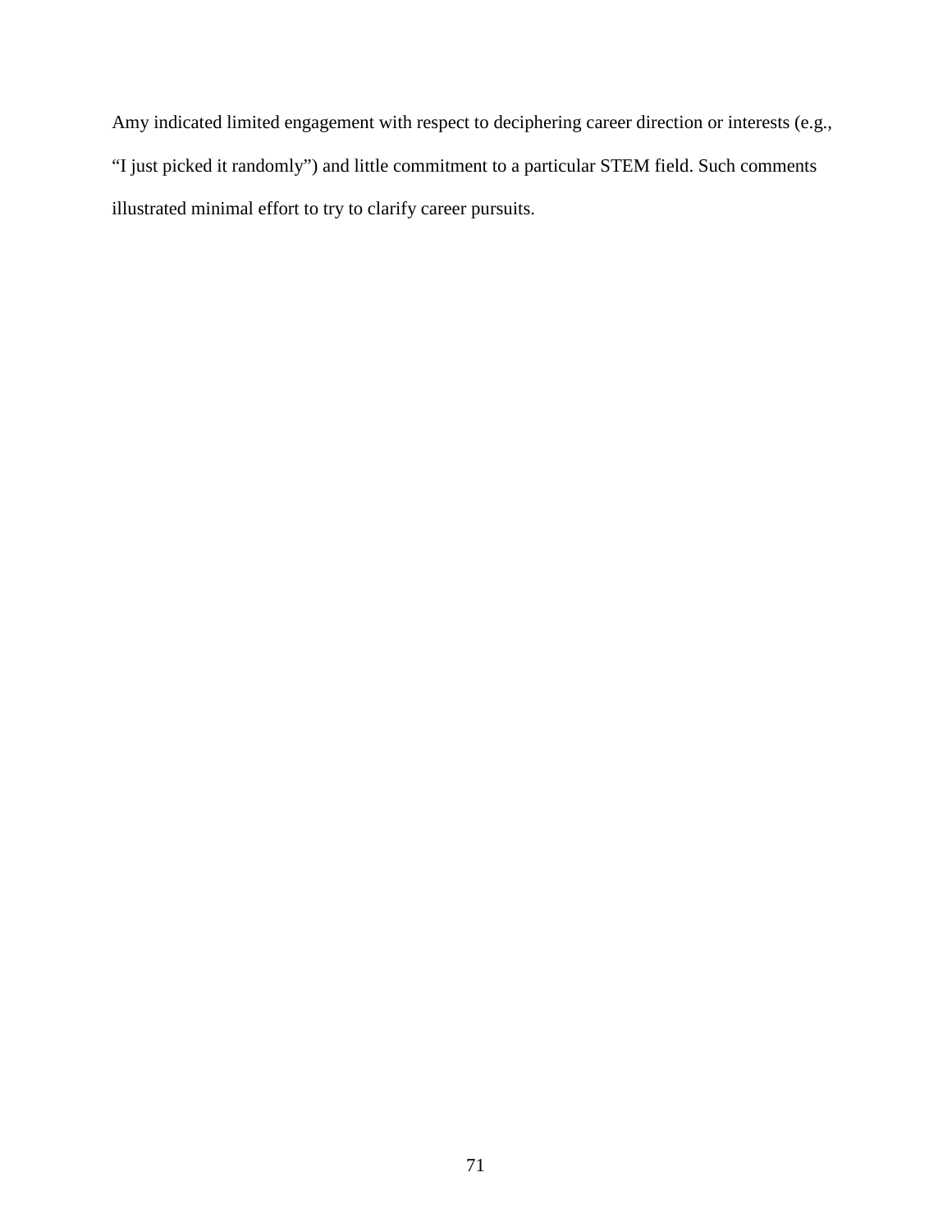Amy indicated limited engagement with respect to deciphering career direction or interests (e.g., "I just picked it randomly") and little commitment to a particular STEM field. Such comments illustrated minimal effort to try to clarify career pursuits.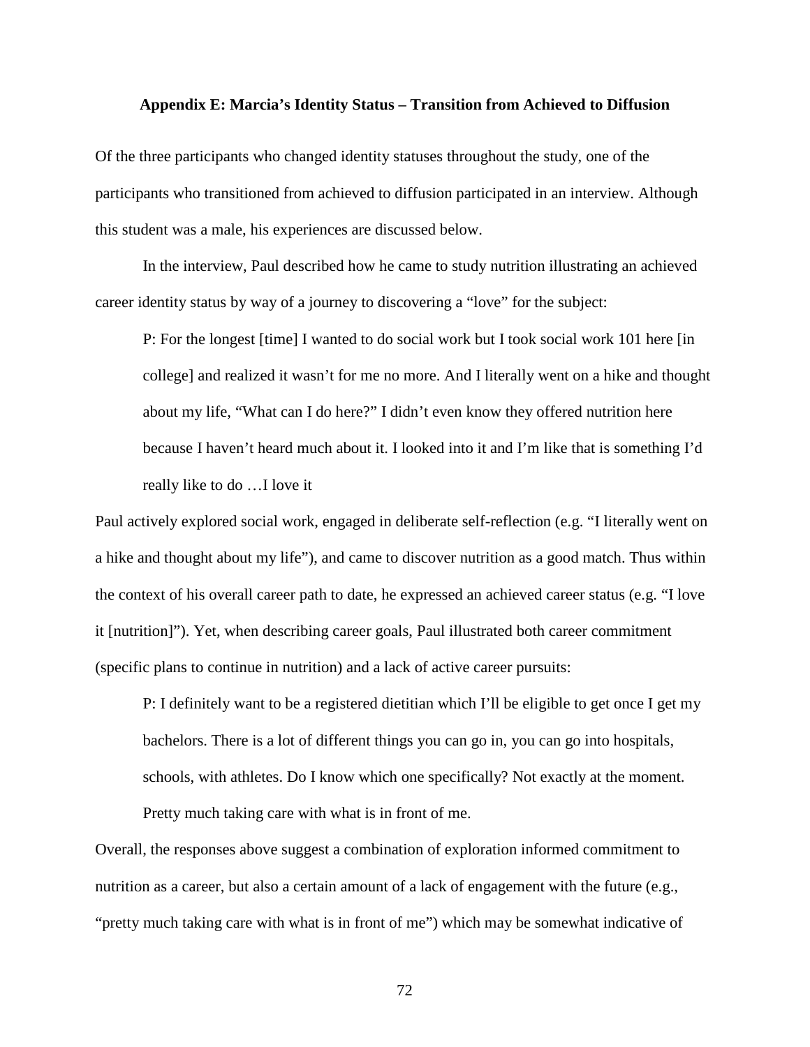### Appendix E: Marcia's Identity Status – Transition from Achieved to Diffusion

Of the three participants who changed identity statuses throughout the study, one of the participants who transitioned from achieved to diffusion participated in an interview. Although this student was a male, his experiences are discussed below.

In the interview, Paul described how he came to study nutrition illustrating an achieved career identity status by way of a journey to discovering a "love" for the subject:

> P: For the longest [time] I wanted to do social work but I took social work 101 here [in college] and realized it wasn't for me no more. And I literally went on a hike and thought about my life, "What can I do here?" I didn't even know they offered nutrition here because I haven't heard much about it. I looked into it and I'm like that is something I'd really like to do …I love it

Paul actively explored social work, engaged in deliberate self-reflection (e.g. "I literally went on a hike and thought about my life"), and came to discover nutrition as a good match. Thus within the context of his overall career path to date, he expressed an achieved career status (e.g. "I love it [nutrition]"). Yet, when describing career goals, Paul illustrated both career commitment (specific plans to continue in nutrition) and a lack of active career pursuits:

> P: I definitely want to be a registered dietitian which I'll be eligible to get once I get my bachelors. There is a lot of different things you can go in, you can go into hospitals, schools, with athletes. Do I know which one specifically? Not exactly at the moment. Pretty much taking care with what is in front of me.

Overall, the responses above suggest a combination of exploration informed commitment to nutrition as a career, but also a certain amount of a lack of engagement with the future (e.g., "pretty much taking care with what is in front of me") which may be somewhat indicative of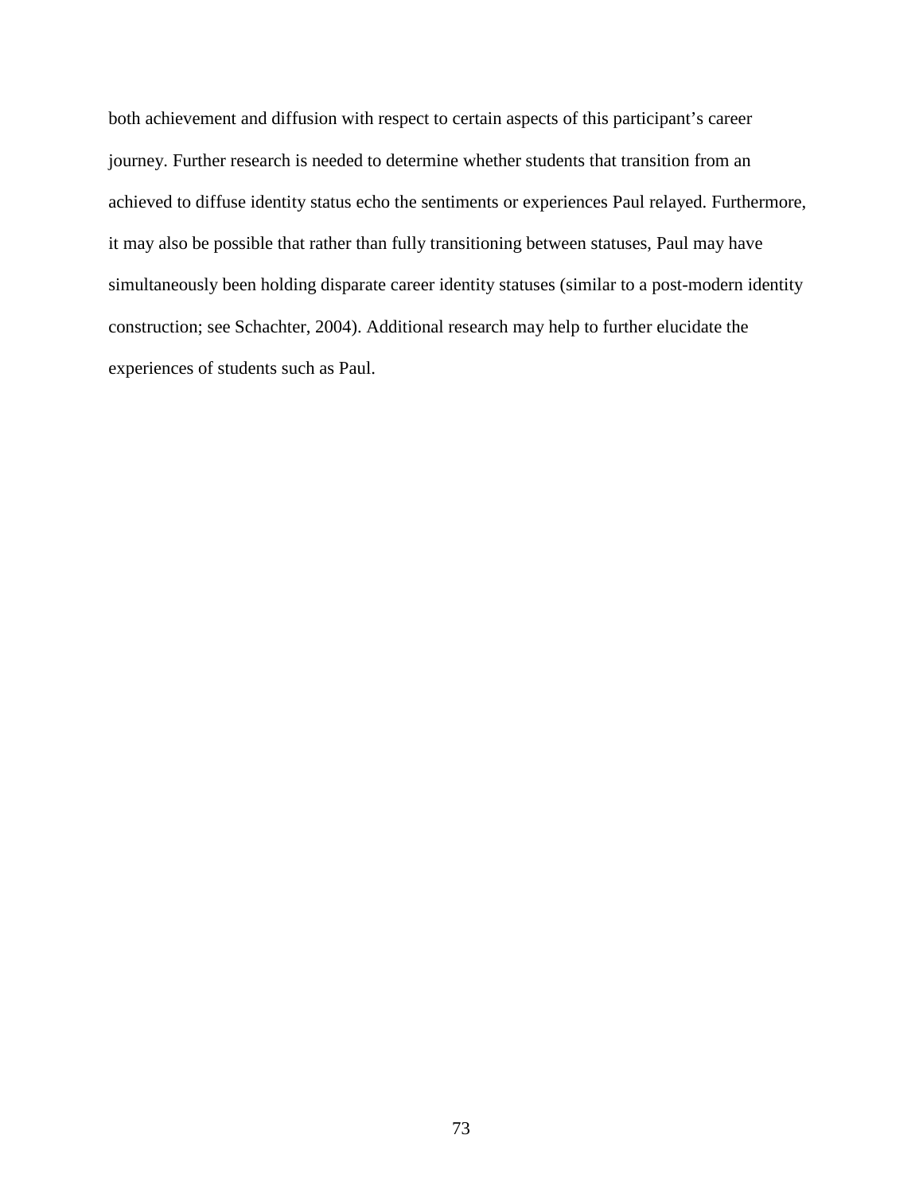both achievement and diffusion with respect to certain aspects of this participant’s career journey. Further research is needed to determine whether students that transition from an achieved to diffuse identity status echo the sentiments or experiences Paul relayed. Furthermore, it may also be possible that rather than fully transitioning between statuses, Paul may have simultaneously been holding disparate career identity statuses (similar to a post-modern identity construction; see Schachter, 2004). Additional research may help to further elucidate the experiences of students such as Paul.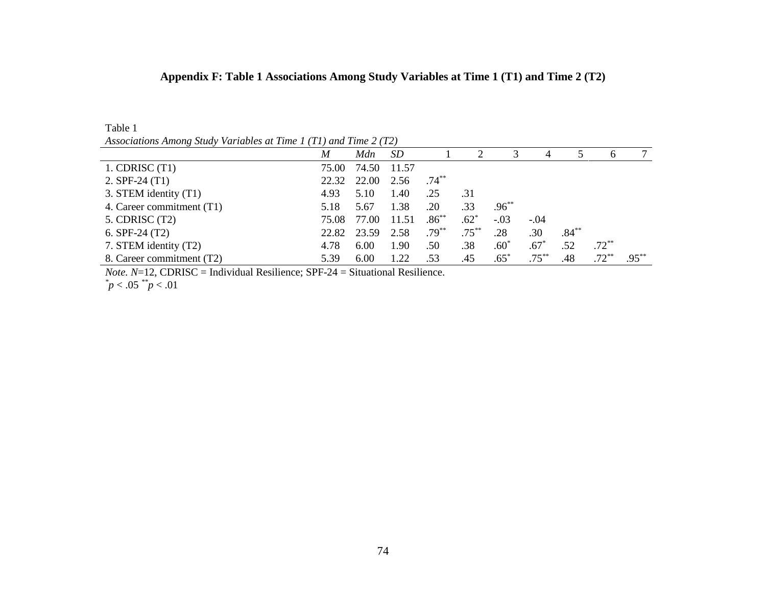**Appendix F: Table 1 Associations Among Study Variables at Time 1 (T1) and Time 2 (T2)**

Table 1

*Associations Among Study Variables at Time 1 (T1) and Time 2 (T2)*

| | *M* | *Mdn* | *SD* | 1 | 2 | 3 | 4 | 5 | 6 | 7 |
|---|---|---|---|---|---|---|---|---|---|---|
| 1. CDRISC (T1) | 75.00 | 74.50 | 11.57 | | | | | | | |
| 2. SPF-24 (T1) | 22.32 | 22.00 | 2.56 | .74** | | | | | | |
| 3. STEM identity (T1) | 4.93 | 5.10 | 1.40 | .25 | .31 | | | | | |
| 4. Career commitment (T1) | 5.18 | 5.67 | 1.38 | .20 | .33 | .96** | | | | |
| 5. CDRISC (T2) | 75.08 | 77.00 | 11.51 | .86** | .62* | -.03 | -.04 | | | |
| 6. SPF-24 (T2) | 22.82 | 23.59 | 2.58 | .79** | .75** | .28 | .30 | .84** | | |
| 7. STEM identity (T2) | 4.78 | 6.00 | 1.90 | .50 | .38 | .60* | .67* | .52 | .72** | |
| 8. Career commitment (T2) | 5.39 | 6.00 | 1.22 | .53 | .45 | .65* | .75** | .48 | .72** | .95** |

*Note. N*=12, CDRISC = Individual Resilience; SPF-24 = Situational Resilience.

*$p < .05$ **$p < .01$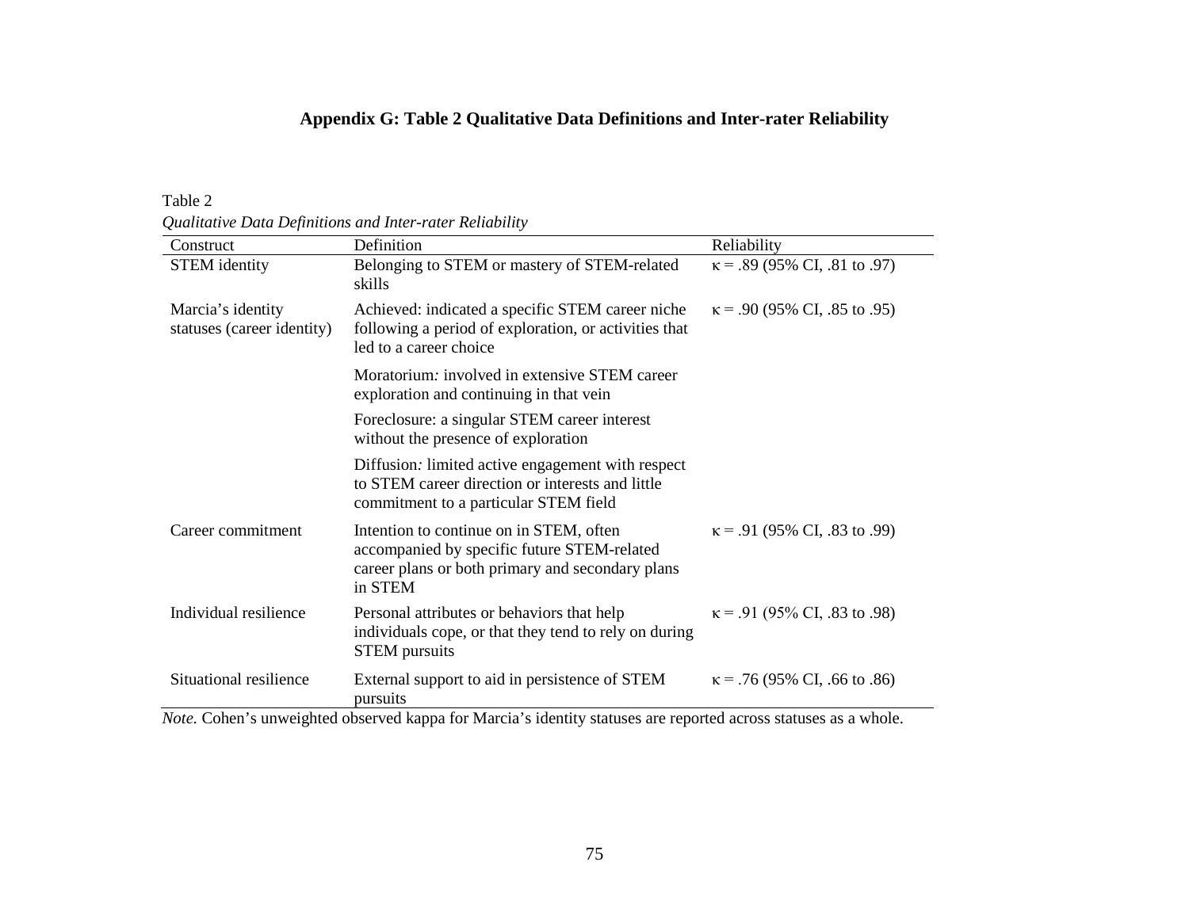# Appendix G: Table 2 Qualitative Data Definitions and Inter-rater Reliability

Table 2

*Qualitative Data Definitions and Inter-rater Reliability*

| Construct | Definition | Reliability |
|---|---|---|
| STEM identity | Belonging to STEM or mastery of STEM-related skills | κ = .89 (95% CI, .81 to .97) |
| Marcia's identity statuses (career identity) | Achieved: indicated a specific STEM career niche following a period of exploration, or activities that led to a career choice | κ = .90 (95% CI, .85 to .95) |
| | Moratorium*:* involved in extensive STEM career exploration and continuing in that vein | |
| | Foreclosure: a singular STEM career interest without the presence of exploration | |
| | Diffusion*:* limited active engagement with respect to STEM career direction or interests and little commitment to a particular STEM field | |
| Career commitment | Intention to continue on in STEM, often accompanied by specific future STEM-related career plans or both primary and secondary plans in STEM | κ = .91 (95% CI, .83 to .99) |
| Individual resilience | Personal attributes or behaviors that help individuals cope, or that they tend to rely on during STEM pursuits | κ = .91 (95% CI, .83 to .98) |
| Situational resilience | External support to aid in persistence of STEM pursuits | κ = .76 (95% CI, .66 to .86) |

*Note.* Cohen's unweighted observed kappa for Marcia's identity statuses are reported across statuses as a whole.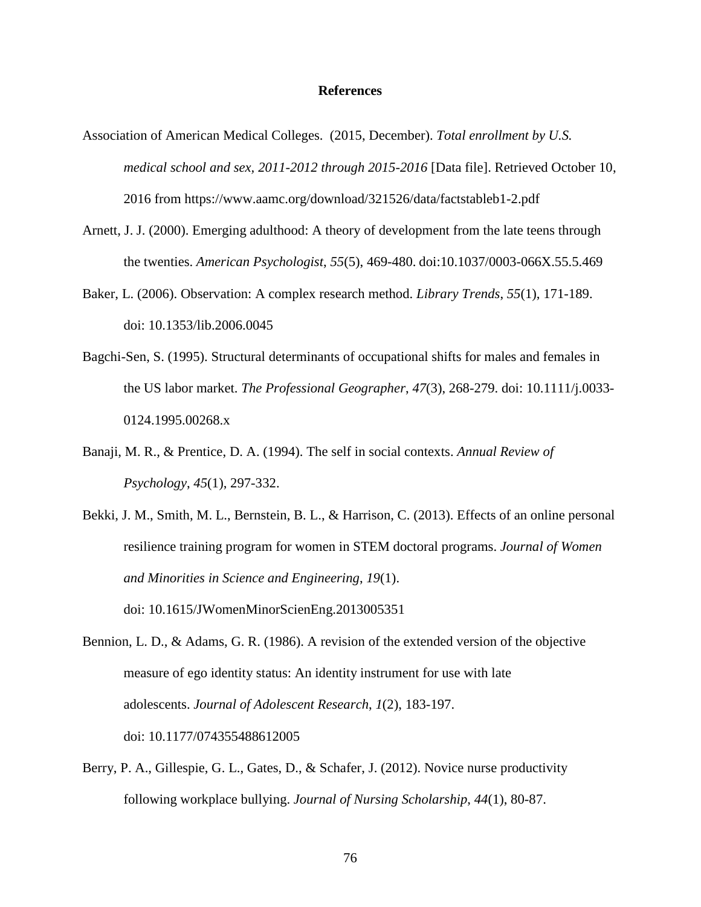# References

Association of American Medical Colleges. (2015, December). *Total enrollment by U.S. medical school and sex, 2011-2012 through 2015-2016* [Data file]. Retrieved October 10, 2016 from https://www.aamc.org/download/321526/data/factstableb1-2.pdf

Arnett, J. J. (2000). Emerging adulthood: A theory of development from the late teens through the twenties. *American Psychologist*, *55*(5), 469-480. doi:10.1037/0003-066X.55.5.469

Baker, L. (2006). Observation: A complex research method. *Library Trends*, *55*(1), 171-189. doi: 10.1353/lib.2006.0045

Bagchi-Sen, S. (1995). Structural determinants of occupational shifts for males and females in the US labor market. *The Professional Geographer*, *47*(3), 268-279. doi: 10.1111/j.0033-0124.1995.00268.x

Banaji, M. R., & Prentice, D. A. (1994). The self in social contexts. *Annual Review of Psychology*, *45*(1), 297-332.

Bekki, J. M., Smith, M. L., Bernstein, B. L., & Harrison, C. (2013). Effects of an online personal resilience training program for women in STEM doctoral programs. *Journal of Women and Minorities in Science and Engineering*, *19*(1). doi: 10.1615/JWomenMinorScienEng.2013005351

Bennion, L. D., & Adams, G. R. (1986). A revision of the extended version of the objective measure of ego identity status: An identity instrument for use with late adolescents. *Journal of Adolescent Research*, *1*(2), 183-197. doi: 10.1177/074355488612005

Berry, P. A., Gillespie, G. L., Gates, D., & Schafer, J. (2012). Novice nurse productivity following workplace bullying. *Journal of Nursing Scholarship*, *44*(1), 80-87.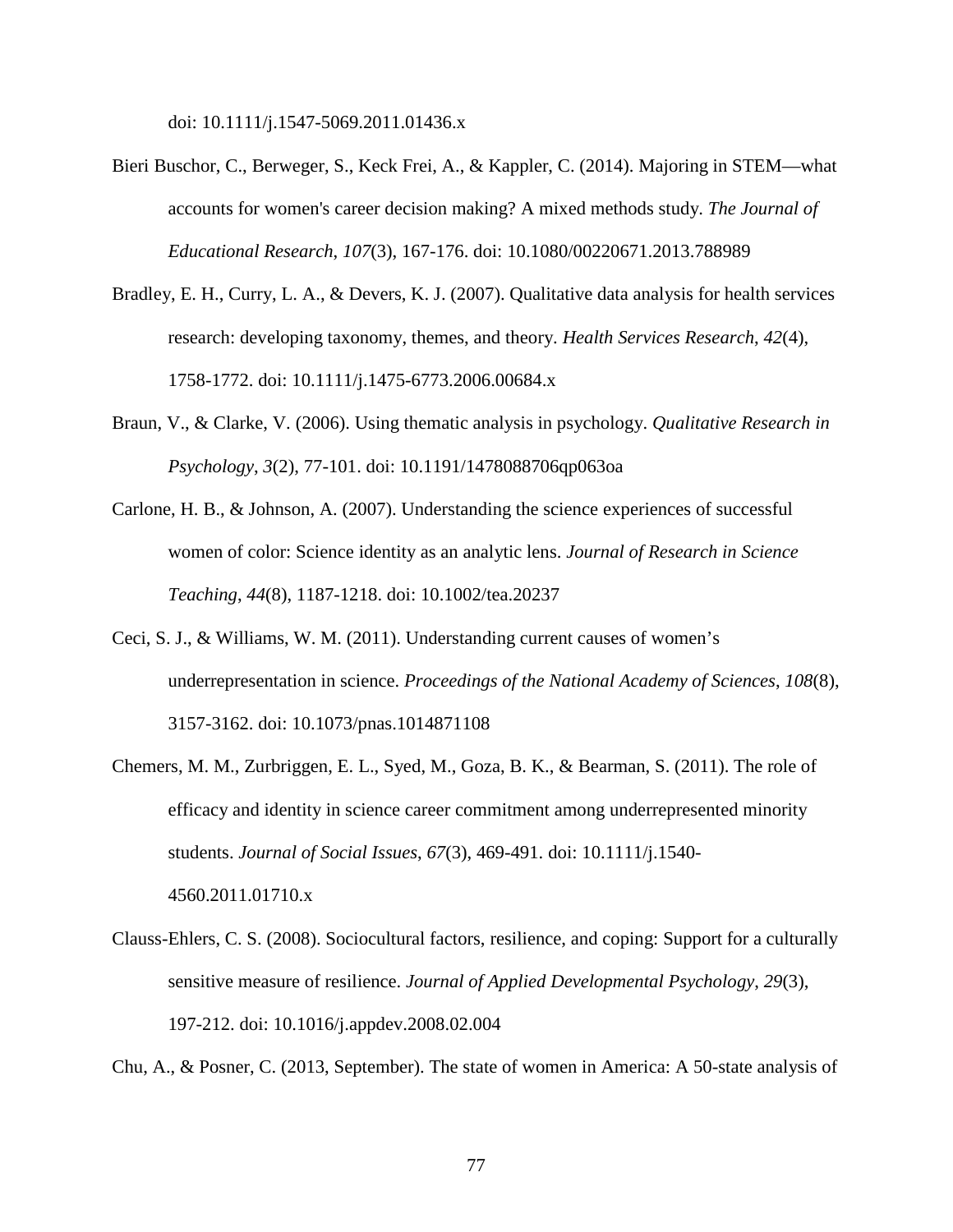doi: 10.1111/j.1547-5069.2011.01436.x

Bieri Buschor, C., Berweger, S., Keck Frei, A., & Kappler, C. (2014). Majoring in STEM—what accounts for women's career decision making? A mixed methods study. *The Journal of Educational Research*, *107*(3), 167-176. doi: 10.1080/00220671.2013.788989

Bradley, E. H., Curry, L. A., & Devers, K. J. (2007). Qualitative data analysis for health services research: developing taxonomy, themes, and theory. *Health Services Research*, *42*(4), 1758-1772. doi: 10.1111/j.1475-6773.2006.00684.x

Braun, V., & Clarke, V. (2006). Using thematic analysis in psychology. *Qualitative Research in Psychology*, *3*(2), 77-101. doi: 10.1191/1478088706qp063oa

Carlone, H. B., & Johnson, A. (2007). Understanding the science experiences of successful women of color: Science identity as an analytic lens. *Journal of Research in Science Teaching*, *44*(8), 1187-1218. doi: 10.1002/tea.20237

Ceci, S. J., & Williams, W. M. (2011). Understanding current causes of women's underrepresentation in science. *Proceedings of the National Academy of Sciences*, *108*(8), 3157-3162. doi: 10.1073/pnas.1014871108

Chemers, M. M., Zurbriggen, E. L., Syed, M., Goza, B. K., & Bearman, S. (2011). The role of efficacy and identity in science career commitment among underrepresented minority students. *Journal of Social Issues*, *67*(3), 469-491. doi: 10.1111/j.1540-4560.2011.01710.x

Clauss-Ehlers, C. S. (2008). Sociocultural factors, resilience, and coping: Support for a culturally sensitive measure of resilience. *Journal of Applied Developmental Psychology*, *29*(3), 197-212. doi: 10.1016/j.appdev.2008.02.004

Chu, A., & Posner, C. (2013, September). The state of women in America: A 50-state analysis of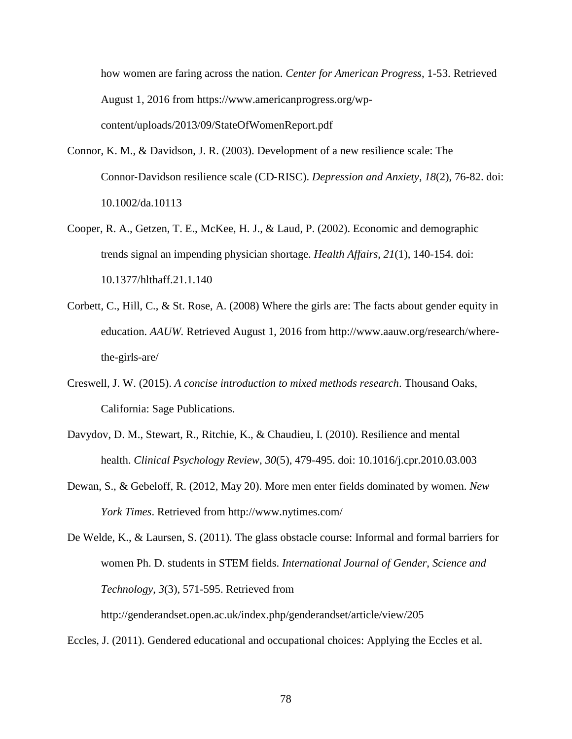how women are faring across the nation. *Center for American Progress*, 1-53. Retrieved August 1, 2016 from https://www.americanprogress.org/wp-content/uploads/2013/09/StateOfWomenReport.pdf

Connor, K. M., & Davidson, J. R. (2003). Development of a new resilience scale: The Connor-Davidson resilience scale (CD-RISC). *Depression and Anxiety*, *18*(2), 76-82. doi: 10.1002/da.10113

Cooper, R. A., Getzen, T. E., McKee, H. J., & Laud, P. (2002). Economic and demographic trends signal an impending physician shortage. *Health Affairs*, *21*(1), 140-154. doi: 10.1377/hlthaff.21.1.140

Corbett, C., Hill, C., & St. Rose, A. (2008) Where the girls are: The facts about gender equity in education. *AAUW.* Retrieved August 1, 2016 from http://www.aauw.org/research/where-the-girls-are/

Creswell, J. W. (2015). *A concise introduction to mixed methods research*. Thousand Oaks, California: Sage Publications.

Davydov, D. M., Stewart, R., Ritchie, K., & Chaudieu, I. (2010). Resilience and mental health. *Clinical Psychology Review*, *30*(5), 479-495. doi: 10.1016/j.cpr.2010.03.003

Dewan, S., & Gebeloff, R. (2012, May 20). More men enter fields dominated by women. *New York Times*. Retrieved from http://www.nytimes.com/

De Welde, K., & Laursen, S. (2011). The glass obstacle course: Informal and formal barriers for women Ph. D. students in STEM fields. *International Journal of Gender, Science and Technology*, *3*(3), 571-595. Retrieved from http://genderandset.open.ac.uk/index.php/genderandset/article/view/205

Eccles, J. (2011). Gendered educational and occupational choices: Applying the Eccles et al.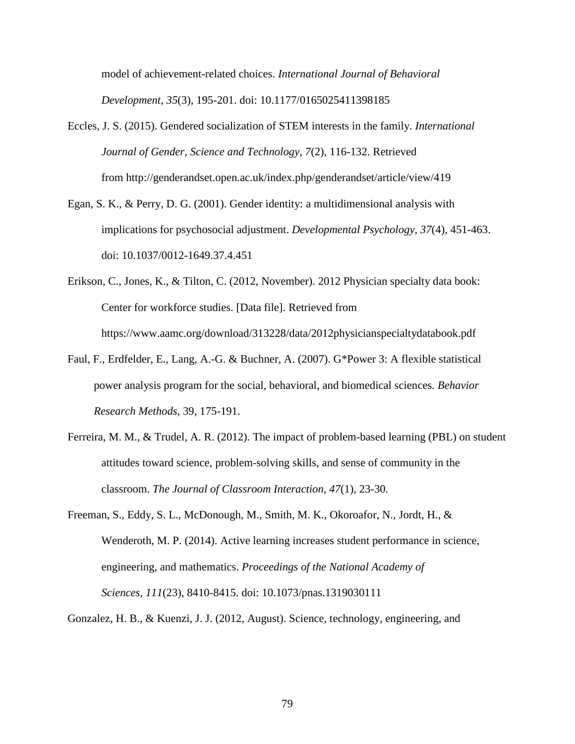model of achievement-related choices. *International Journal of Behavioral Development*, *35*(3), 195-201. doi: 10.1177/0165025411398185

Eccles, J. S. (2015). Gendered socialization of STEM interests in the family. *International Journal of Gender, Science and Technology*, *7*(2), 116-132. Retrieved from http://genderandset.open.ac.uk/index.php/genderandset/article/view/419

Egan, S. K., & Perry, D. G. (2001). Gender identity: a multidimensional analysis with implications for psychosocial adjustment. *Developmental Psychology*, *37*(4), 451-463. doi: 10.1037/0012-1649.37.4.451

Erikson, C., Jones, K., & Tilton, C. (2012, November). 2012 Physician specialty data book: Center for workforce studies. [Data file]. Retrieved from https://www.aamc.org/download/313228/data/2012physicianspecialtydatabook.pdf

Faul, F., Erdfelder, E., Lang, A.-G. & Buchner, A. (2007). G*Power 3: A flexible statistical power analysis program for the social, behavioral, and biomedical sciences. *Behavior Research Methods*, 39, 175-191.

Ferreira, M. M., & Trudel, A. R. (2012). The impact of problem-based learning (PBL) on student attitudes toward science, problem-solving skills, and sense of community in the classroom. *The Journal of Classroom Interaction*, *47*(1), 23-30.

Freeman, S., Eddy, S. L., McDonough, M., Smith, M. K., Okoroafor, N., Jordt, H., & Wenderoth, M. P. (2014). Active learning increases student performance in science, engineering, and mathematics. *Proceedings of the National Academy of Sciences*, *111*(23), 8410-8415. doi: 10.1073/pnas.1319030111

Gonzalez, H. B., & Kuenzi, J. J. (2012, August). Science, technology, engineering, and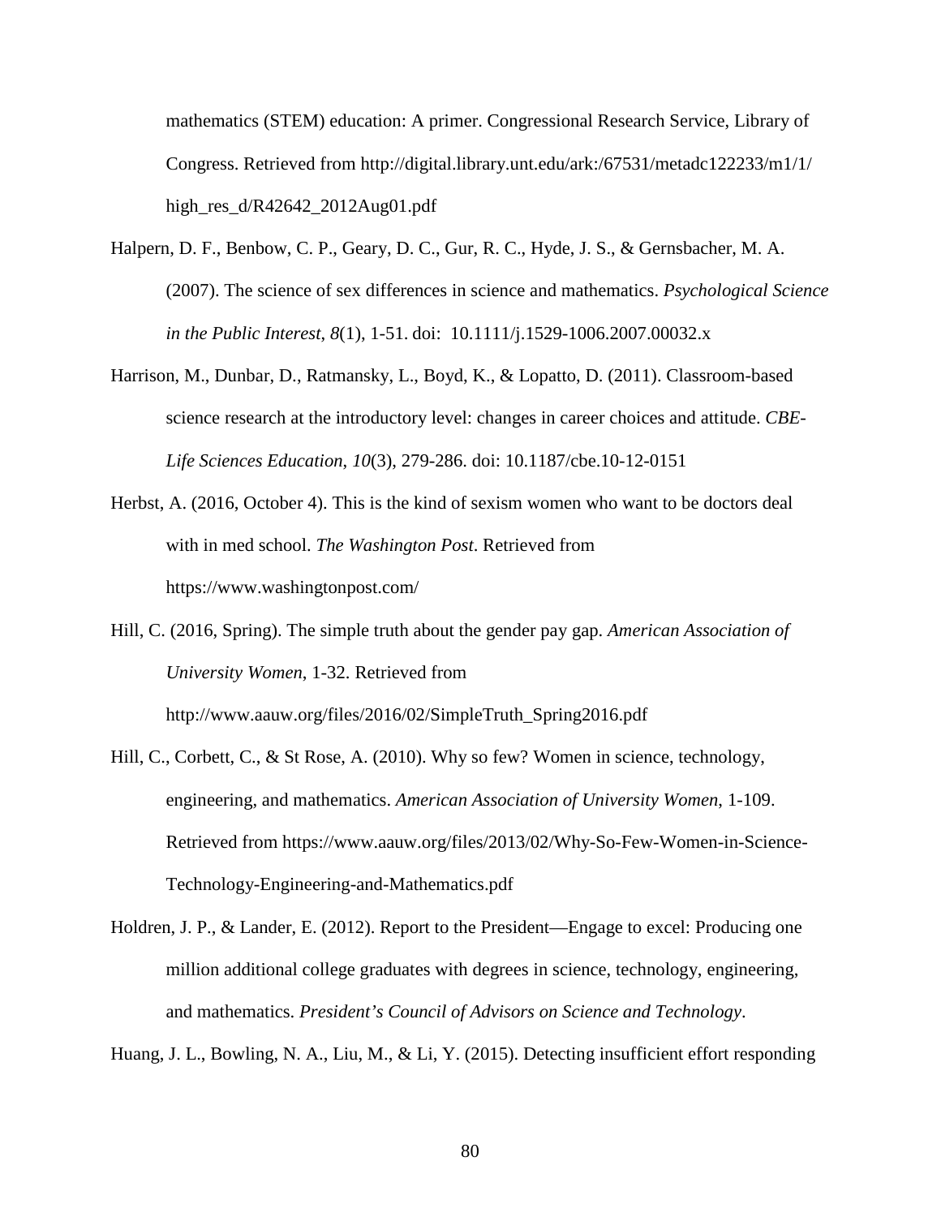mathematics (STEM) education: A primer. Congressional Research Service, Library of Congress. Retrieved from http://digital.library.unt.edu/ark:/67531/metadc122233/m1/1/high_res_d/R42642_2012Aug01.pdf

Halpern, D. F., Benbow, C. P., Geary, D. C., Gur, R. C., Hyde, J. S., & Gernsbacher, M. A. (2007). The science of sex differences in science and mathematics. *Psychological Science in the Public Interest*, *8*(1), 1-51. doi: 10.1111/j.1529-1006.2007.00032.x

Harrison, M., Dunbar, D., Ratmansky, L., Boyd, K., & Lopatto, D. (2011). Classroom-based science research at the introductory level: changes in career choices and attitude. *CBE-Life Sciences Education*, *10*(3), 279-286. doi: 10.1187/cbe.10-12-0151

Herbst, A. (2016, October 4). This is the kind of sexism women who want to be doctors deal with in med school. *The Washington Post*. Retrieved from https://www.washingtonpost.com/

Hill, C. (2016, Spring). The simple truth about the gender pay gap. *American Association of University Women*, 1-32. Retrieved from http://www.aauw.org/files/2016/02/SimpleTruth_Spring2016.pdf

Hill, C., Corbett, C., & St Rose, A. (2010). Why so few? Women in science, technology, engineering, and mathematics. *American Association of University Women*, 1-109. Retrieved from https://www.aauw.org/files/2013/02/Why-So-Few-Women-in-Science-Technology-Engineering-and-Mathematics.pdf

Holdren, J. P., & Lander, E. (2012). Report to the President—Engage to excel: Producing one million additional college graduates with degrees in science, technology, engineering, and mathematics. *President's Council of Advisors on Science and Technology*.

Huang, J. L., Bowling, N. A., Liu, M., & Li, Y. (2015). Detecting insufficient effort responding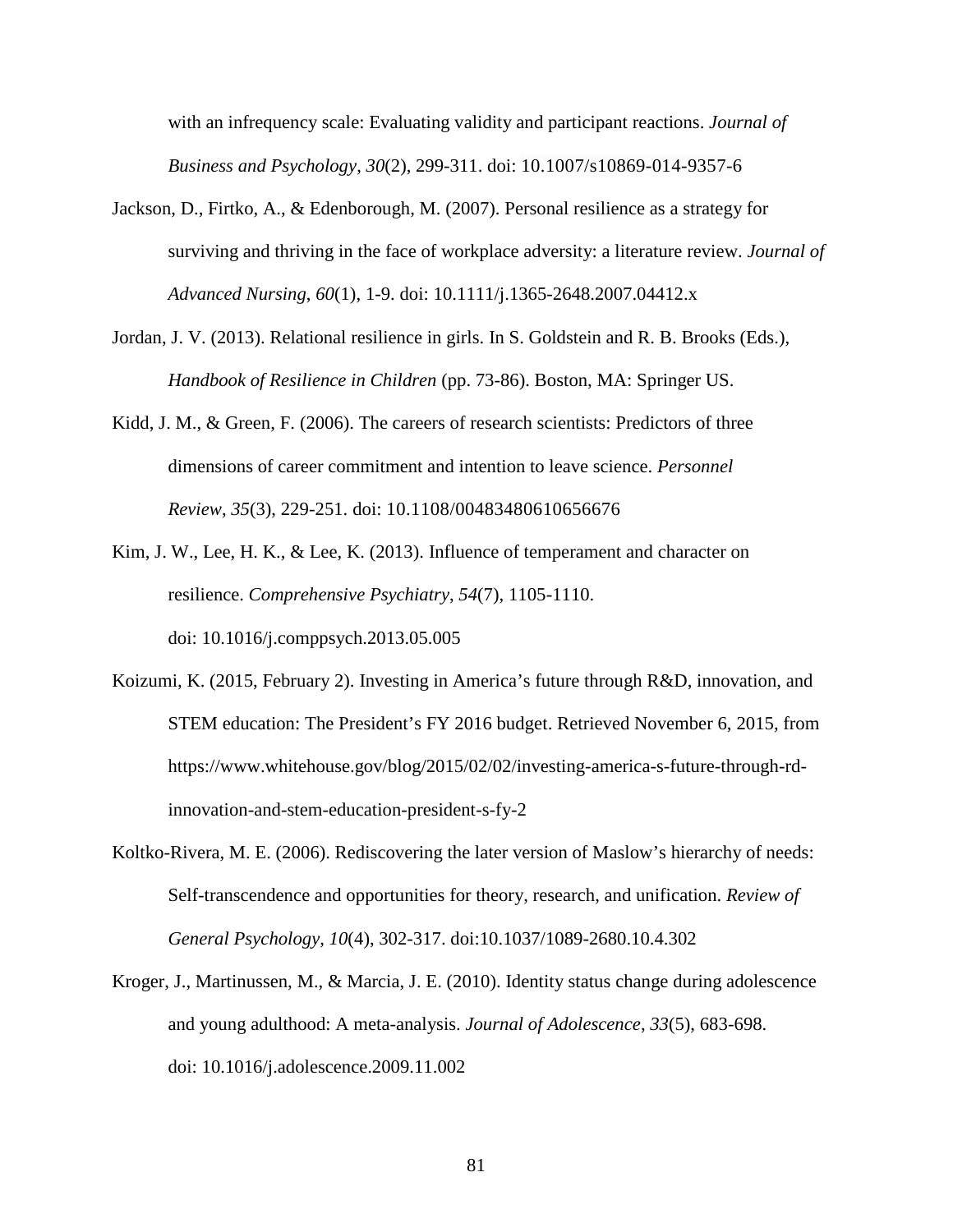with an infrequency scale: Evaluating validity and participant reactions. *Journal of Business and Psychology*, *30*(2), 299-311. doi: 10.1007/s10869-014-9357-6

Jackson, D., Firtko, A., & Edenborough, M. (2007). Personal resilience as a strategy for surviving and thriving in the face of workplace adversity: a literature review. *Journal of Advanced Nursing*, *60*(1), 1-9. doi: 10.1111/j.1365-2648.2007.04412.x

Jordan, J. V. (2013). Relational resilience in girls. In S. Goldstein and R. B. Brooks (Eds.), *Handbook of Resilience in Children* (pp. 73-86). Boston, MA: Springer US.

Kidd, J. M., & Green, F. (2006). The careers of research scientists: Predictors of three dimensions of career commitment and intention to leave science. *Personnel Review*, *35*(3), 229-251. doi: 10.1108/00483480610656676

Kim, J. W., Lee, H. K., & Lee, K. (2013). Influence of temperament and character on resilience. *Comprehensive Psychiatry*, *54*(7), 1105-1110. doi: 10.1016/j.comppsych.2013.05.005

Koizumi, K. (2015, February 2). Investing in America's future through R&D, innovation, and STEM education: The President's FY 2016 budget. Retrieved November 6, 2015, from https://www.whitehouse.gov/blog/2015/02/02/investing-america-s-future-through-rd-innovation-and-stem-education-president-s-fy-2

Koltko-Rivera, M. E. (2006). Rediscovering the later version of Maslow's hierarchy of needs: Self-transcendence and opportunities for theory, research, and unification. *Review of General Psychology*, *10*(4), 302-317. doi:10.1037/1089-2680.10.4.302

Kroger, J., Martinussen, M., & Marcia, J. E. (2010). Identity status change during adolescence and young adulthood: A meta-analysis. *Journal of Adolescence*, *33*(5), 683-698. doi: 10.1016/j.adolescence.2009.11.002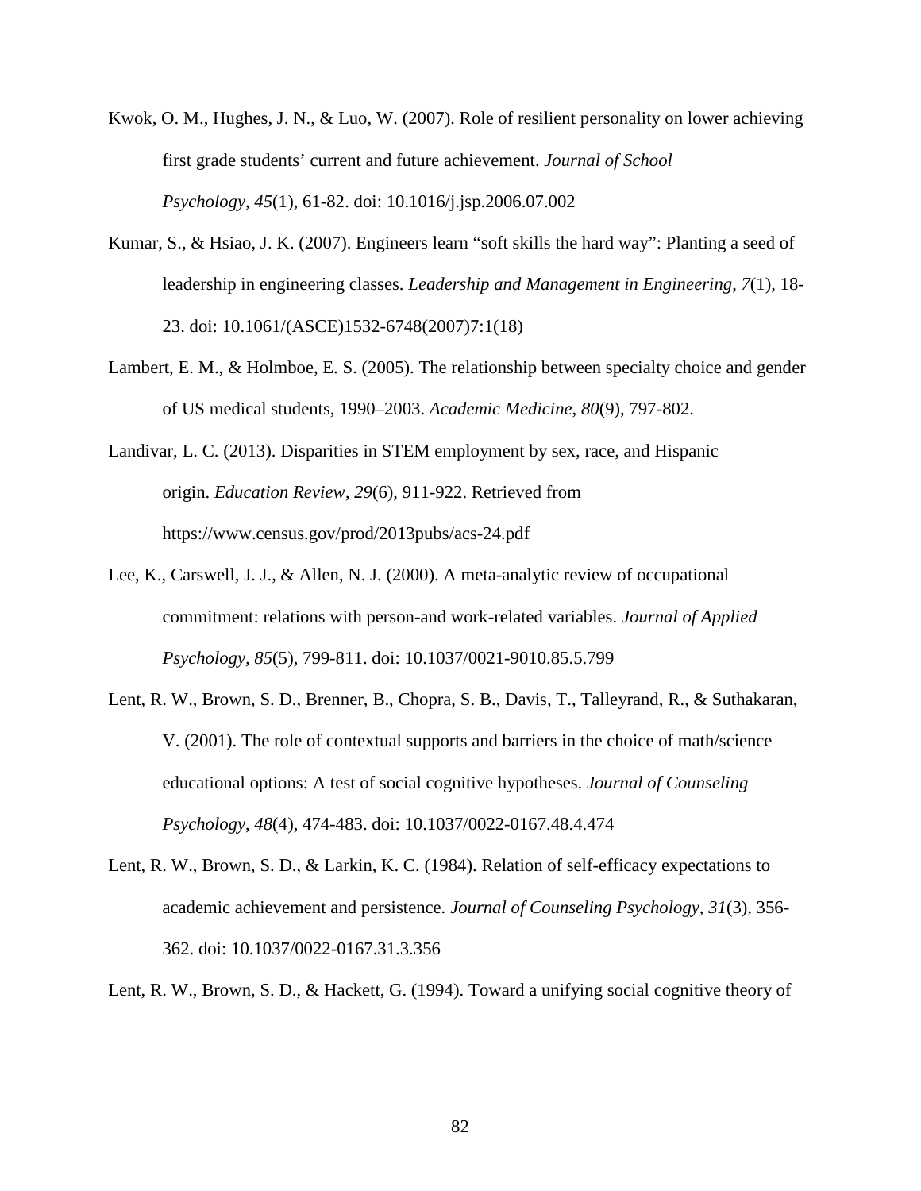Kwok, O. M., Hughes, J. N., & Luo, W. (2007). Role of resilient personality on lower achieving first grade students' current and future achievement. *Journal of School Psychology*, *45*(1), 61-82. doi: 10.1016/j.jsp.2006.07.002

Kumar, S., & Hsiao, J. K. (2007). Engineers learn "soft skills the hard way": Planting a seed of leadership in engineering classes. *Leadership and Management in Engineering*, *7*(1), 18-23. doi: 10.1061/(ASCE)1532-6748(2007)7:1(18)

Lambert, E. M., & Holmboe, E. S. (2005). The relationship between specialty choice and gender of US medical students, 1990–2003. *Academic Medicine, 80*(9), 797-802.

Landivar, L. C. (2013). Disparities in STEM employment by sex, race, and Hispanic origin. *Education Review*, *29*(6), 911-922. Retrieved from https://www.census.gov/prod/2013pubs/acs-24.pdf

Lee, K., Carswell, J. J., & Allen, N. J. (2000). A meta-analytic review of occupational commitment: relations with person-and work-related variables. *Journal of Applied Psychology, 85*(5), 799-811. doi: 10.1037/0021-9010.85.5.799

Lent, R. W., Brown, S. D., Brenner, B., Chopra, S. B., Davis, T., Talleyrand, R., & Suthakaran, V. (2001). The role of contextual supports and barriers in the choice of math/science educational options: A test of social cognitive hypotheses. *Journal of Counseling Psychology*, *48*(4), 474-483. doi: 10.1037/0022-0167.48.4.474

Lent, R. W., Brown, S. D., & Larkin, K. C. (1984). Relation of self-efficacy expectations to academic achievement and persistence. *Journal of Counseling Psychology*, *31*(3), 356-362. doi: 10.1037/0022-0167.31.3.356

Lent, R. W., Brown, S. D., & Hackett, G. (1994). Toward a unifying social cognitive theory of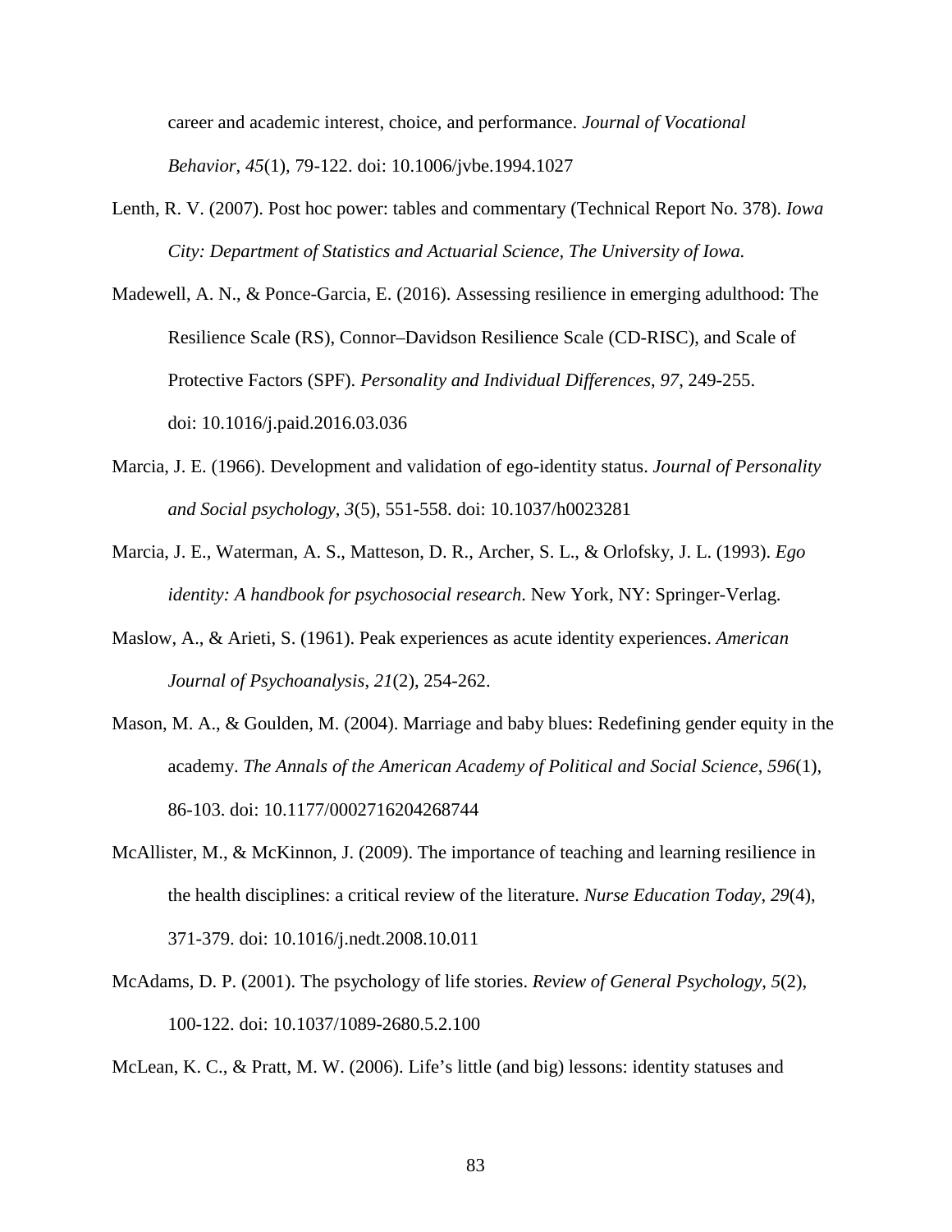career and academic interest, choice, and performance. *Journal of Vocational Behavior*, *45*(1), 79-122. doi: 10.1006/jvbe.1994.1027

Lenth, R. V. (2007). Post hoc power: tables and commentary (Technical Report No. 378). *Iowa City: Department of Statistics and Actuarial Science, The University of Iowa.*

Madewell, A. N., & Ponce-Garcia, E. (2016). Assessing resilience in emerging adulthood: The Resilience Scale (RS), Connor–Davidson Resilience Scale (CD-RISC), and Scale of Protective Factors (SPF). *Personality and Individual Differences*, *97*, 249-255. doi: 10.1016/j.paid.2016.03.036

Marcia, J. E. (1966). Development and validation of ego-identity status. *Journal of Personality and Social psychology*, *3*(5), 551-558. doi: 10.1037/h0023281

Marcia, J. E., Waterman, A. S., Matteson, D. R., Archer, S. L., & Orlofsky, J. L. (1993). *Ego identity: A handbook for psychosocial research*. New York, NY: Springer-Verlag.

Maslow, A., & Arieti, S. (1961). Peak experiences as acute identity experiences. *American Journal of Psychoanalysis*, *21*(2), 254-262.

Mason, M. A., & Goulden, M. (2004). Marriage and baby blues: Redefining gender equity in the academy. *The Annals of the American Academy of Political and Social Science*, *596*(1), 86-103. doi: 10.1177/0002716204268744

McAllister, M., & McKinnon, J. (2009). The importance of teaching and learning resilience in the health disciplines: a critical review of the literature. *Nurse Education Today*, *29*(4), 371-379. doi: 10.1016/j.nedt.2008.10.011

McAdams, D. P. (2001). The psychology of life stories. *Review of General Psychology*, *5*(2), 100-122. doi: 10.1037/1089-2680.5.2.100

McLean, K. C., & Pratt, M. W. (2006). Life's little (and big) lessons: identity statuses and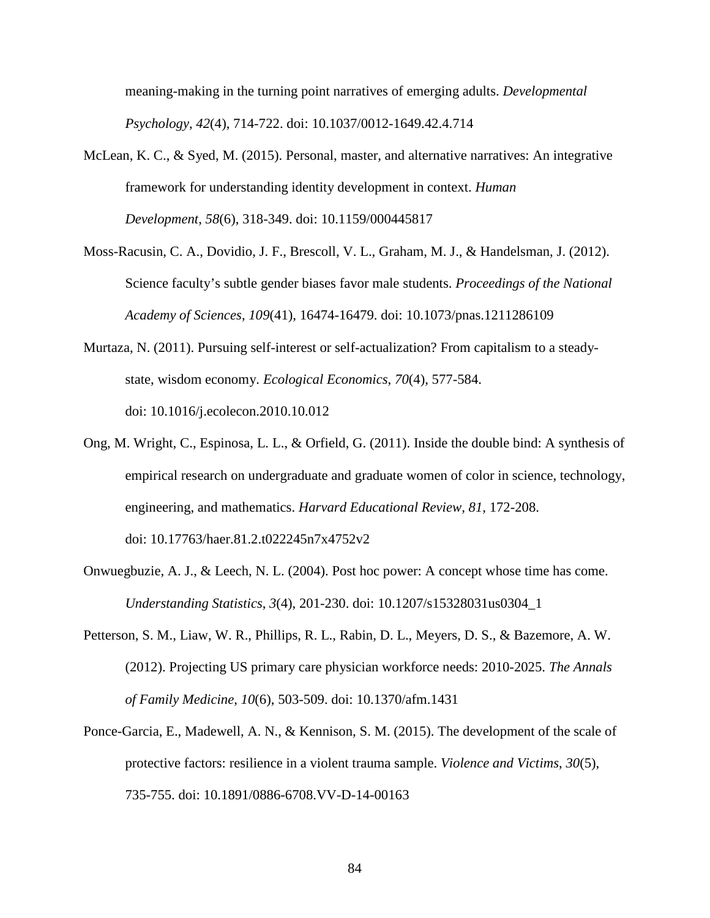meaning-making in the turning point narratives of emerging adults. *Developmental Psychology*, *42*(4), 714-722. doi: 10.1037/0012-1649.42.4.714

McLean, K. C., & Syed, M. (2015). Personal, master, and alternative narratives: An integrative framework for understanding identity development in context. *Human Development*, *58*(6), 318-349. doi: 10.1159/000445817

Moss-Racusin, C. A., Dovidio, J. F., Brescoll, V. L., Graham, M. J., & Handelsman, J. (2012). Science faculty's subtle gender biases favor male students. *Proceedings of the National Academy of Sciences*, *109*(41), 16474-16479. doi: 10.1073/pnas.1211286109

Murtaza, N. (2011). Pursuing self-interest or self-actualization? From capitalism to a steady-state, wisdom economy. *Ecological Economics*, *70*(4), 577-584. doi: 10.1016/j.ecolecon.2010.10.012

Ong, M. Wright, C., Espinosa, L. L., & Orfield, G. (2011). Inside the double bind: A synthesis of empirical research on undergraduate and graduate women of color in science, technology, engineering, and mathematics. *Harvard Educational Review, 81*, 172-208. doi: 10.17763/haer.81.2.t022245n7x4752v2

Onwuegbuzie, A. J., & Leech, N. L. (2004). Post hoc power: A concept whose time has come. *Understanding Statistics*, *3*(4), 201-230. doi: 10.1207/s15328031us0304_1

Petterson, S. M., Liaw, W. R., Phillips, R. L., Rabin, D. L., Meyers, D. S., & Bazemore, A. W. (2012). Projecting US primary care physician workforce needs: 2010-2025. *The Annals of Family Medicine*, *10*(6), 503-509. doi: 10.1370/afm.1431

Ponce-Garcia, E., Madewell, A. N., & Kennison, S. M. (2015). The development of the scale of protective factors: resilience in a violent trauma sample. *Violence and Victims*, *30*(5), 735-755. doi: 10.1891/0886-6708.VV-D-14-00163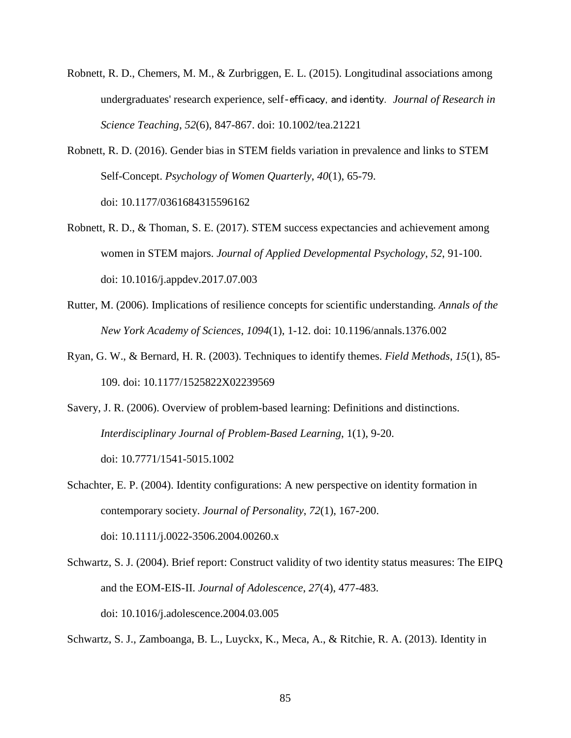Robnett, R. D., Chemers, M. M., & Zurbriggen, E. L. (2015). Longitudinal associations among undergraduates' research experience, self-efficacy, and identity. *Journal of Research in Science Teaching*, *52*(6), 847-867. doi: 10.1002/tea.21221

Robnett, R. D. (2016). Gender bias in STEM fields variation in prevalence and links to STEM Self-Concept. *Psychology of Women Quarterly*, *40*(1), 65-79. doi: 10.1177/0361684315596162

Robnett, R. D., & Thoman, S. E. (2017). STEM success expectancies and achievement among women in STEM majors. *Journal of Applied Developmental Psychology*, *52*, 91-100. doi: 10.1016/j.appdev.2017.07.003

Rutter, M. (2006). Implications of resilience concepts for scientific understanding. *Annals of the New York Academy of Sciences*, *1094*(1), 1-12. doi: 10.1196/annals.1376.002

Ryan, G. W., & Bernard, H. R. (2003). Techniques to identify themes. *Field Methods*, *15*(1), 85-109. doi: 10.1177/1525822X02239569

Savery, J. R. (2006). Overview of problem-based learning: Definitions and distinctions. *Interdisciplinary Journal of Problem-Based Learning*, 1(1), 9-20. doi: 10.7771/1541-5015.1002

Schachter, E. P. (2004). Identity configurations: A new perspective on identity formation in contemporary society. *Journal of Personality*, *72*(1), 167-200. doi: 10.1111/j.0022-3506.2004.00260.x

Schwartz, S. J. (2004). Brief report: Construct validity of two identity status measures: The EIPQ and the EOM-EIS-II. *Journal of Adolescence*, *27*(4), 477-483. doi: 10.1016/j.adolescence.2004.03.005

Schwartz, S. J., Zamboanga, B. L., Luyckx, K., Meca, A., & Ritchie, R. A. (2013). Identity in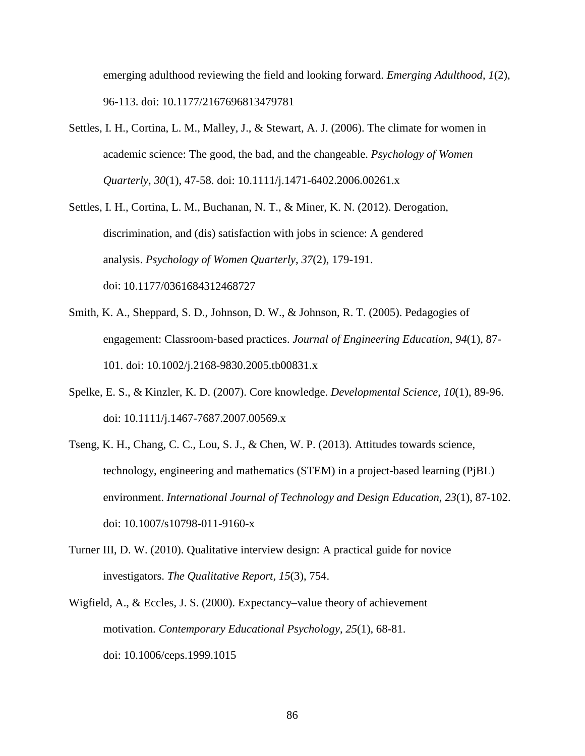emerging adulthood reviewing the field and looking forward. *Emerging Adulthood*, *1*(2), 96-113. doi: 10.1177/2167696813479781

Settles, I. H., Cortina, L. M., Malley, J., & Stewart, A. J. (2006). The climate for women in academic science: The good, the bad, and the changeable. *Psychology of Women Quarterly*, *30*(1), 47-58. doi: 10.1111/j.1471-6402.2006.00261.x

Settles, I. H., Cortina, L. M., Buchanan, N. T., & Miner, K. N. (2012). Derogation, discrimination, and (dis) satisfaction with jobs in science: A gendered analysis. *Psychology of Women Quarterly*, *37*(2), 179-191. doi: 10.1177/0361684312468727

Smith, K. A., Sheppard, S. D., Johnson, D. W., & Johnson, R. T. (2005). Pedagogies of engagement: Classroom-based practices. *Journal of Engineering Education*, *94*(1), 87-101. doi: 10.1002/j.2168-9830.2005.tb00831.x

Spelke, E. S., & Kinzler, K. D. (2007). Core knowledge. *Developmental Science*, *10*(1), 89-96. doi: 10.1111/j.1467-7687.2007.00569.x

Tseng, K. H., Chang, C. C., Lou, S. J., & Chen, W. P. (2013). Attitudes towards science, technology, engineering and mathematics (STEM) in a project-based learning (PjBL) environment. *International Journal of Technology and Design Education*, *23*(1), 87-102. doi: 10.1007/s10798-011-9160-x

Turner III, D. W. (2010). Qualitative interview design: A practical guide for novice investigators. *The Qualitative Report*, *15*(3), 754.

Wigfield, A., & Eccles, J. S. (2000). Expectancy–value theory of achievement motivation. *Contemporary Educational Psychology*, *25*(1), 68-81. doi: 10.1006/ceps.1999.1015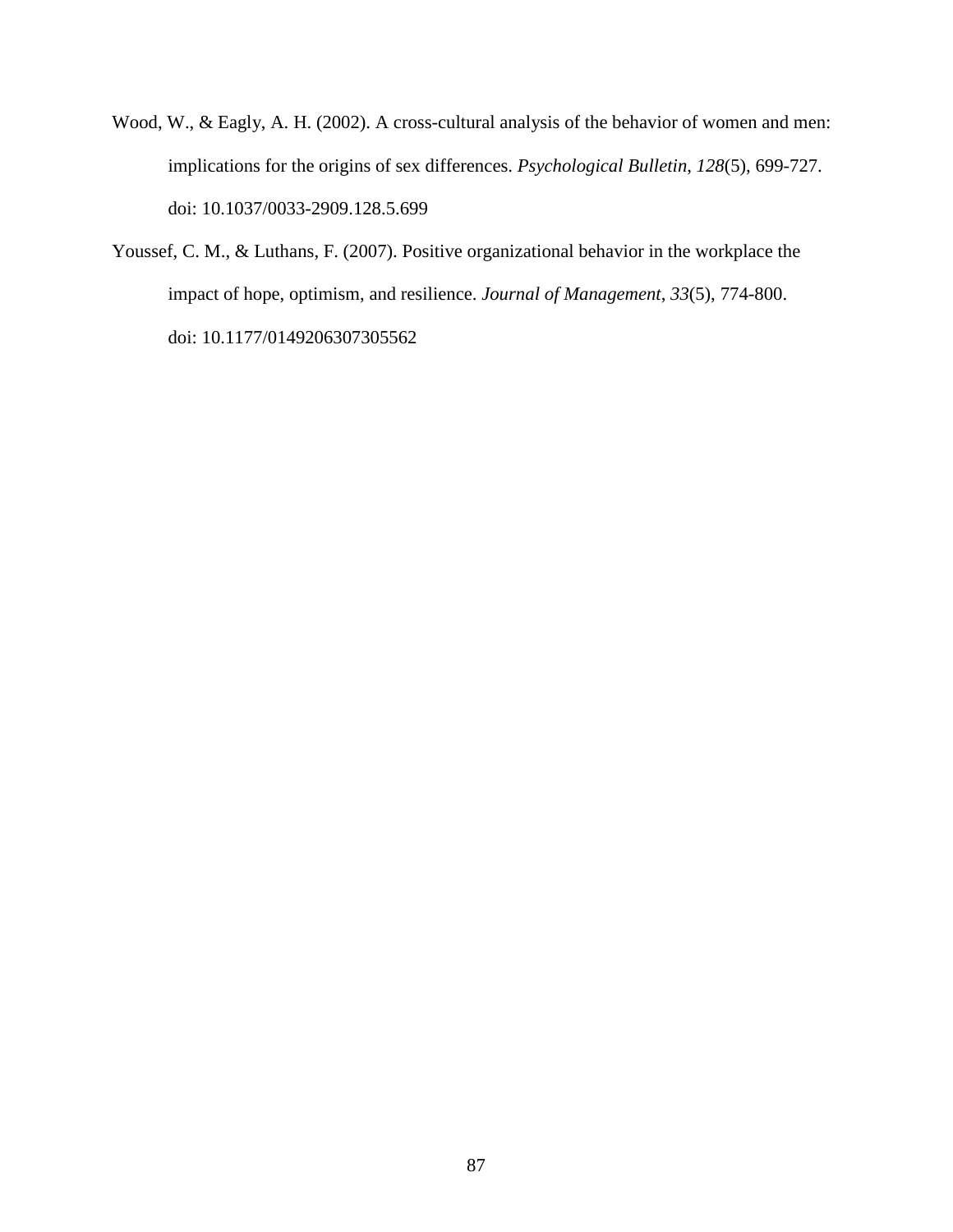Wood, W., & Eagly, A. H. (2002). A cross-cultural analysis of the behavior of women and men: implications for the origins of sex differences. *Psychological Bulletin*, *128*(5), 699-727. doi: 10.1037/0033-2909.128.5.699

Youssef, C. M., & Luthans, F. (2007). Positive organizational behavior in the workplace the impact of hope, optimism, and resilience. *Journal of Management*, *33*(5), 774-800. doi: 10.1177/0149206307305562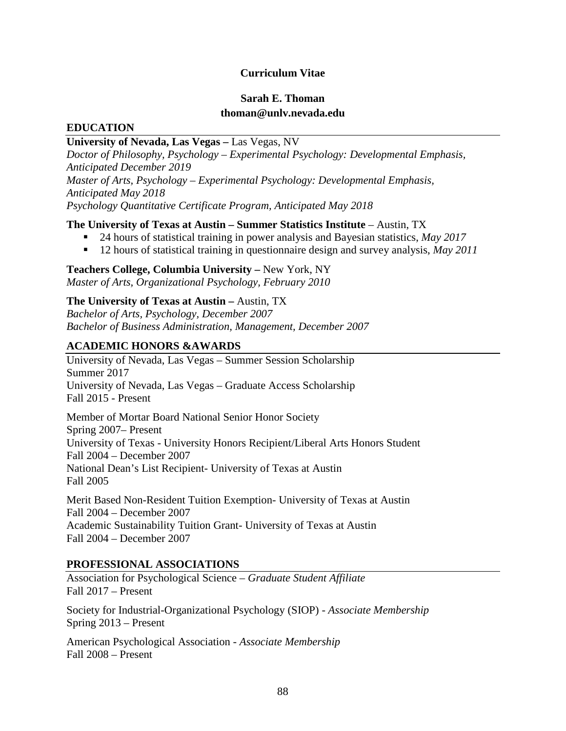**Curriculum Vitae**

**Sarah E. Thoman**
**thoman@unlv.nevada.edu**

## EDUCATION

**University of Nevada, Las Vegas –** Las Vegas, NV
*Doctor of Philosophy, Psychology – Experimental Psychology: Developmental Emphasis, Anticipated December 2019*
*Master of Arts, Psychology – Experimental Psychology: Developmental Emphasis, Anticipated May 2018*
*Psychology Quantitative Certificate Program, Anticipated May 2018*

**The University of Texas at Austin – Summer Statistics Institute** – Austin, TX

- 24 hours of statistical training in power analysis and Bayesian statistics, *May 2017*
- 12 hours of statistical training in questionnaire design and survey analysis, *May 2011*

**Teachers College, Columbia University –** New York, NY
*Master of Arts, Organizational Psychology, February 2010*

**The University of Texas at Austin –** Austin, TX
*Bachelor of Arts, Psychology, December 2007*
*Bachelor of Business Administration, Management, December 2007*

## ACADEMIC HONORS &AWARDS

University of Nevada, Las Vegas – Summer Session Scholarship
Summer 2017
University of Nevada, Las Vegas – Graduate Access Scholarship
Fall 2015 - Present

Member of Mortar Board National Senior Honor Society
Spring 2007– Present
University of Texas - University Honors Recipient/Liberal Arts Honors Student
Fall 2004 – December 2007
National Dean's List Recipient- University of Texas at Austin
Fall 2005

Merit Based Non-Resident Tuition Exemption- University of Texas at Austin
Fall 2004 – December 2007
Academic Sustainability Tuition Grant- University of Texas at Austin
Fall 2004 – December 2007

## PROFESSIONAL ASSOCIATIONS

Association for Psychological Science – *Graduate Student Affiliate*
Fall 2017 – Present

Society for Industrial-Organizational Psychology (SIOP) - *Associate Membership*
Spring 2013 – Present

American Psychological Association - *Associate Membership*
Fall 2008 – Present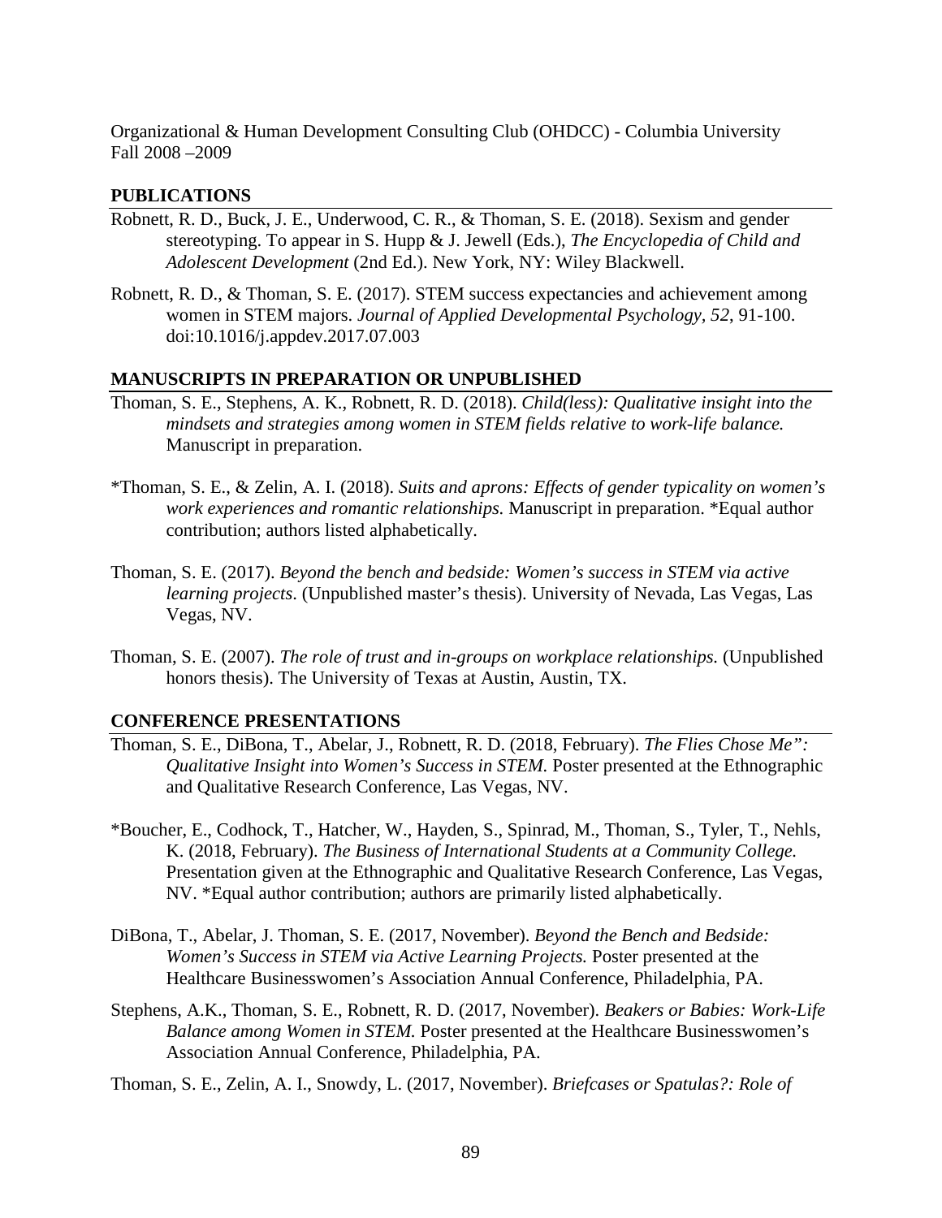Organizational & Human Development Consulting Club (OHDCC) - Columbia University
Fall 2008 –2009

## PUBLICATIONS

Robnett, R. D., Buck, J. E., Underwood, C. R., & Thoman, S. E. (2018). Sexism and gender stereotyping. To appear in S. Hupp & J. Jewell (Eds.), *The Encyclopedia of Child and Adolescent Development* (2nd Ed.). New York, NY: Wiley Blackwell.

Robnett, R. D., & Thoman, S. E. (2017). STEM success expectancies and achievement among women in STEM majors. *Journal of Applied Developmental Psychology, 52*, 91-100. doi:10.1016/j.appdev.2017.07.003

## MANUSCRIPTS IN PREPARATION OR UNPUBLISHED

Thoman, S. E., Stephens, A. K., Robnett, R. D. (2018). *Child(less): Qualitative insight into the mindsets and strategies among women in STEM fields relative to work-life balance.* Manuscript in preparation.

*Thoman, S. E., & Zelin, A. I. (2018). *Suits and aprons: Effects of gender typicality on women's work experiences and romantic relationships.* Manuscript in preparation. *Equal author contribution; authors listed alphabetically.

Thoman, S. E. (2017). *Beyond the bench and bedside: Women's success in STEM via active learning projects*. (Unpublished master's thesis). University of Nevada, Las Vegas, Las Vegas, NV.

Thoman, S. E. (2007). *The role of trust and in-groups on workplace relationships.* (Unpublished honors thesis). The University of Texas at Austin, Austin, TX.

## CONFERENCE PRESENTATIONS

Thoman, S. E., DiBona, T., Abelar, J., Robnett, R. D. (2018, February). *The Flies Chose Me": Qualitative Insight into Women's Success in STEM.* Poster presented at the Ethnographic and Qualitative Research Conference, Las Vegas, NV.

*Boucher, E., Codhock, T., Hatcher, W., Hayden, S., Spinrad, M., Thoman, S., Tyler, T., Nehls, K. (2018, February). *The Business of International Students at a Community College.* Presentation given at the Ethnographic and Qualitative Research Conference, Las Vegas, NV. *Equal author contribution; authors are primarily listed alphabetically.

DiBona, T., Abelar, J. Thoman, S. E. (2017, November). *Beyond the Bench and Bedside: Women's Success in STEM via Active Learning Projects.* Poster presented at the Healthcare Businesswomen's Association Annual Conference, Philadelphia, PA.

Stephens, A.K., Thoman, S. E., Robnett, R. D. (2017, November). *Beakers or Babies: Work-Life Balance among Women in STEM.* Poster presented at the Healthcare Businesswomen's Association Annual Conference, Philadelphia, PA.

Thoman, S. E., Zelin, A. I., Snowdy, L. (2017, November). *Briefcases or Spatulas?: Role of*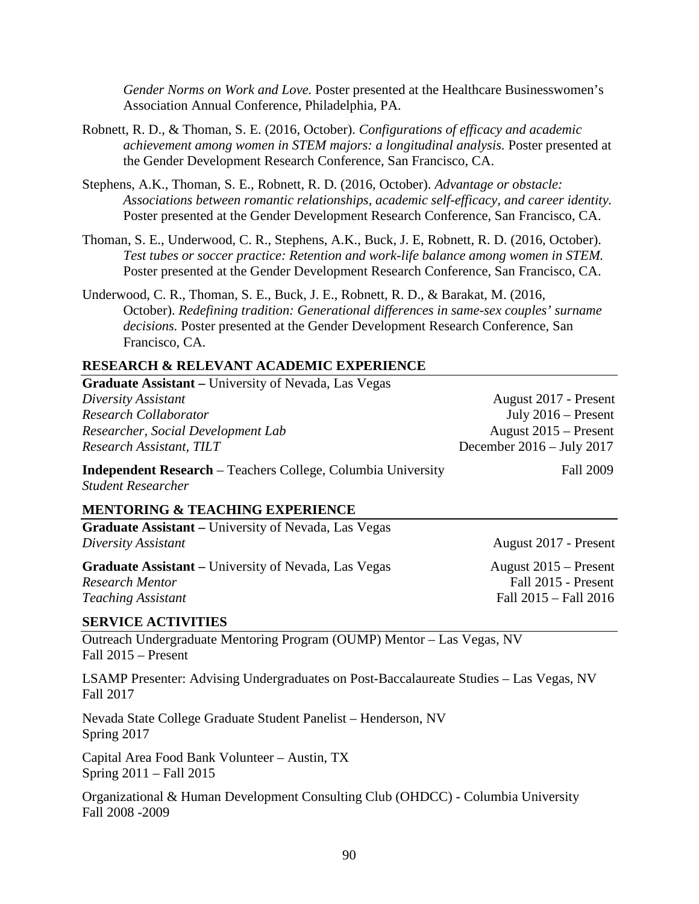*Gender Norms on Work and Love.* Poster presented at the Healthcare Businesswomen's Association Annual Conference, Philadelphia, PA.

Robnett, R. D., & Thoman, S. E. (2016, October). *Configurations of efficacy and academic achievement among women in STEM majors: a longitudinal analysis.* Poster presented at the Gender Development Research Conference, San Francisco, CA.

Stephens, A.K., Thoman, S. E., Robnett, R. D. (2016, October). *Advantage or obstacle: Associations between romantic relationships, academic self-efficacy, and career identity.* Poster presented at the Gender Development Research Conference, San Francisco, CA.

Thoman, S. E., Underwood, C. R., Stephens, A.K., Buck, J. E, Robnett, R. D. (2016, October). *Test tubes or soccer practice: Retention and work-life balance among women in STEM.* Poster presented at the Gender Development Research Conference, San Francisco, CA.

Underwood, C. R., Thoman, S. E., Buck, J. E., Robnett, R. D., & Barakat, M. (2016, October). *Redefining tradition: Generational differences in same-sex couples' surname decisions.* Poster presented at the Gender Development Research Conference, San Francisco, CA.

## RESEARCH & RELEVANT ACADEMIC EXPERIENCE

**Graduate Assistant –** University of Nevada, Las Vegas
*Diversity Assistant* — August 2017 - Present
*Research Collaborator* — July 2016 – Present
*Researcher, Social Development Lab* — August 2015 – Present
*Research Assistant, TILT* — December 2016 – July 2017

**Independent Research** – Teachers College, Columbia University — Fall 2009
*Student Researcher*

## MENTORING & TEACHING EXPERIENCE

**Graduate Assistant –** University of Nevada, Las Vegas
*Diversity Assistant* — August 2017 - Present

**Graduate Assistant –** University of Nevada, Las Vegas — August 2015 – Present
*Research Mentor* — Fall 2015 - Present
*Teaching Assistant* — Fall 2015 – Fall 2016

## SERVICE ACTIVITIES

Outreach Undergraduate Mentoring Program (OUMP) Mentor – Las Vegas, NV
Fall 2015 – Present

LSAMP Presenter: Advising Undergraduates on Post-Baccalaureate Studies – Las Vegas, NV
Fall 2017

Nevada State College Graduate Student Panelist – Henderson, NV
Spring 2017

Capital Area Food Bank Volunteer – Austin, TX
Spring 2011 – Fall 2015

Organizational & Human Development Consulting Club (OHDCC) - Columbia University
Fall 2008 -2009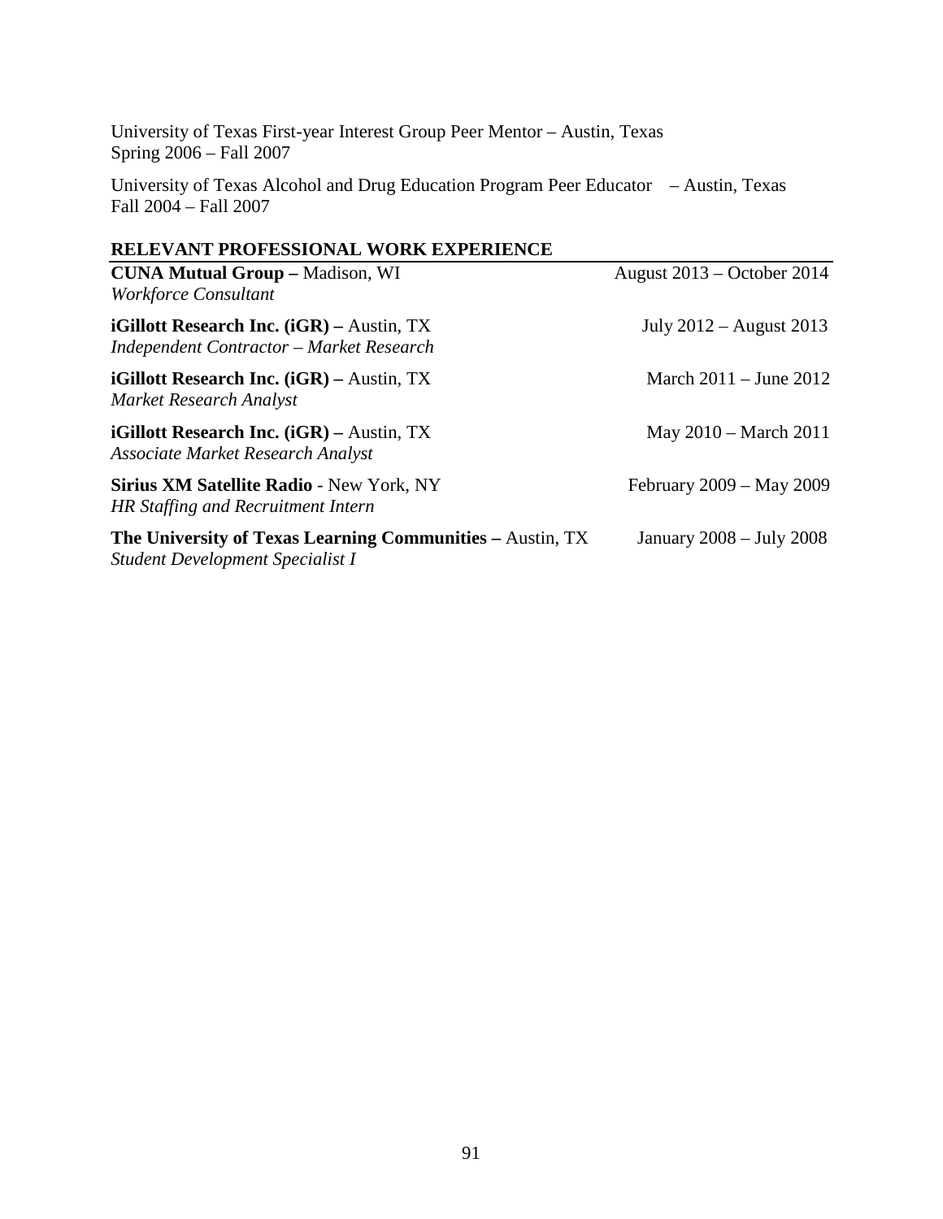University of Texas First-year Interest Group Peer Mentor – Austin, Texas
Spring 2006 – Fall 2007

University of Texas Alcohol and Drug Education Program Peer Educator – Austin, Texas
Fall 2004 – Fall 2007

## RELEVANT PROFESSIONAL WORK EXPERIENCE

**CUNA Mutual Group –** Madison, WI — August 2013 – October 2014
*Workforce Consultant*

**iGillott Research Inc. (iGR) –** Austin, TX — July 2012 – August 2013
*Independent Contractor – Market Research*

**iGillott Research Inc. (iGR) –** Austin, TX — March 2011 – June 2012
*Market Research Analyst*

**iGillott Research Inc. (iGR) –** Austin, TX — May 2010 – March 2011
*Associate Market Research Analyst*

**Sirius XM Satellite Radio** - New York, NY — February 2009 – May 2009
*HR Staffing and Recruitment Intern*

**The University of Texas Learning Communities –** Austin, TX — January 2008 – July 2008
*Student Development Specialist I*